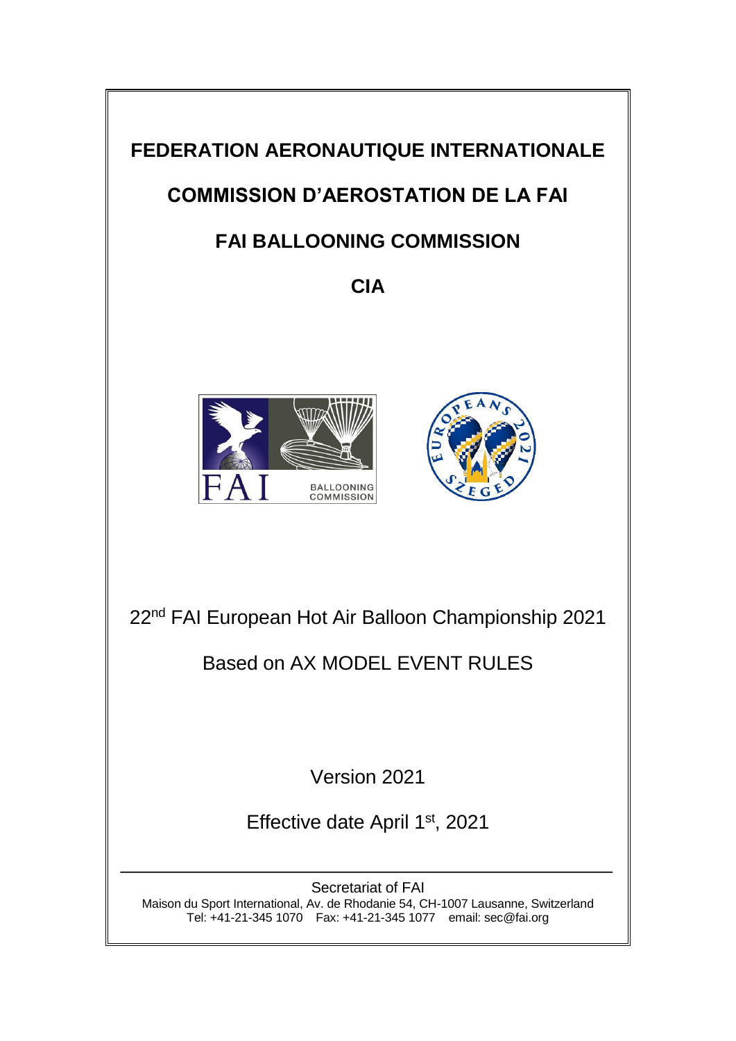# FEDERATION AERONAUTIQUE INTERNATIONALE

# COMMISSION D'AEROSTATION DE LA FAI

# FAI BALLOONING COMMISSION

# CIA

22nd FAI European Hot Air Balloon Championship 2021

Based on AX MODEL EVENT RULES

Version 2021

Effective date April 1st, 2021

---

Secretariat of FAI

Maison du Sport International, Av. de Rhodanie 54, CH-1007 Lausanne, Switzerland

Tel: +41-21-345 1070 Fax: +41-21-345 1077 email: sec@fai.org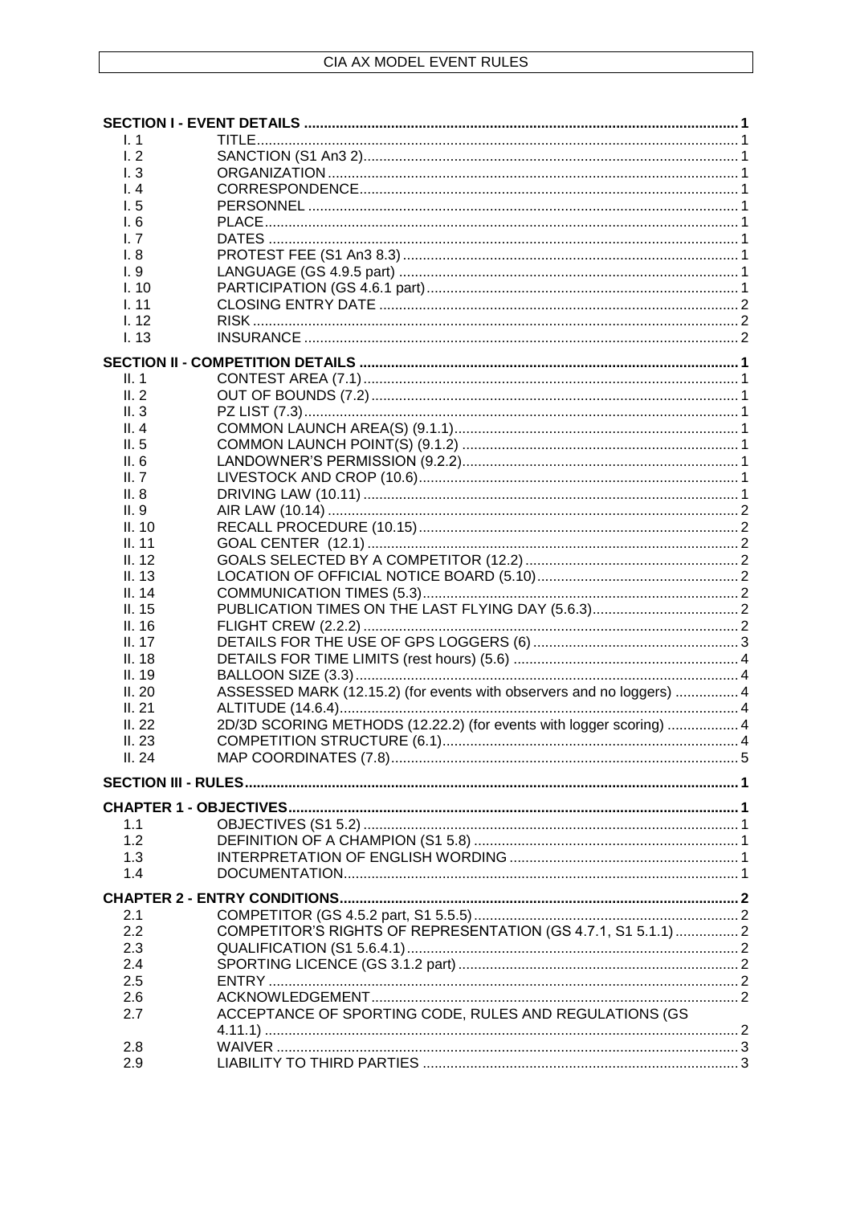| | | |
|---|---|---|
| **SECTION I - EVENT DETAILS** | | **1** |
| I. 1 | TITLE | 1 |
| I. 2 | SANCTION (S1 An3 2) | 1 |
| I. 3 | ORGANIZATION | 1 |
| I. 4 | CORRESPONDENCE | 1 |
| I. 5 | PERSONNEL | 1 |
| I. 6 | PLACE | 1 |
| I. 7 | DATES | 1 |
| I. 8 | PROTEST FEE (S1 An3 8.3) | 1 |
| I. 9 | LANGUAGE (GS 4.9.5 part) | 1 |
| I. 10 | PARTICIPATION (GS 4.6.1 part) | 1 |
| I. 11 | CLOSING ENTRY DATE | 2 |
| I. 12 | RISK | 2 |
| I. 13 | INSURANCE | 2 |
| **SECTION II - COMPETITION DETAILS** | | **1** |
| II. 1 | CONTEST AREA (7.1) | 1 |
| II. 2 | OUT OF BOUNDS (7.2) | 1 |
| II. 3 | PZ LIST (7.3) | 1 |
| II. 4 | COMMON LAUNCH AREA(S) (9.1.1) | 1 |
| II. 5 | COMMON LAUNCH POINT(S) (9.1.2) | 1 |
| II. 6 | LANDOWNER'S PERMISSION (9.2.2) | 1 |
| II. 7 | LIVESTOCK AND CROP (10.6) | 1 |
| II. 8 | DRIVING LAW (10.11) | 1 |
| II. 9 | AIR LAW (10.14) | 2 |
| II. 10 | RECALL PROCEDURE (10.15) | 2 |
| II. 11 | GOAL CENTER (12.1) | 2 |
| II. 12 | GOALS SELECTED BY A COMPETITOR (12.2) | 2 |
| II. 13 | LOCATION OF OFFICIAL NOTICE BOARD (5.10) | 2 |
| II. 14 | COMMUNICATION TIMES (5.3) | 2 |
| II. 15 | PUBLICATION TIMES ON THE LAST FLYING DAY (5.6.3) | 2 |
| II. 16 | FLIGHT CREW (2.2.2) | 2 |
| II. 17 | DETAILS FOR THE USE OF GPS LOGGERS (6) | 3 |
| II. 18 | DETAILS FOR TIME LIMITS (rest hours) (5.6) | 4 |
| II. 19 | BALLOON SIZE (3.3) | 4 |
| II. 20 | ASSESSED MARK (12.15.2) (for events with observers and no loggers) | 4 |
| II. 21 | ALTITUDE (14.6.4) | 4 |
| II. 22 | 2D/3D SCORING METHODS (12.22.2) (for events with logger scoring) | 4 |
| II. 23 | COMPETITION STRUCTURE (6.1) | 4 |
| II. 24 | MAP COORDINATES (7.8) | 5 |
| **SECTION III - RULES** | | **1** |
| **CHAPTER 1 - OBJECTIVES** | | **1** |
| 1.1 | OBJECTIVES (S1 5.2) | 1 |
| 1.2 | DEFINITION OF A CHAMPION (S1 5.8) | 1 |
| 1.3 | INTERPRETATION OF ENGLISH WORDING | 1 |
| 1.4 | DOCUMENTATION | 1 |
| **CHAPTER 2 - ENTRY CONDITIONS** | | **2** |
| 2.1 | COMPETITOR (GS 4.5.2 part, S1 5.5.5) | 2 |
| 2.2 | COMPETITOR'S RIGHTS OF REPRESENTATION (GS 4.7.1, S1 5.1.1) | 2 |
| 2.3 | QUALIFICATION (S1 5.6.4.1) | 2 |
| 2.4 | SPORTING LICENCE (GS 3.1.2 part) | 2 |
| 2.5 | ENTRY | 2 |
| 2.6 | ACKNOWLEDGEMENT | 2 |
| 2.7 | ACCEPTANCE OF SPORTING CODE, RULES AND REGULATIONS (GS 4.11.1) | 2 |
| 2.8 | WAIVER | 3 |
| 2.9 | LIABILITY TO THIRD PARTIES | 3 |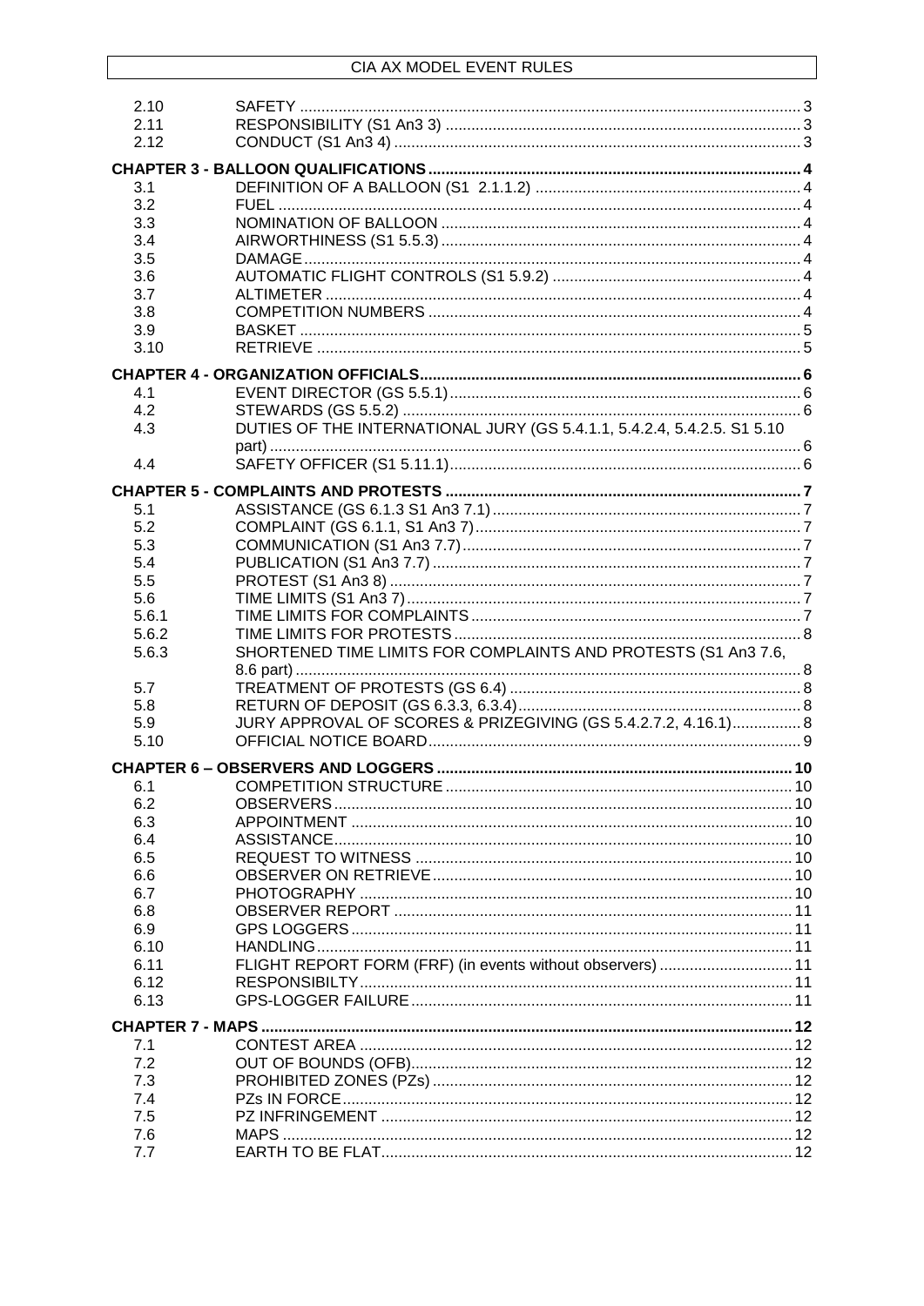| | | |
|---|---|---|
| 2.10 | SAFETY | 3 |
| 2.11 | RESPONSIBILITY (S1 An3 3) | 3 |
| 2.12 | CONDUCT (S1 An3 4) | 3 |
| **CHAPTER 3 - BALLOON QUALIFICATIONS** | | **4** |
| 3.1 | DEFINITION OF A BALLOON (S1 2.1.1.2) | 4 |
| 3.2 | FUEL | 4 |
| 3.3 | NOMINATION OF BALLOON | 4 |
| 3.4 | AIRWORTHINESS (S1 5.5.3) | 4 |
| 3.5 | DAMAGE | 4 |
| 3.6 | AUTOMATIC FLIGHT CONTROLS (S1 5.9.2) | 4 |
| 3.7 | ALTIMETER | 4 |
| 3.8 | COMPETITION NUMBERS | 4 |
| 3.9 | BASKET | 5 |
| 3.10 | RETRIEVE | 5 |
| **CHAPTER 4 - ORGANIZATION OFFICIALS** | | **6** |
| 4.1 | EVENT DIRECTOR (GS 5.5.1) | 6 |
| 4.2 | STEWARDS (GS 5.5.2) | 6 |
| 4.3 | DUTIES OF THE INTERNATIONAL JURY (GS 5.4.1.1, 5.4.2.4, 5.4.2.5. S1 5.10 part) | 6 |
| 4.4 | SAFETY OFFICER (S1 5.11.1) | 6 |
| **CHAPTER 5 - COMPLAINTS AND PROTESTS** | | **7** |
| 5.1 | ASSISTANCE (GS 6.1.3 S1 An3 7.1) | 7 |
| 5.2 | COMPLAINT (GS 6.1.1, S1 An3 7) | 7 |
| 5.3 | COMMUNICATION (S1 An3 7.7) | 7 |
| 5.4 | PUBLICATION (S1 An3 7.7) | 7 |
| 5.5 | PROTEST (S1 An3 8) | 7 |
| 5.6 | TIME LIMITS (S1 An3 7) | 7 |
| 5.6.1 | TIME LIMITS FOR COMPLAINTS | 7 |
| 5.6.2 | TIME LIMITS FOR PROTESTS | 8 |
| 5.6.3 | SHORTENED TIME LIMITS FOR COMPLAINTS AND PROTESTS (S1 An3 7.6, 8.6 part) | 8 |
| 5.7 | TREATMENT OF PROTESTS (GS 6.4) | 8 |
| 5.8 | RETURN OF DEPOSIT (GS 6.3.3, 6.3.4) | 8 |
| 5.9 | JURY APPROVAL OF SCORES & PRIZEGIVING (GS 5.4.2.7.2, 4.16.1) | 8 |
| 5.10 | OFFICIAL NOTICE BOARD | 9 |
| **CHAPTER 6 – OBSERVERS AND LOGGERS** | | **10** |
| 6.1 | COMPETITION STRUCTURE | 10 |
| 6.2 | OBSERVERS | 10 |
| 6.3 | APPOINTMENT | 10 |
| 6.4 | ASSISTANCE | 10 |
| 6.5 | REQUEST TO WITNESS | 10 |
| 6.6 | OBSERVER ON RETRIEVE | 10 |
| 6.7 | PHOTOGRAPHY | 10 |
| 6.8 | OBSERVER REPORT | 11 |
| 6.9 | GPS LOGGERS | 11 |
| 6.10 | HANDLING | 11 |
| 6.11 | FLIGHT REPORT FORM (FRF) (in events without observers) | 11 |
| 6.12 | RESPONSIBILTY | 11 |
| 6.13 | GPS-LOGGER FAILURE | 11 |
| **CHAPTER 7 - MAPS** | | **12** |
| 7.1 | CONTEST AREA | 12 |
| 7.2 | OUT OF BOUNDS (OFB) | 12 |
| 7.3 | PROHIBITED ZONES (PZs) | 12 |
| 7.4 | PZs IN FORCE | 12 |
| 7.5 | PZ INFRINGEMENT | 12 |
| 7.6 | MAPS | 12 |
| 7.7 | EARTH TO BE FLAT | 12 |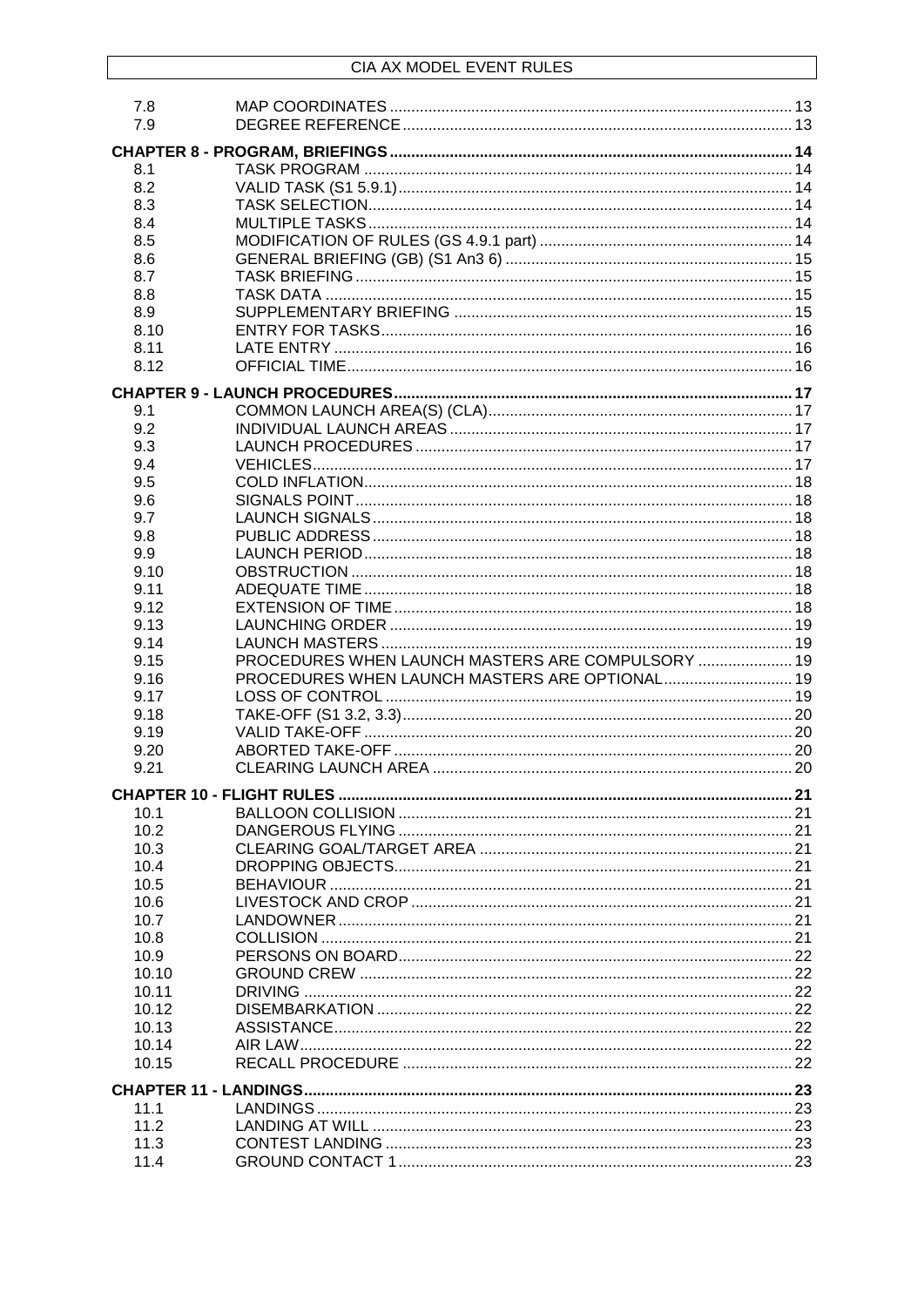| | | |
|---|---|---|
| 7.8 | MAP COORDINATES | 13 |
| 7.9 | DEGREE REFERENCE | 13 |
| **CHAPTER 8 - PROGRAM, BRIEFINGS** | | **14** |
| 8.1 | TASK PROGRAM | 14 |
| 8.2 | VALID TASK (S1 5.9.1) | 14 |
| 8.3 | TASK SELECTION | 14 |
| 8.4 | MULTIPLE TASKS | 14 |
| 8.5 | MODIFICATION OF RULES (GS 4.9.1 part) | 14 |
| 8.6 | GENERAL BRIEFING (GB) (S1 An3 6) | 15 |
| 8.7 | TASK BRIEFING | 15 |
| 8.8 | TASK DATA | 15 |
| 8.9 | SUPPLEMENTARY BRIEFING | 15 |
| 8.10 | ENTRY FOR TASKS | 16 |
| 8.11 | LATE ENTRY | 16 |
| 8.12 | OFFICIAL TIME | 16 |
| **CHAPTER 9 - LAUNCH PROCEDURES** | | **17** |
| 9.1 | COMMON LAUNCH AREA(S) (CLA) | 17 |
| 9.2 | INDIVIDUAL LAUNCH AREAS | 17 |
| 9.3 | LAUNCH PROCEDURES | 17 |
| 9.4 | VEHICLES | 17 |
| 9.5 | COLD INFLATION | 18 |
| 9.6 | SIGNALS POINT | 18 |
| 9.7 | LAUNCH SIGNALS | 18 |
| 9.8 | PUBLIC ADDRESS | 18 |
| 9.9 | LAUNCH PERIOD | 18 |
| 9.10 | OBSTRUCTION | 18 |
| 9.11 | ADEQUATE TIME | 18 |
| 9.12 | EXTENSION OF TIME | 18 |
| 9.13 | LAUNCHING ORDER | 19 |
| 9.14 | LAUNCH MASTERS | 19 |
| 9.15 | PROCEDURES WHEN LAUNCH MASTERS ARE COMPULSORY | 19 |
| 9.16 | PROCEDURES WHEN LAUNCH MASTERS ARE OPTIONAL | 19 |
| 9.17 | LOSS OF CONTROL | 19 |
| 9.18 | TAKE-OFF (S1 3.2, 3.3) | 20 |
| 9.19 | VALID TAKE-OFF | 20 |
| 9.20 | ABORTED TAKE-OFF | 20 |
| 9.21 | CLEARING LAUNCH AREA | 20 |
| **CHAPTER 10 - FLIGHT RULES** | | **21** |
| 10.1 | BALLOON COLLISION | 21 |
| 10.2 | DANGEROUS FLYING | 21 |
| 10.3 | CLEARING GOAL/TARGET AREA | 21 |
| 10.4 | DROPPING OBJECTS | 21 |
| 10.5 | BEHAVIOUR | 21 |
| 10.6 | LIVESTOCK AND CROP | 21 |
| 10.7 | LANDOWNER | 21 |
| 10.8 | COLLISION | 21 |
| 10.9 | PERSONS ON BOARD | 22 |
| 10.10 | GROUND CREW | 22 |
| 10.11 | DRIVING | 22 |
| 10.12 | DISEMBARKATION | 22 |
| 10.13 | ASSISTANCE | 22 |
| 10.14 | AIR LAW | 22 |
| 10.15 | RECALL PROCEDURE | 22 |
| **CHAPTER 11 - LANDINGS** | | **23** |
| 11.1 | LANDINGS | 23 |
| 11.2 | LANDING AT WILL | 23 |
| 11.3 | CONTEST LANDING | 23 |
| 11.4 | GROUND CONTACT 1 | 23 |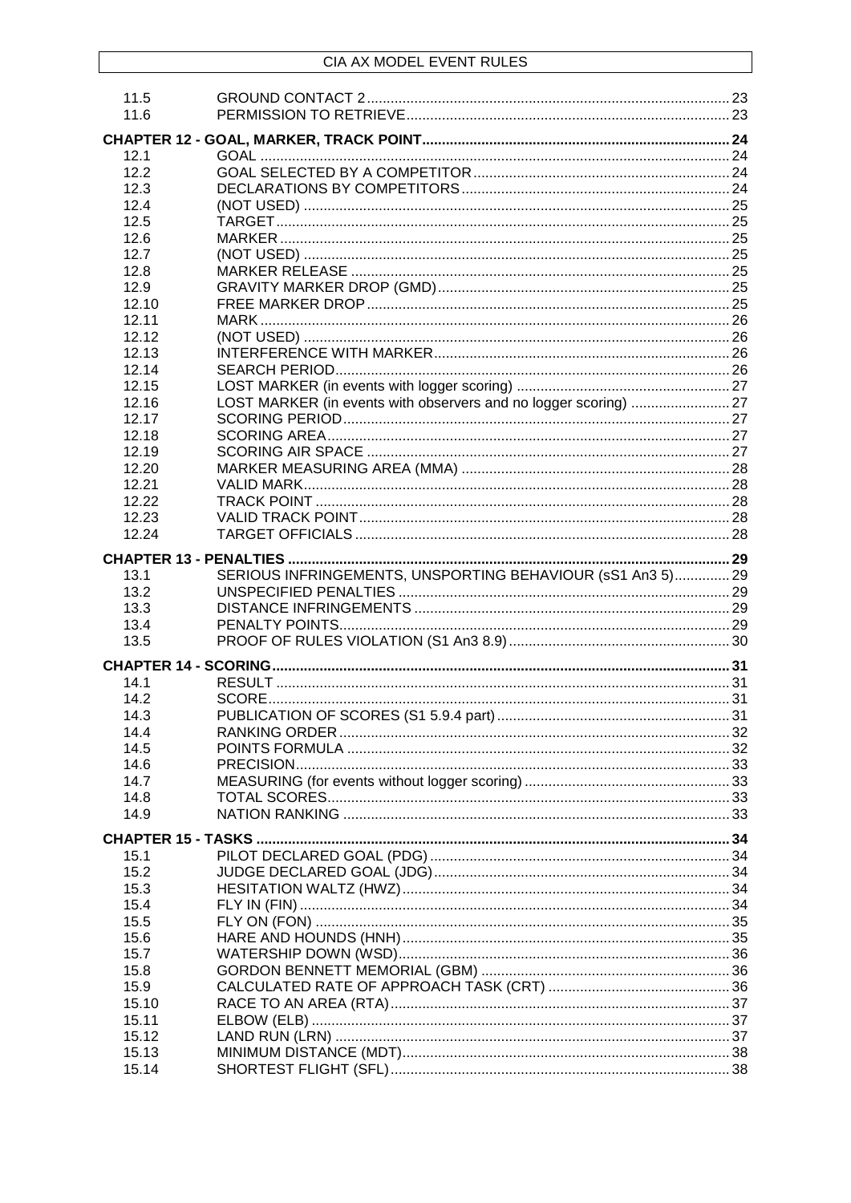| | | |
|---|---|---|
| 11.5 | GROUND CONTACT 2 | 23 |
| 11.6 | PERMISSION TO RETRIEVE | 23 |
| **CHAPTER 12 - GOAL, MARKER, TRACK POINT** | | **24** |
| 12.1 | GOAL | 24 |
| 12.2 | GOAL SELECTED BY A COMPETITOR | 24 |
| 12.3 | DECLARATIONS BY COMPETITORS | 24 |
| 12.4 | (NOT USED) | 25 |
| 12.5 | TARGET | 25 |
| 12.6 | MARKER | 25 |
| 12.7 | (NOT USED) | 25 |
| 12.8 | MARKER RELEASE | 25 |
| 12.9 | GRAVITY MARKER DROP (GMD) | 25 |
| 12.10 | FREE MARKER DROP | 25 |
| 12.11 | MARK | 26 |
| 12.12 | (NOT USED) | 26 |
| 12.13 | INTERFERENCE WITH MARKER | 26 |
| 12.14 | SEARCH PERIOD | 26 |
| 12.15 | LOST MARKER (in events with logger scoring) | 27 |
| 12.16 | LOST MARKER (in events with observers and no logger scoring) | 27 |
| 12.17 | SCORING PERIOD | 27 |
| 12.18 | SCORING AREA | 27 |
| 12.19 | SCORING AIR SPACE | 27 |
| 12.20 | MARKER MEASURING AREA (MMA) | 28 |
| 12.21 | VALID MARK | 28 |
| 12.22 | TRACK POINT | 28 |
| 12.23 | VALID TRACK POINT | 28 |
| 12.24 | TARGET OFFICIALS | 28 |
| **CHAPTER 13 - PENALTIES** | | **29** |
| 13.1 | SERIOUS INFRINGEMENTS, UNSPORTING BEHAVIOUR (sS1 An3 5) | 29 |
| 13.2 | UNSPECIFIED PENALTIES | 29 |
| 13.3 | DISTANCE INFRINGEMENTS | 29 |
| 13.4 | PENALTY POINTS | 29 |
| 13.5 | PROOF OF RULES VIOLATION (S1 An3 8.9) | 30 |
| **CHAPTER 14 - SCORING** | | **31** |
| 14.1 | RESULT | 31 |
| 14.2 | SCORE | 31 |
| 14.3 | PUBLICATION OF SCORES (S1 5.9.4 part) | 31 |
| 14.4 | RANKING ORDER | 32 |
| 14.5 | POINTS FORMULA | 32 |
| 14.6 | PRECISION | 33 |
| 14.7 | MEASURING (for events without logger scoring) | 33 |
| 14.8 | TOTAL SCORES | 33 |
| 14.9 | NATION RANKING | 33 |
| **CHAPTER 15 - TASKS** | | **34** |
| 15.1 | PILOT DECLARED GOAL (PDG) | 34 |
| 15.2 | JUDGE DECLARED GOAL (JDG) | 34 |
| 15.3 | HESITATION WALTZ (HWZ) | 34 |
| 15.4 | FLY IN (FIN) | 34 |
| 15.5 | FLY ON (FON) | 35 |
| 15.6 | HARE AND HOUNDS (HNH) | 35 |
| 15.7 | WATERSHIP DOWN (WSD) | 36 |
| 15.8 | GORDON BENNETT MEMORIAL (GBM) | 36 |
| 15.9 | CALCULATED RATE OF APPROACH TASK (CRT) | 36 |
| 15.10 | RACE TO AN AREA (RTA) | 37 |
| 15.11 | ELBOW (ELB) | 37 |
| 15.12 | LAND RUN (LRN) | 37 |
| 15.13 | MINIMUM DISTANCE (MDT) | 38 |
| 15.14 | SHORTEST FLIGHT (SFL) | 38 |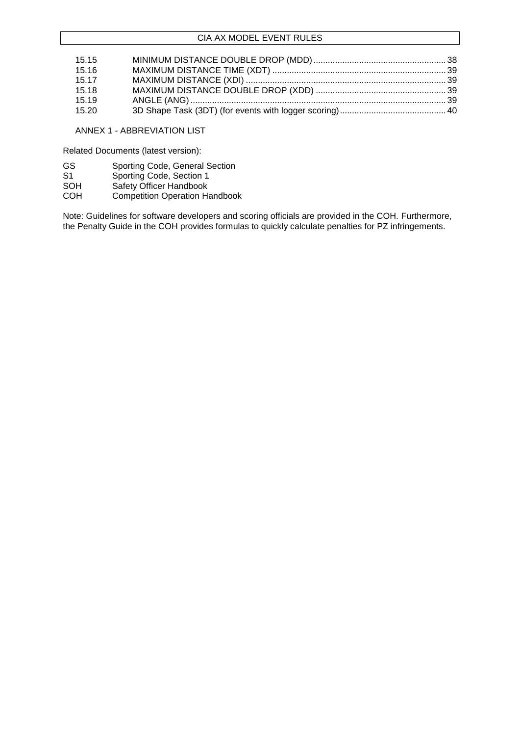| | | |
|---|---|---|
| 15.15 | MINIMUM DISTANCE DOUBLE DROP (MDD) | 38 |
| 15.16 | MAXIMUM DISTANCE TIME (XDT) | 39 |
| 15.17 | MAXIMUM DISTANCE (XDI) | 39 |
| 15.18 | MAXIMUM DISTANCE DOUBLE DROP (XDD) | 39 |
| 15.19 | ANGLE (ANG) | 39 |
| 15.20 | 3D Shape Task (3DT) (for events with logger scoring) | 40 |

ANNEX 1 - ABBREVIATION LIST

Related Documents (latest version):

| | |
|---|---|
| GS | Sporting Code, General Section |
| S1 | Sporting Code, Section 1 |
| SOH | Safety Officer Handbook |
| COH | Competition Operation Handbook |

Note: Guidelines for software developers and scoring officials are provided in the COH. Furthermore, the Penalty Guide in the COH provides formulas to quickly calculate penalties for PZ infringements.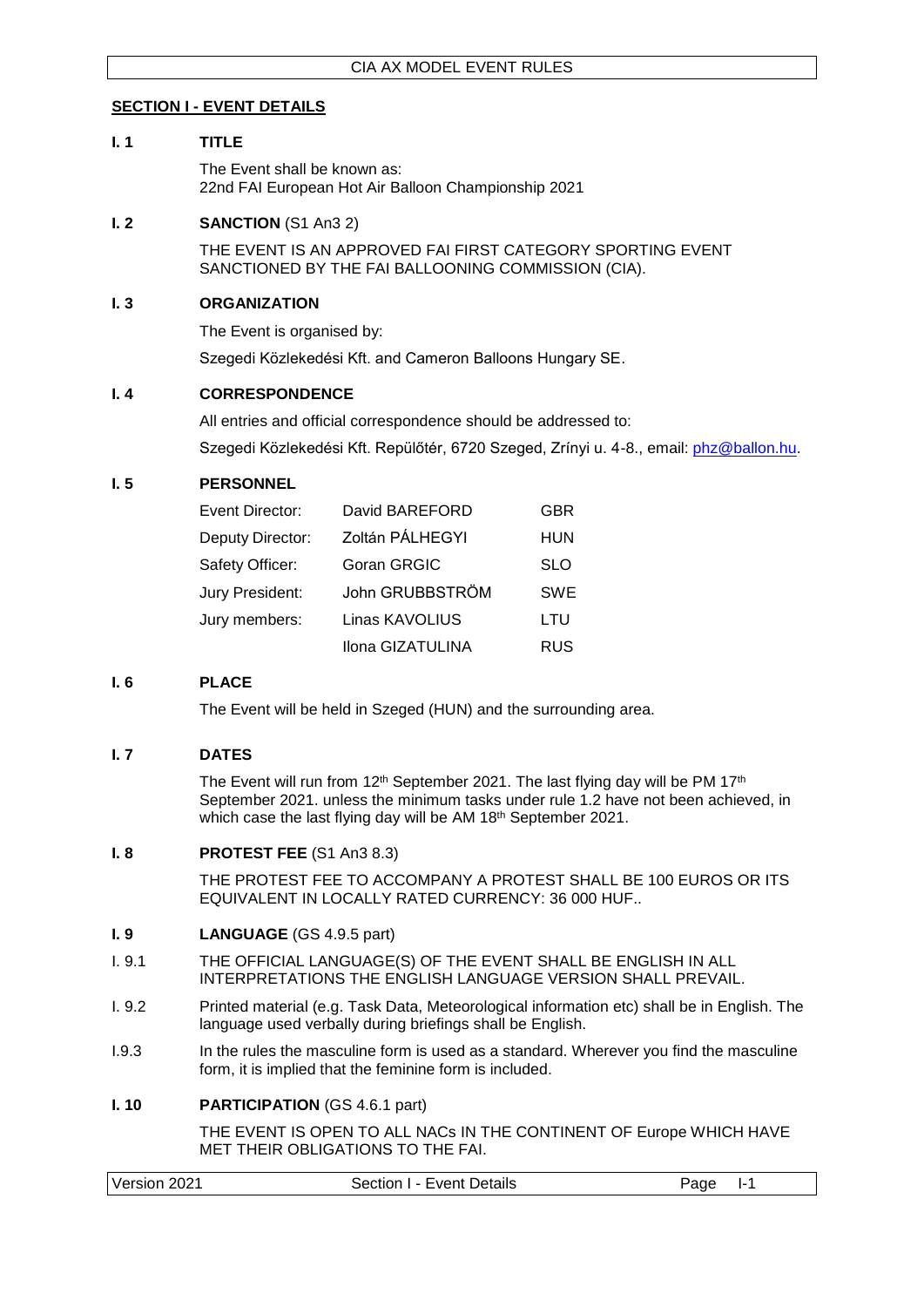## SECTION I - EVENT DETAILS

### I. 1 TITLE

The Event shall be known as:
22nd FAI European Hot Air Balloon Championship 2021

### I. 2 SANCTION (S1 An3 2)

THE EVENT IS AN APPROVED FAI FIRST CATEGORY SPORTING EVENT SANCTIONED BY THE FAI BALLOONING COMMISSION (CIA).

### I. 3 ORGANIZATION

The Event is organised by:

Szegedi Közlekedési Kft. and Cameron Balloons Hungary SE.

### I. 4 CORRESPONDENCE

All entries and official correspondence should be addressed to:

Szegedi Közlekedési Kft. Repülőtér, 6720 Szeged, Zrínyi u. 4-8., email: phz@ballon.hu.

### I. 5 PERSONNEL

| | | |
|---|---|---|
| Event Director: | David BAREFORD | GBR |
| Deputy Director: | Zoltán PÁLHEGYI | HUN |
| Safety Officer: | Goran GRGIC | SLO |
| Jury President: | John GRUBBSTRÖM | SWE |
| Jury members: | Linas KAVOLIUS | LTU |
| | Ilona GIZATULINA | RUS |

### I. 6 PLACE

The Event will be held in Szeged (HUN) and the surrounding area.

### I. 7 DATES

The Event will run from 12th September 2021. The last flying day will be PM 17th September 2021. unless the minimum tasks under rule 1.2 have not been achieved, in which case the last flying day will be AM 18th September 2021.

### I. 8 PROTEST FEE (S1 An3 8.3)

THE PROTEST FEE TO ACCOMPANY A PROTEST SHALL BE 100 EUROS OR ITS EQUIVALENT IN LOCALLY RATED CURRENCY: 36 000 HUF..

### I. 9 LANGUAGE (GS 4.9.5 part)

I. 9.1 THE OFFICIAL LANGUAGE(S) OF THE EVENT SHALL BE ENGLISH IN ALL INTERPRETATIONS THE ENGLISH LANGUAGE VERSION SHALL PREVAIL.

I. 9.2 Printed material (e.g. Task Data, Meteorological information etc) shall be in English. The language used verbally during briefings shall be English.

I.9.3 In the rules the masculine form is used as a standard. Wherever you find the masculine form, it is implied that the feminine form is included.

### I. 10 PARTICIPATION (GS 4.6.1 part)

THE EVENT IS OPEN TO ALL NACs IN THE CONTINENT OF Europe WHICH HAVE MET THEIR OBLIGATIONS TO THE FAI.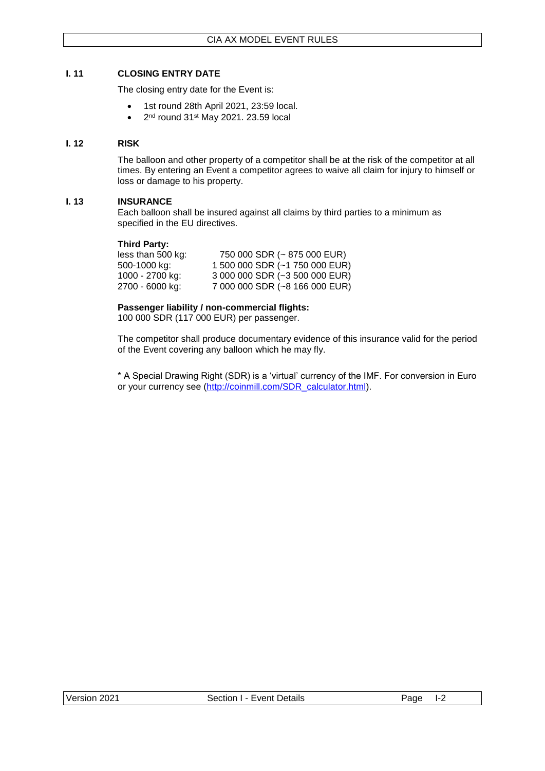## I. 11 CLOSING ENTRY DATE

The closing entry date for the Event is:

- 1st round 28th April 2021, 23:59 local.
- 2nd round 31st May 2021. 23.59 local

## I. 12 RISK

The balloon and other property of a competitor shall be at the risk of the competitor at all times. By entering an Event a competitor agrees to waive all claim for injury to himself or loss or damage to his property.

## I. 13 INSURANCE

Each balloon shall be insured against all claims by third parties to a minimum as specified in the EU directives.

**Third Party:**

| | |
|---|---|
| less than 500 kg: | 750 000 SDR (~ 875 000 EUR) |
| 500-1000 kg: | 1 500 000 SDR (~1 750 000 EUR) |
| 1000 - 2700 kg: | 3 000 000 SDR (~3 500 000 EUR) |
| 2700 - 6000 kg: | 7 000 000 SDR (~8 166 000 EUR) |

**Passenger liability / non-commercial flights:**
100 000 SDR (117 000 EUR) per passenger.

The competitor shall produce documentary evidence of this insurance valid for the period of the Event covering any balloon which he may fly.

* A Special Drawing Right (SDR) is a 'virtual' currency of the IMF. For conversion in Euro or your currency see (http://coinmill.com/SDR_calculator.html).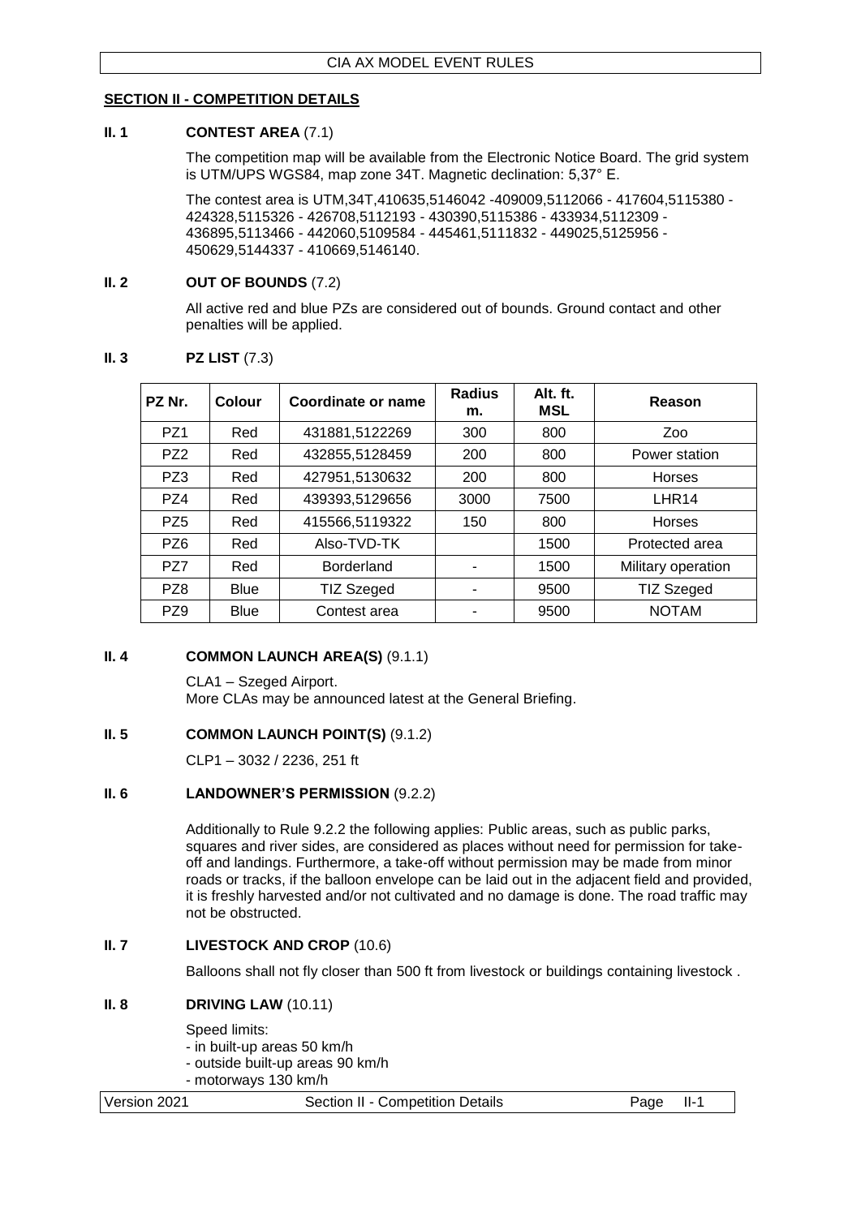## SECTION II - COMPETITION DETAILS

### II. 1 CONTEST AREA (7.1)

The competition map will be available from the Electronic Notice Board. The grid system is UTM/UPS WGS84, map zone 34T. Magnetic declination: 5,37° E.

The contest area is UTM,34T,410635,5146042 -409009,5112066 - 417604,5115380 - 424328,5115326 - 426708,5112193 - 430390,5115386 - 433934,5112309 - 436895,5113466 - 442060,5109584 - 445461,5111832 - 449025,5125956 - 450629,5144337 - 410669,5146140.

### II. 2 OUT OF BOUNDS (7.2)

All active red and blue PZs are considered out of bounds. Ground contact and other penalties will be applied.

### II. 3 PZ LIST (7.3)

| PZ Nr. | Colour | Coordinate or name | Radius m. | Alt. ft. MSL | Reason |
|---|---|---|---|---|---|
| PZ1 | Red | 431881,5122269 | 300 | 800 | Zoo |
| PZ2 | Red | 432855,5128459 | 200 | 800 | Power station |
| PZ3 | Red | 427951,5130632 | 200 | 800 | Horses |
| PZ4 | Red | 439393,5129656 | 3000 | 7500 | LHR14 |
| PZ5 | Red | 415566,5119322 | 150 | 800 | Horses |
| PZ6 | Red | Also-TVD-TK | | 1500 | Protected area |
| PZ7 | Red | Borderland | - | 1500 | Military operation |
| PZ8 | Blue | TIZ Szeged | - | 9500 | TIZ Szeged |
| PZ9 | Blue | Contest area | - | 9500 | NOTAM |

### II. 4 COMMON LAUNCH AREA(S) (9.1.1)

CLA1 – Szeged Airport.
More CLAs may be announced latest at the General Briefing.

### II. 5 COMMON LAUNCH POINT(S) (9.1.2)

CLP1 – 3032 / 2236, 251 ft

### II. 6 LANDOWNER'S PERMISSION (9.2.2)

Additionally to Rule 9.2.2 the following applies: Public areas, such as public parks, squares and river sides, are considered as places without need for permission for take-off and landings. Furthermore, a take-off without permission may be made from minor roads or tracks, if the balloon envelope can be laid out in the adjacent field and provided, it is freshly harvested and/or not cultivated and no damage is done. The road traffic may not be obstructed.

### II. 7 LIVESTOCK AND CROP (10.6)

Balloons shall not fly closer than 500 ft from livestock or buildings containing livestock .

### II. 8 DRIVING LAW (10.11)

Speed limits:
- in built-up areas 50 km/h
- outside built-up areas 90 km/h
- motorways 130 km/h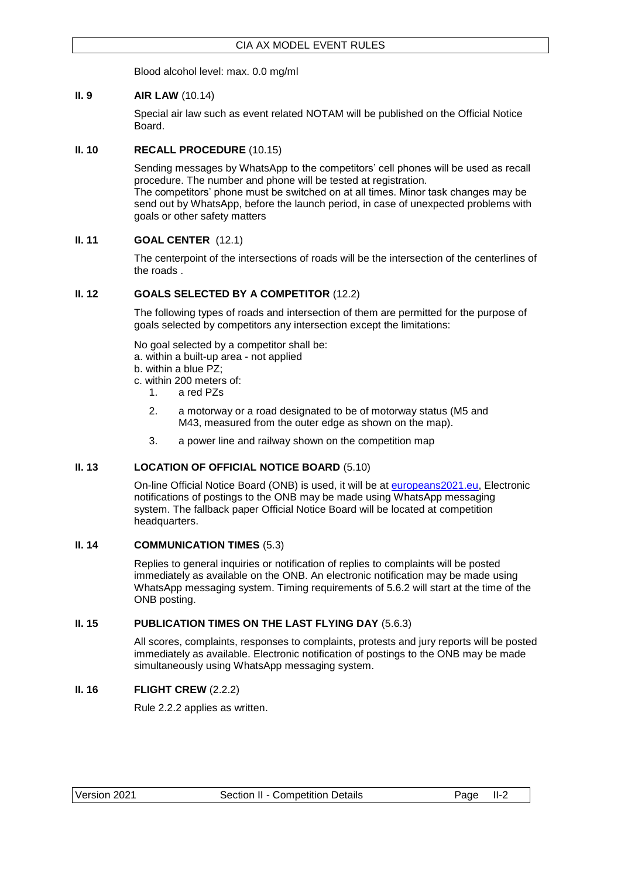Blood alcohol level: max. 0.0 mg/ml

### II. 9 AIR LAW (10.14)

Special air law such as event related NOTAM will be published on the Official Notice Board.

### II. 10 RECALL PROCEDURE (10.15)

Sending messages by WhatsApp to the competitors' cell phones will be used as recall procedure. The number and phone will be tested at registration.
The competitors' phone must be switched on at all times. Minor task changes may be send out by WhatsApp, before the launch period, in case of unexpected problems with goals or other safety matters

### II. 11 GOAL CENTER (12.1)

The centerpoint of the intersections of roads will be the intersection of the centerlines of the roads .

### II. 12 GOALS SELECTED BY A COMPETITOR (12.2)

The following types of roads and intersection of them are permitted for the purpose of goals selected by competitors any intersection except the limitations:

No goal selected by a competitor shall be:
a. within a built-up area - not applied
b. within a blue PZ;
c. within 200 meters of:

1. a red PZs
2. a motorway or a road designated to be of motorway status (M5 and M43, measured from the outer edge as shown on the map).
3. a power line and railway shown on the competition map

### II. 13 LOCATION OF OFFICIAL NOTICE BOARD (5.10)

On-line Official Notice Board (ONB) is used, it will be at [europeans2021.eu](europeans2021.eu), Electronic notifications of postings to the ONB may be made using WhatsApp messaging system. The fallback paper Official Notice Board will be located at competition headquarters.

### II. 14 COMMUNICATION TIMES (5.3)

Replies to general inquiries or notification of replies to complaints will be posted immediately as available on the ONB. An electronic notification may be made using WhatsApp messaging system. Timing requirements of 5.6.2 will start at the time of the ONB posting.

### II. 15 PUBLICATION TIMES ON THE LAST FLYING DAY (5.6.3)

All scores, complaints, responses to complaints, protests and jury reports will be posted immediately as available. Electronic notification of postings to the ONB may be made simultaneously using WhatsApp messaging system.

### II. 16 FLIGHT CREW (2.2.2)

Rule 2.2.2 applies as written.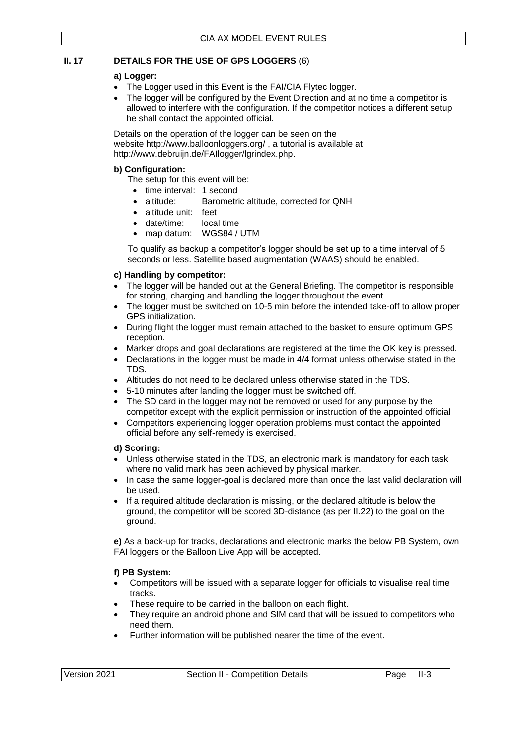## II. 17 DETAILS FOR THE USE OF GPS LOGGERS (6)

**a) Logger:**

- The Logger used in this Event is the FAI/CIA Flytec logger.
- The logger will be configured by the Event Direction and at no time a competitor is allowed to interfere with the configuration. If the competitor notices a different setup he shall contact the appointed official.

Details on the operation of the logger can be seen on the website http://www.balloonloggers.org/ , a tutorial is available at http://www.debruijn.de/FAIlogger/lgrindex.php.

**b) Configuration:**

The setup for this event will be:

- time interval: 1 second
- altitude: Barometric altitude, corrected for QNH
- altitude unit: feet
- date/time: local time
- map datum: WGS84 / UTM

To qualify as backup a competitor's logger should be set up to a time interval of 5 seconds or less. Satellite based augmentation (WAAS) should be enabled.

**c) Handling by competitor:**

- The logger will be handed out at the General Briefing. The competitor is responsible for storing, charging and handling the logger throughout the event.
- The logger must be switched on 10-5 min before the intended take-off to allow proper GPS initialization.
- During flight the logger must remain attached to the basket to ensure optimum GPS reception.
- Marker drops and goal declarations are registered at the time the OK key is pressed.
- Declarations in the logger must be made in 4/4 format unless otherwise stated in the TDS.
- Altitudes do not need to be declared unless otherwise stated in the TDS.
- 5-10 minutes after landing the logger must be switched off.
- The SD card in the logger may not be removed or used for any purpose by the competitor except with the explicit permission or instruction of the appointed official
- Competitors experiencing logger operation problems must contact the appointed official before any self-remedy is exercised.

**d) Scoring:**

- Unless otherwise stated in the TDS, an electronic mark is mandatory for each task where no valid mark has been achieved by physical marker.
- In case the same logger-goal is declared more than once the last valid declaration will be used.
- If a required altitude declaration is missing, or the declared altitude is below the ground, the competitor will be scored 3D-distance (as per II.22) to the goal on the ground.

**e)** As a back-up for tracks, declarations and electronic marks the below PB System, own FAI loggers or the Balloon Live App will be accepted.

**f) PB System:**

- Competitors will be issued with a separate logger for officials to visualise real time tracks.
- These require to be carried in the balloon on each flight.
- They require an android phone and SIM card that will be issued to competitors who need them.
- Further information will be published nearer the time of the event.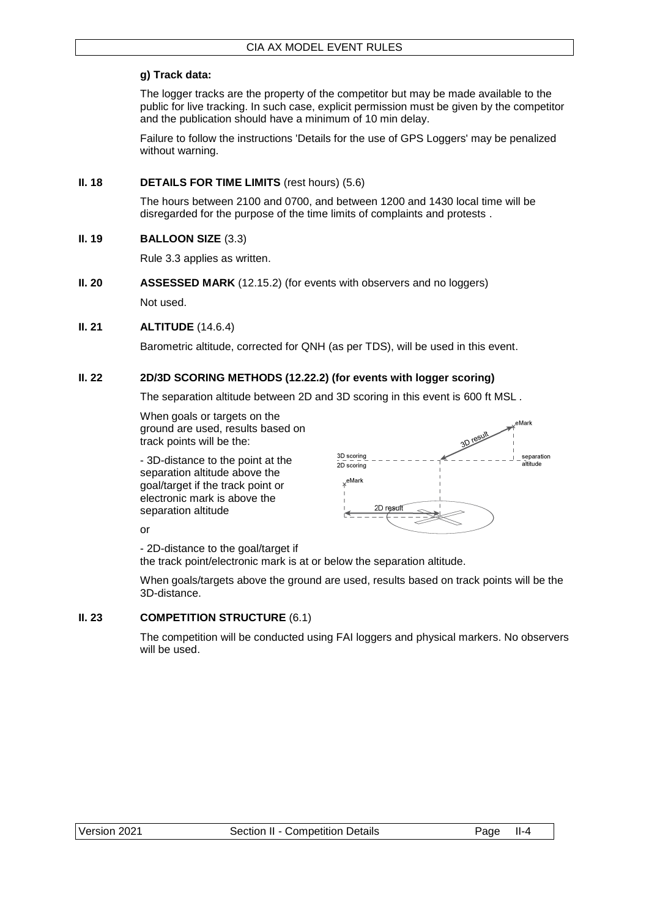**g) Track data:**

The logger tracks are the property of the competitor but may be made available to the public for live tracking. In such case, explicit permission must be given by the competitor and the publication should have a minimum of 10 min delay.

Failure to follow the instructions 'Details for the use of GPS Loggers' may be penalized without warning.

## II. 18 DETAILS FOR TIME LIMITS (rest hours) (5.6)

The hours between 2100 and 0700, and between 1200 and 1430 local time will be disregarded for the purpose of the time limits of complaints and protests .

## II. 19 BALLOON SIZE (3.3)

Rule 3.3 applies as written.

## II. 20 ASSESSED MARK (12.15.2) (for events with observers and no loggers)

Not used.

## II. 21 ALTITUDE (14.6.4)

Barometric altitude, corrected for QNH (as per TDS), will be used in this event.

## II. 22 2D/3D SCORING METHODS (12.22.2) (for events with logger scoring)

The separation altitude between 2D and 3D scoring in this event is 600 ft MSL .

When goals or targets on the ground are used, results based on track points will be the:

- 3D-distance to the point at the separation altitude above the goal/target if the track point or electronic mark is above the separation altitude

or

- 2D-distance to the goal/target if the track point/electronic mark is at or below the separation altitude.

When goals/targets above the ground are used, results based on track points will be the 3D-distance.

## II. 23 COMPETITION STRUCTURE (6.1)

The competition will be conducted using FAI loggers and physical markers. No observers will be used.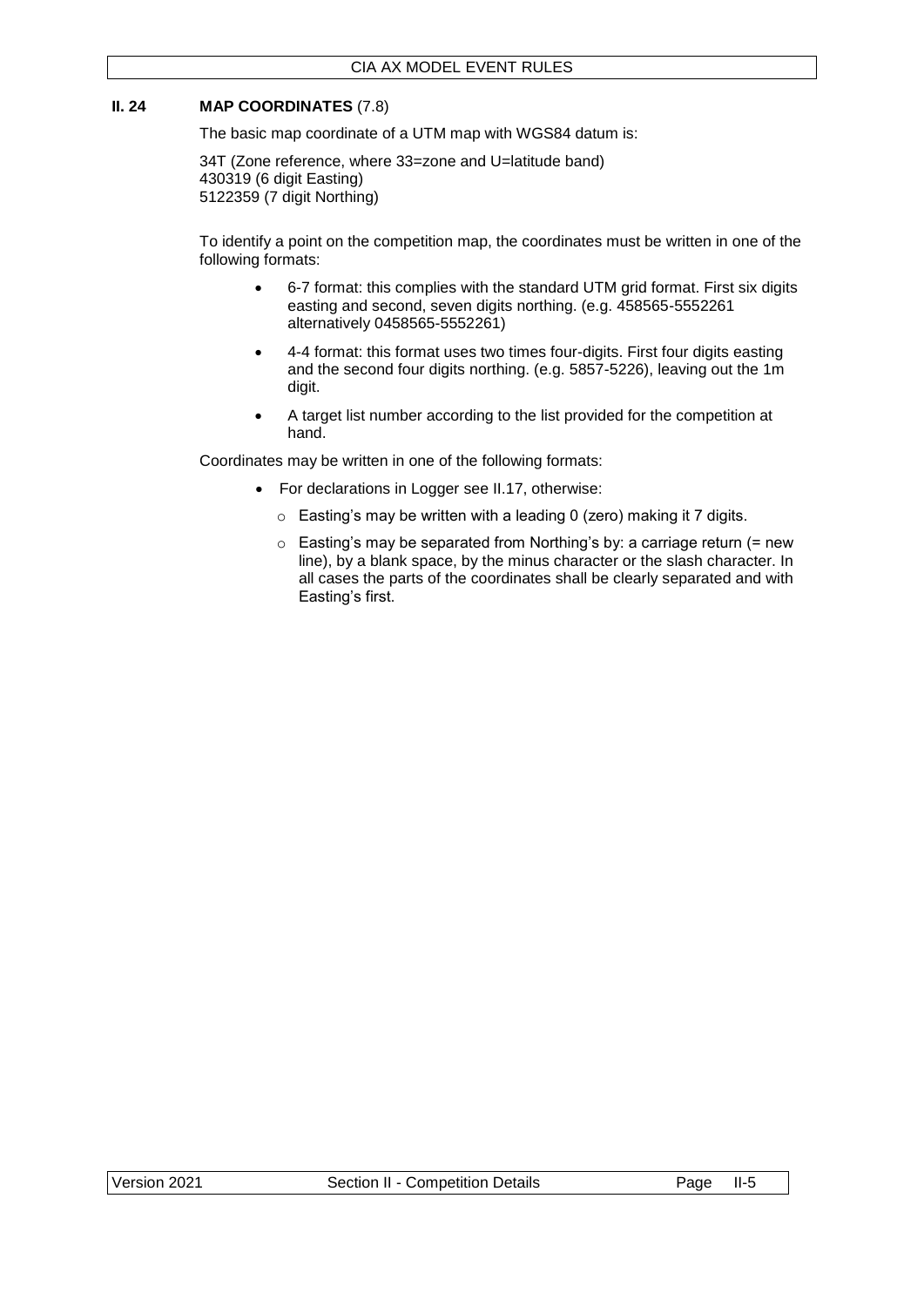## II. 24 MAP COORDINATES (7.8)

The basic map coordinate of a UTM map with WGS84 datum is:

34T (Zone reference, where 33=zone and U=latitude band)
430319 (6 digit Easting)
5122359 (7 digit Northing)

To identify a point on the competition map, the coordinates must be written in one of the following formats:

- 6-7 format: this complies with the standard UTM grid format. First six digits easting and second, seven digits northing. (e.g. 458565-5552261 alternatively 0458565-5552261)
- 4-4 format: this format uses two times four-digits. First four digits easting and the second four digits northing. (e.g. 5857-5226), leaving out the 1m digit.
- A target list number according to the list provided for the competition at hand.

Coordinates may be written in one of the following formats:

- For declarations in Logger see II.17, otherwise:
  - Easting's may be written with a leading 0 (zero) making it 7 digits.
  - Easting's may be separated from Northing's by: a carriage return (= new line), by a blank space, by the minus character or the slash character. In all cases the parts of the coordinates shall be clearly separated and with Easting's first.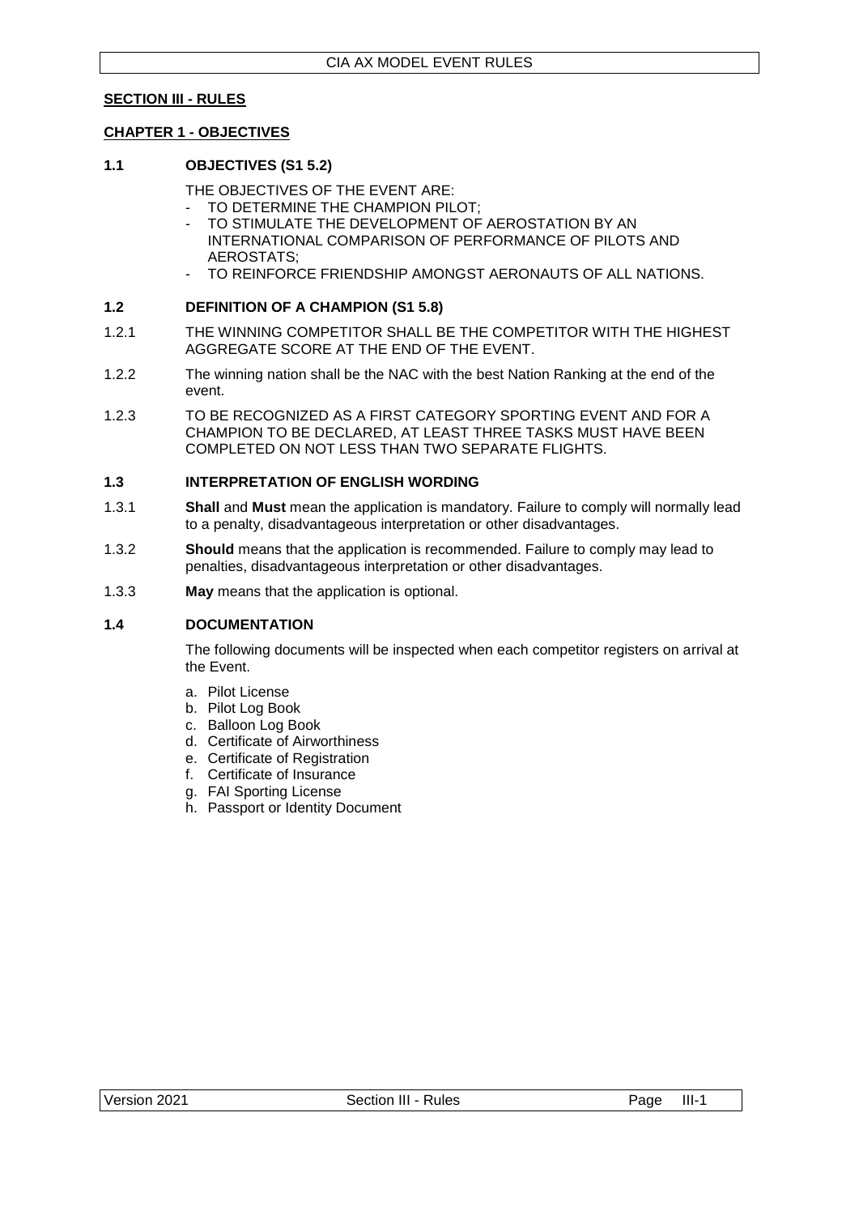## SECTION III - RULES

### CHAPTER 1 - OBJECTIVES

#### 1.1 OBJECTIVES (S1 5.2)

THE OBJECTIVES OF THE EVENT ARE:

- TO DETERMINE THE CHAMPION PILOT;
- TO STIMULATE THE DEVELOPMENT OF AEROSTATION BY AN INTERNATIONAL COMPARISON OF PERFORMANCE OF PILOTS AND AEROSTATS;
- TO REINFORCE FRIENDSHIP AMONGST AERONAUTS OF ALL NATIONS.

#### 1.2 DEFINITION OF A CHAMPION (S1 5.8)

1.2.1 THE WINNING COMPETITOR SHALL BE THE COMPETITOR WITH THE HIGHEST AGGREGATE SCORE AT THE END OF THE EVENT.

1.2.2 The winning nation shall be the NAC with the best Nation Ranking at the end of the event.

1.2.3 TO BE RECOGNIZED AS A FIRST CATEGORY SPORTING EVENT AND FOR A CHAMPION TO BE DECLARED, AT LEAST THREE TASKS MUST HAVE BEEN COMPLETED ON NOT LESS THAN TWO SEPARATE FLIGHTS.

#### 1.3 INTERPRETATION OF ENGLISH WORDING

1.3.1 **Shall** and **Must** mean the application is mandatory. Failure to comply will normally lead to a penalty, disadvantageous interpretation or other disadvantages.

1.3.2 **Should** means that the application is recommended. Failure to comply may lead to penalties, disadvantageous interpretation or other disadvantages.

1.3.3 **May** means that the application is optional.

#### 1.4 DOCUMENTATION

The following documents will be inspected when each competitor registers on arrival at the Event.

a. Pilot License
b. Pilot Log Book
c. Balloon Log Book
d. Certificate of Airworthiness
e. Certificate of Registration
f. Certificate of Insurance
g. FAI Sporting License
h. Passport or Identity Document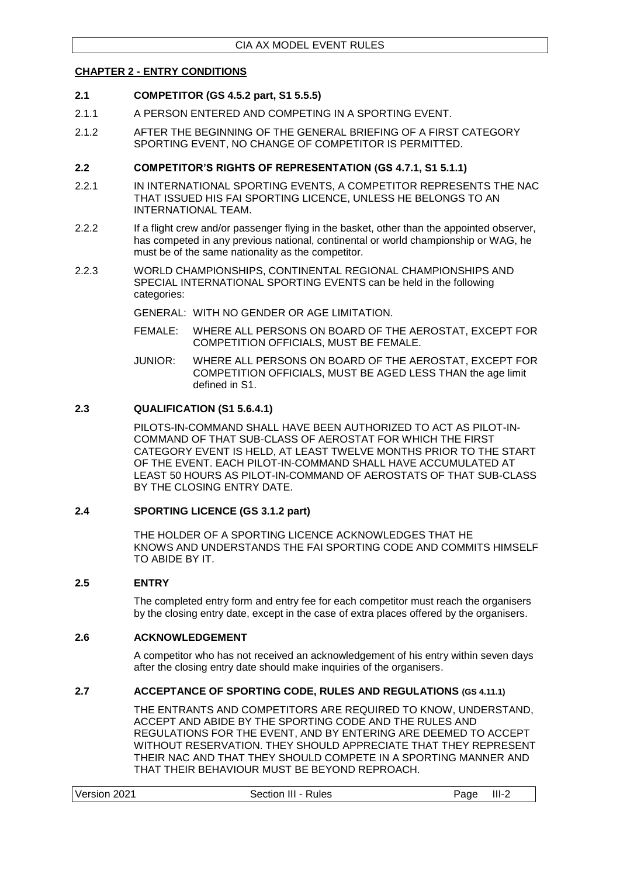## CHAPTER 2 - ENTRY CONDITIONS

### 2.1 COMPETITOR (GS 4.5.2 part, S1 5.5.5)

2.1.1 A PERSON ENTERED AND COMPETING IN A SPORTING EVENT.

2.1.2 AFTER THE BEGINNING OF THE GENERAL BRIEFING OF A FIRST CATEGORY SPORTING EVENT, NO CHANGE OF COMPETITOR IS PERMITTED.

### 2.2 COMPETITOR'S RIGHTS OF REPRESENTATION (GS 4.7.1, S1 5.1.1)

2.2.1 IN INTERNATIONAL SPORTING EVENTS, A COMPETITOR REPRESENTS THE NAC THAT ISSUED HIS FAI SPORTING LICENCE, UNLESS HE BELONGS TO AN INTERNATIONAL TEAM.

2.2.2 If a flight crew and/or passenger flying in the basket, other than the appointed observer, has competed in any previous national, continental or world championship or WAG, he must be of the same nationality as the competitor.

2.2.3 WORLD CHAMPIONSHIPS, CONTINENTAL REGIONAL CHAMPIONSHIPS AND SPECIAL INTERNATIONAL SPORTING EVENTS can be held in the following categories:

GENERAL: WITH NO GENDER OR AGE LIMITATION.

FEMALE: WHERE ALL PERSONS ON BOARD OF THE AEROSTAT, EXCEPT FOR COMPETITION OFFICIALS, MUST BE FEMALE.

JUNIOR: WHERE ALL PERSONS ON BOARD OF THE AEROSTAT, EXCEPT FOR COMPETITION OFFICIALS, MUST BE AGED LESS THAN the age limit defined in S1.

### 2.3 QUALIFICATION (S1 5.6.4.1)

PILOTS-IN-COMMAND SHALL HAVE BEEN AUTHORIZED TO ACT AS PILOT-IN-COMMAND OF THAT SUB-CLASS OF AEROSTAT FOR WHICH THE FIRST CATEGORY EVENT IS HELD, AT LEAST TWELVE MONTHS PRIOR TO THE START OF THE EVENT. EACH PILOT-IN-COMMAND SHALL HAVE ACCUMULATED AT LEAST 50 HOURS AS PILOT-IN-COMMAND OF AEROSTATS OF THAT SUB-CLASS BY THE CLOSING ENTRY DATE.

### 2.4 SPORTING LICENCE (GS 3.1.2 part)

THE HOLDER OF A SPORTING LICENCE ACKNOWLEDGES THAT HE KNOWS AND UNDERSTANDS THE FAI SPORTING CODE AND COMMITS HIMSELF TO ABIDE BY IT.

### 2.5 ENTRY

The completed entry form and entry fee for each competitor must reach the organisers by the closing entry date, except in the case of extra places offered by the organisers.

### 2.6 ACKNOWLEDGEMENT

A competitor who has not received an acknowledgement of his entry within seven days after the closing entry date should make inquiries of the organisers.

### 2.7 ACCEPTANCE OF SPORTING CODE, RULES AND REGULATIONS (GS 4.11.1)

THE ENTRANTS AND COMPETITORS ARE REQUIRED TO KNOW, UNDERSTAND, ACCEPT AND ABIDE BY THE SPORTING CODE AND THE RULES AND REGULATIONS FOR THE EVENT, AND BY ENTERING ARE DEEMED TO ACCEPT WITHOUT RESERVATION. THEY SHOULD APPRECIATE THAT THEY REPRESENT THEIR NAC AND THAT THEY SHOULD COMPETE IN A SPORTING MANNER AND THAT THEIR BEHAVIOUR MUST BE BEYOND REPROACH.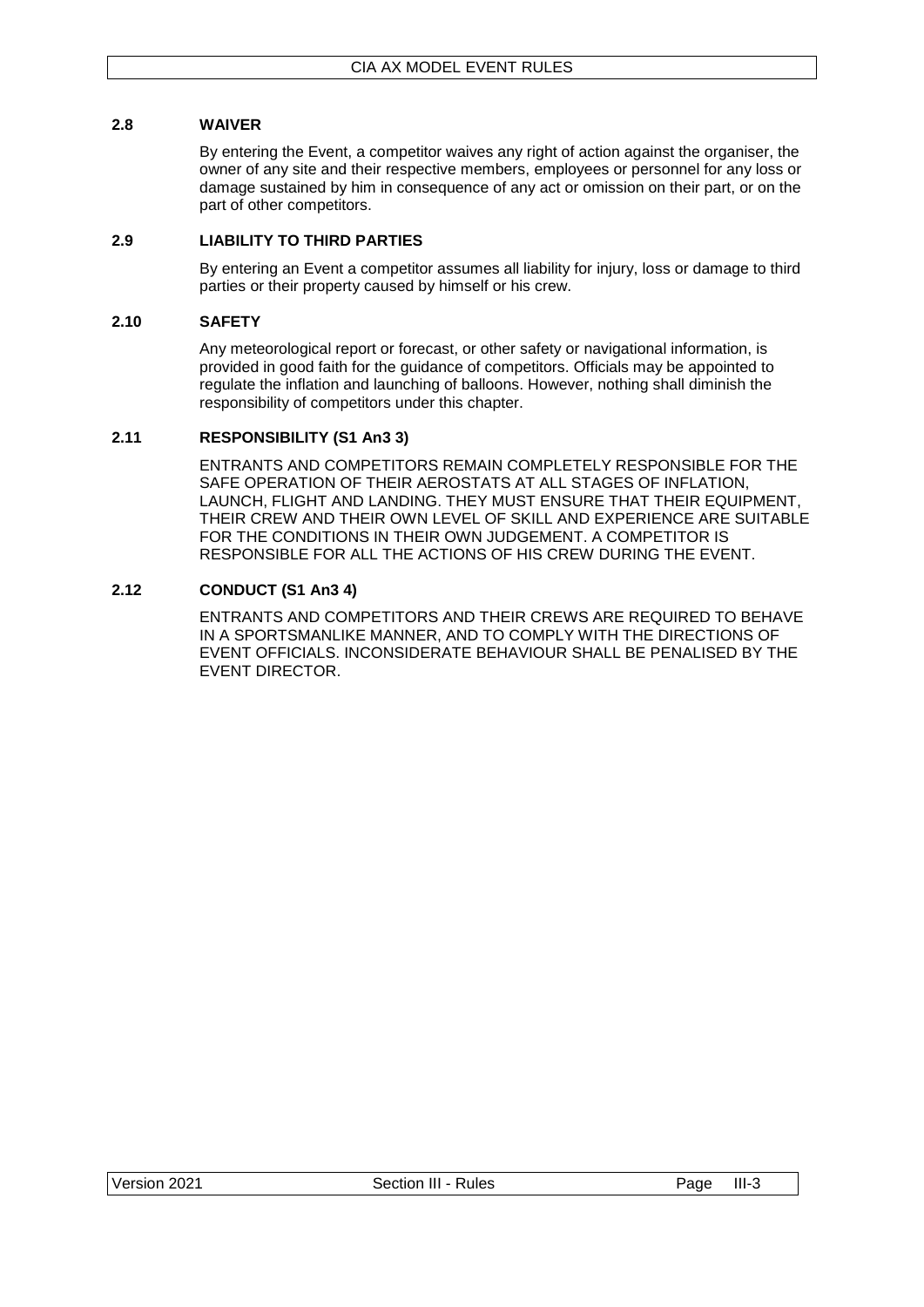### 2.8 WAIVER

By entering the Event, a competitor waives any right of action against the organiser, the owner of any site and their respective members, employees or personnel for any loss or damage sustained by him in consequence of any act or omission on their part, or on the part of other competitors.

### 2.9 LIABILITY TO THIRD PARTIES

By entering an Event a competitor assumes all liability for injury, loss or damage to third parties or their property caused by himself or his crew.

### 2.10 SAFETY

Any meteorological report or forecast, or other safety or navigational information, is provided in good faith for the guidance of competitors. Officials may be appointed to regulate the inflation and launching of balloons. However, nothing shall diminish the responsibility of competitors under this chapter.

### 2.11 RESPONSIBILITY (S1 An3 3)

ENTRANTS AND COMPETITORS REMAIN COMPLETELY RESPONSIBLE FOR THE SAFE OPERATION OF THEIR AEROSTATS AT ALL STAGES OF INFLATION, LAUNCH, FLIGHT AND LANDING. THEY MUST ENSURE THAT THEIR EQUIPMENT, THEIR CREW AND THEIR OWN LEVEL OF SKILL AND EXPERIENCE ARE SUITABLE FOR THE CONDITIONS IN THEIR OWN JUDGEMENT. A COMPETITOR IS RESPONSIBLE FOR ALL THE ACTIONS OF HIS CREW DURING THE EVENT.

### 2.12 CONDUCT (S1 An3 4)

ENTRANTS AND COMPETITORS AND THEIR CREWS ARE REQUIRED TO BEHAVE IN A SPORTSMANLIKE MANNER, AND TO COMPLY WITH THE DIRECTIONS OF EVENT OFFICIALS. INCONSIDERATE BEHAVIOUR SHALL BE PENALISED BY THE EVENT DIRECTOR.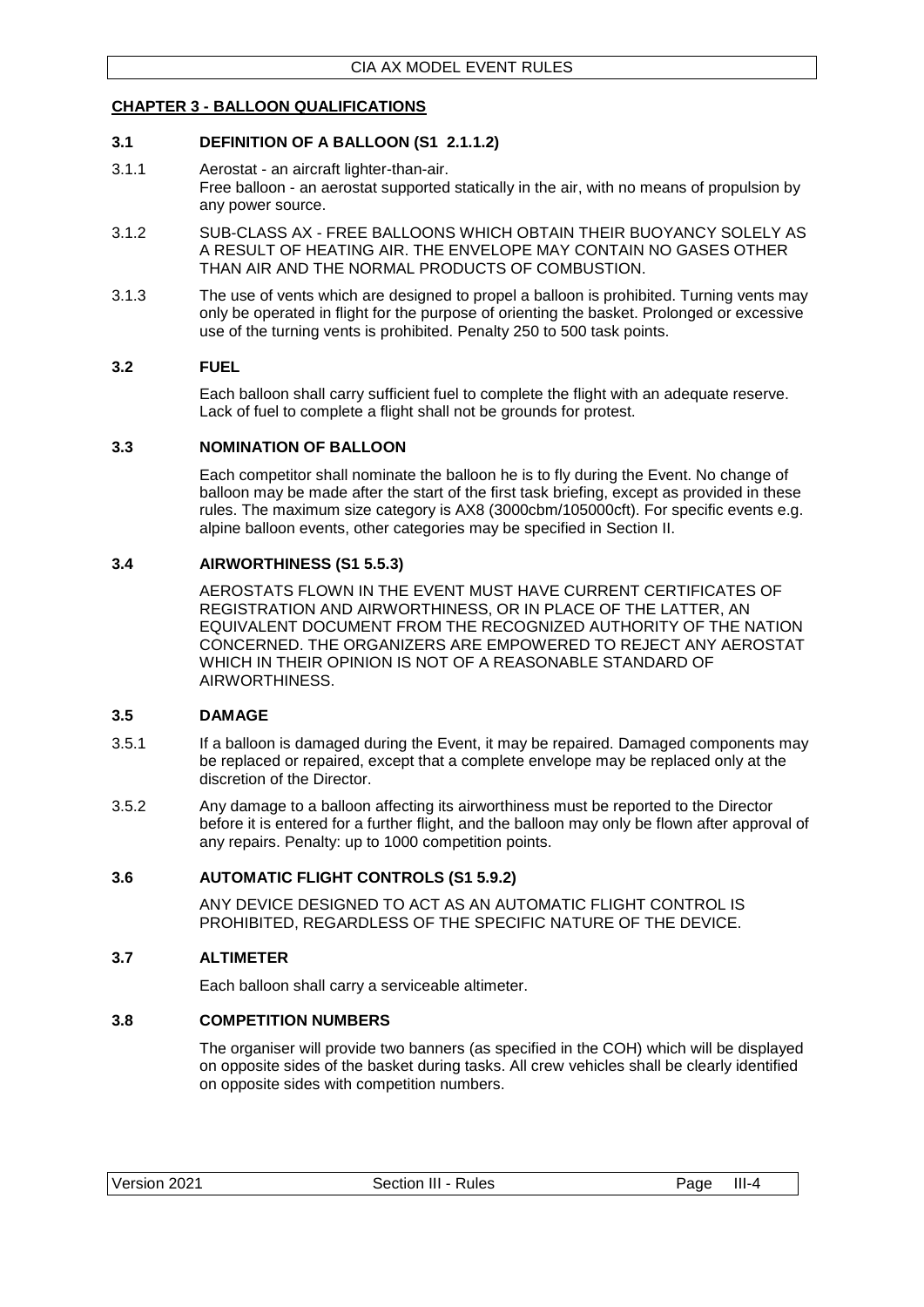## CHAPTER 3 - BALLOON QUALIFICATIONS

### 3.1 DEFINITION OF A BALLOON (S1 2.1.1.2)

3.1.1 Aerostat - an aircraft lighter-than-air.
Free balloon - an aerostat supported statically in the air, with no means of propulsion by any power source.

3.1.2 SUB-CLASS AX - FREE BALLOONS WHICH OBTAIN THEIR BUOYANCY SOLELY AS A RESULT OF HEATING AIR. THE ENVELOPE MAY CONTAIN NO GASES OTHER THAN AIR AND THE NORMAL PRODUCTS OF COMBUSTION.

3.1.3 The use of vents which are designed to propel a balloon is prohibited. Turning vents may only be operated in flight for the purpose of orienting the basket. Prolonged or excessive use of the turning vents is prohibited. Penalty 250 to 500 task points.

### 3.2 FUEL

Each balloon shall carry sufficient fuel to complete the flight with an adequate reserve. Lack of fuel to complete a flight shall not be grounds for protest.

### 3.3 NOMINATION OF BALLOON

Each competitor shall nominate the balloon he is to fly during the Event. No change of balloon may be made after the start of the first task briefing, except as provided in these rules. The maximum size category is AX8 (3000cbm/105000cft). For specific events e.g. alpine balloon events, other categories may be specified in Section II.

### 3.4 AIRWORTHINESS (S1 5.5.3)

AEROSTATS FLOWN IN THE EVENT MUST HAVE CURRENT CERTIFICATES OF REGISTRATION AND AIRWORTHINESS, OR IN PLACE OF THE LATTER, AN EQUIVALENT DOCUMENT FROM THE RECOGNIZED AUTHORITY OF THE NATION CONCERNED. THE ORGANIZERS ARE EMPOWERED TO REJECT ANY AEROSTAT WHICH IN THEIR OPINION IS NOT OF A REASONABLE STANDARD OF AIRWORTHINESS.

### 3.5 DAMAGE

3.5.1 If a balloon is damaged during the Event, it may be repaired. Damaged components may be replaced or repaired, except that a complete envelope may be replaced only at the discretion of the Director.

3.5.2 Any damage to a balloon affecting its airworthiness must be reported to the Director before it is entered for a further flight, and the balloon may only be flown after approval of any repairs. Penalty: up to 1000 competition points.

### 3.6 AUTOMATIC FLIGHT CONTROLS (S1 5.9.2)

ANY DEVICE DESIGNED TO ACT AS AN AUTOMATIC FLIGHT CONTROL IS PROHIBITED, REGARDLESS OF THE SPECIFIC NATURE OF THE DEVICE.

### 3.7 ALTIMETER

Each balloon shall carry a serviceable altimeter.

### 3.8 COMPETITION NUMBERS

The organiser will provide two banners (as specified in the COH) which will be displayed on opposite sides of the basket during tasks. All crew vehicles shall be clearly identified on opposite sides with competition numbers.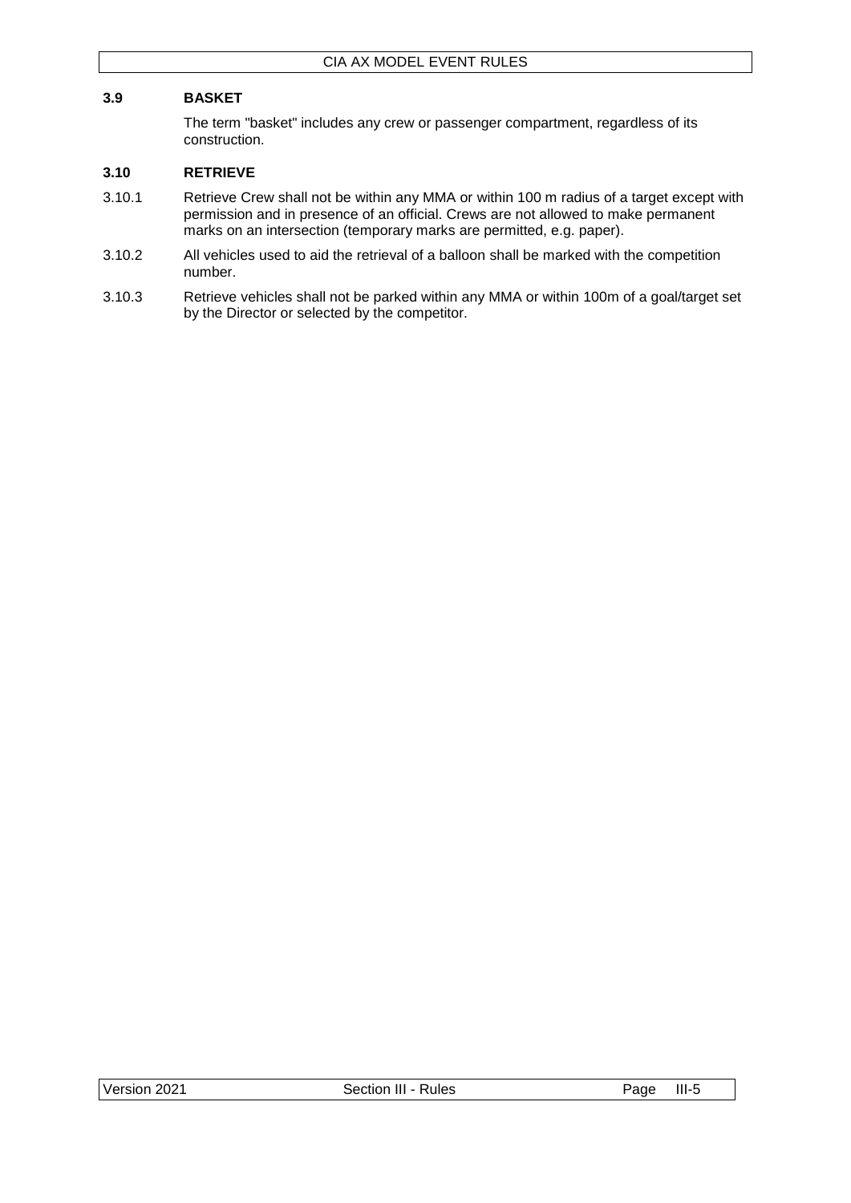### 3.9 BASKET

The term "basket" includes any crew or passenger compartment, regardless of its construction.

### 3.10 RETRIEVE

3.10.1 Retrieve Crew shall not be within any MMA or within 100 m radius of a target except with permission and in presence of an official. Crews are not allowed to make permanent marks on an intersection (temporary marks are permitted, e.g. paper).

3.10.2 All vehicles used to aid the retrieval of a balloon shall be marked with the competition number.

3.10.3 Retrieve vehicles shall not be parked within any MMA or within 100m of a goal/target set by the Director or selected by the competitor.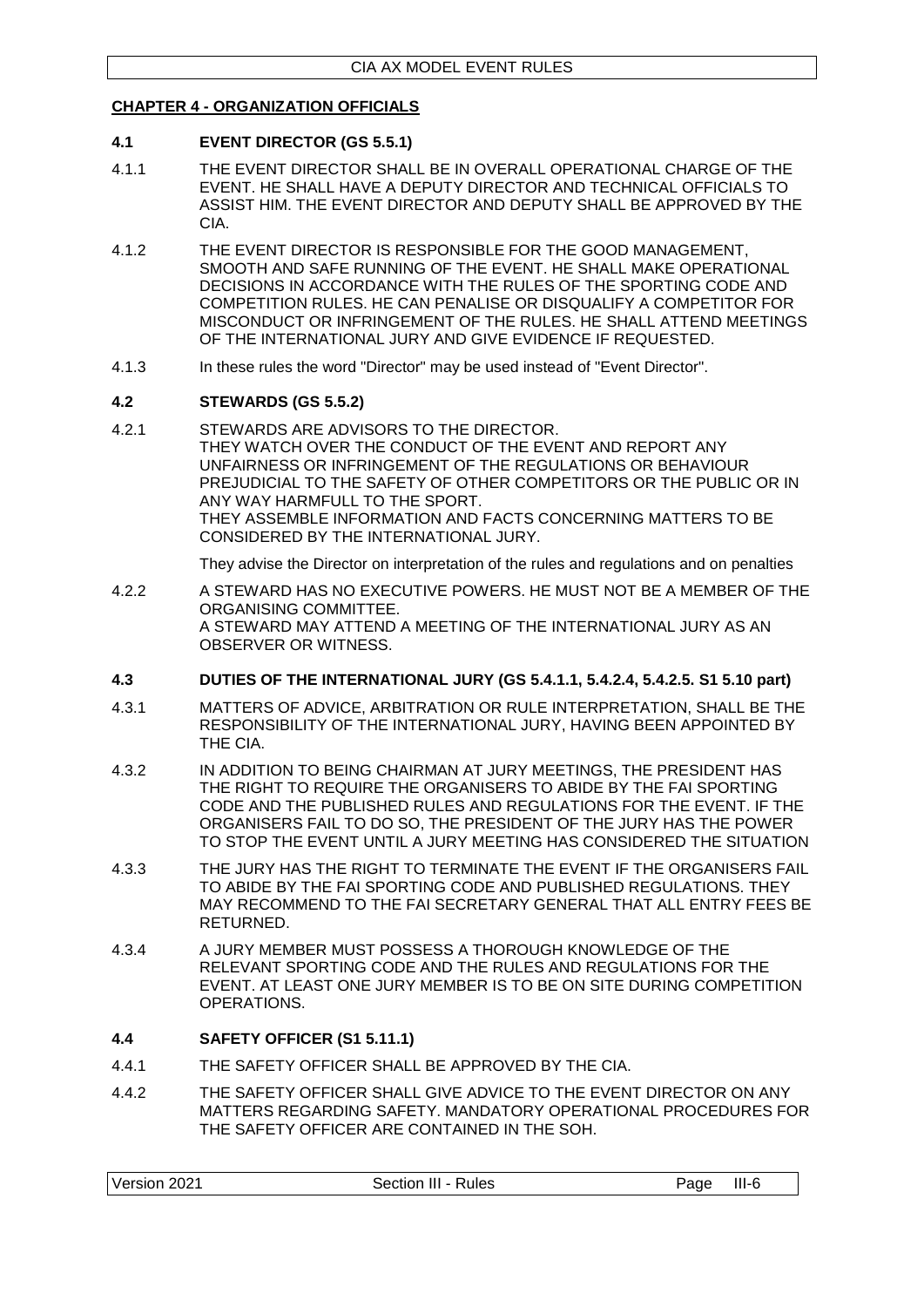## CHAPTER 4 - ORGANIZATION OFFICIALS

### 4.1 EVENT DIRECTOR (GS 5.5.1)

4.1.1 THE EVENT DIRECTOR SHALL BE IN OVERALL OPERATIONAL CHARGE OF THE EVENT. HE SHALL HAVE A DEPUTY DIRECTOR AND TECHNICAL OFFICIALS TO ASSIST HIM. THE EVENT DIRECTOR AND DEPUTY SHALL BE APPROVED BY THE CIA.

4.1.2 THE EVENT DIRECTOR IS RESPONSIBLE FOR THE GOOD MANAGEMENT, SMOOTH AND SAFE RUNNING OF THE EVENT. HE SHALL MAKE OPERATIONAL DECISIONS IN ACCORDANCE WITH THE RULES OF THE SPORTING CODE AND COMPETITION RULES. HE CAN PENALISE OR DISQUALIFY A COMPETITOR FOR MISCONDUCT OR INFRINGEMENT OF THE RULES. HE SHALL ATTEND MEETINGS OF THE INTERNATIONAL JURY AND GIVE EVIDENCE IF REQUESTED.

4.1.3 In these rules the word "Director" may be used instead of "Event Director".

### 4.2 STEWARDS (GS 5.5.2)

4.2.1 STEWARDS ARE ADVISORS TO THE DIRECTOR.
THEY WATCH OVER THE CONDUCT OF THE EVENT AND REPORT ANY UNFAIRNESS OR INFRINGEMENT OF THE REGULATIONS OR BEHAVIOUR PREJUDICIAL TO THE SAFETY OF OTHER COMPETITORS OR THE PUBLIC OR IN ANY WAY HARMFULL TO THE SPORT.
THEY ASSEMBLE INFORMATION AND FACTS CONCERNING MATTERS TO BE CONSIDERED BY THE INTERNATIONAL JURY.

They advise the Director on interpretation of the rules and regulations and on penalties

4.2.2 A STEWARD HAS NO EXECUTIVE POWERS. HE MUST NOT BE A MEMBER OF THE ORGANISING COMMITTEE.
A STEWARD MAY ATTEND A MEETING OF THE INTERNATIONAL JURY AS AN OBSERVER OR WITNESS.

### 4.3 DUTIES OF THE INTERNATIONAL JURY (GS 5.4.1.1, 5.4.2.4, 5.4.2.5. S1 5.10 part)

4.3.1 MATTERS OF ADVICE, ARBITRATION OR RULE INTERPRETATION, SHALL BE THE RESPONSIBILITY OF THE INTERNATIONAL JURY, HAVING BEEN APPOINTED BY THE CIA.

4.3.2 IN ADDITION TO BEING CHAIRMAN AT JURY MEETINGS, THE PRESIDENT HAS THE RIGHT TO REQUIRE THE ORGANISERS TO ABIDE BY THE FAI SPORTING CODE AND THE PUBLISHED RULES AND REGULATIONS FOR THE EVENT. IF THE ORGANISERS FAIL TO DO SO, THE PRESIDENT OF THE JURY HAS THE POWER TO STOP THE EVENT UNTIL A JURY MEETING HAS CONSIDERED THE SITUATION

4.3.3 THE JURY HAS THE RIGHT TO TERMINATE THE EVENT IF THE ORGANISERS FAIL TO ABIDE BY THE FAI SPORTING CODE AND PUBLISHED REGULATIONS. THEY MAY RECOMMEND TO THE FAI SECRETARY GENERAL THAT ALL ENTRY FEES BE RETURNED.

4.3.4 A JURY MEMBER MUST POSSESS A THOROUGH KNOWLEDGE OF THE RELEVANT SPORTING CODE AND THE RULES AND REGULATIONS FOR THE EVENT. AT LEAST ONE JURY MEMBER IS TO BE ON SITE DURING COMPETITION OPERATIONS.

### 4.4 SAFETY OFFICER (S1 5.11.1)

4.4.1 THE SAFETY OFFICER SHALL BE APPROVED BY THE CIA.

4.4.2 THE SAFETY OFFICER SHALL GIVE ADVICE TO THE EVENT DIRECTOR ON ANY MATTERS REGARDING SAFETY. MANDATORY OPERATIONAL PROCEDURES FOR THE SAFETY OFFICER ARE CONTAINED IN THE SOH.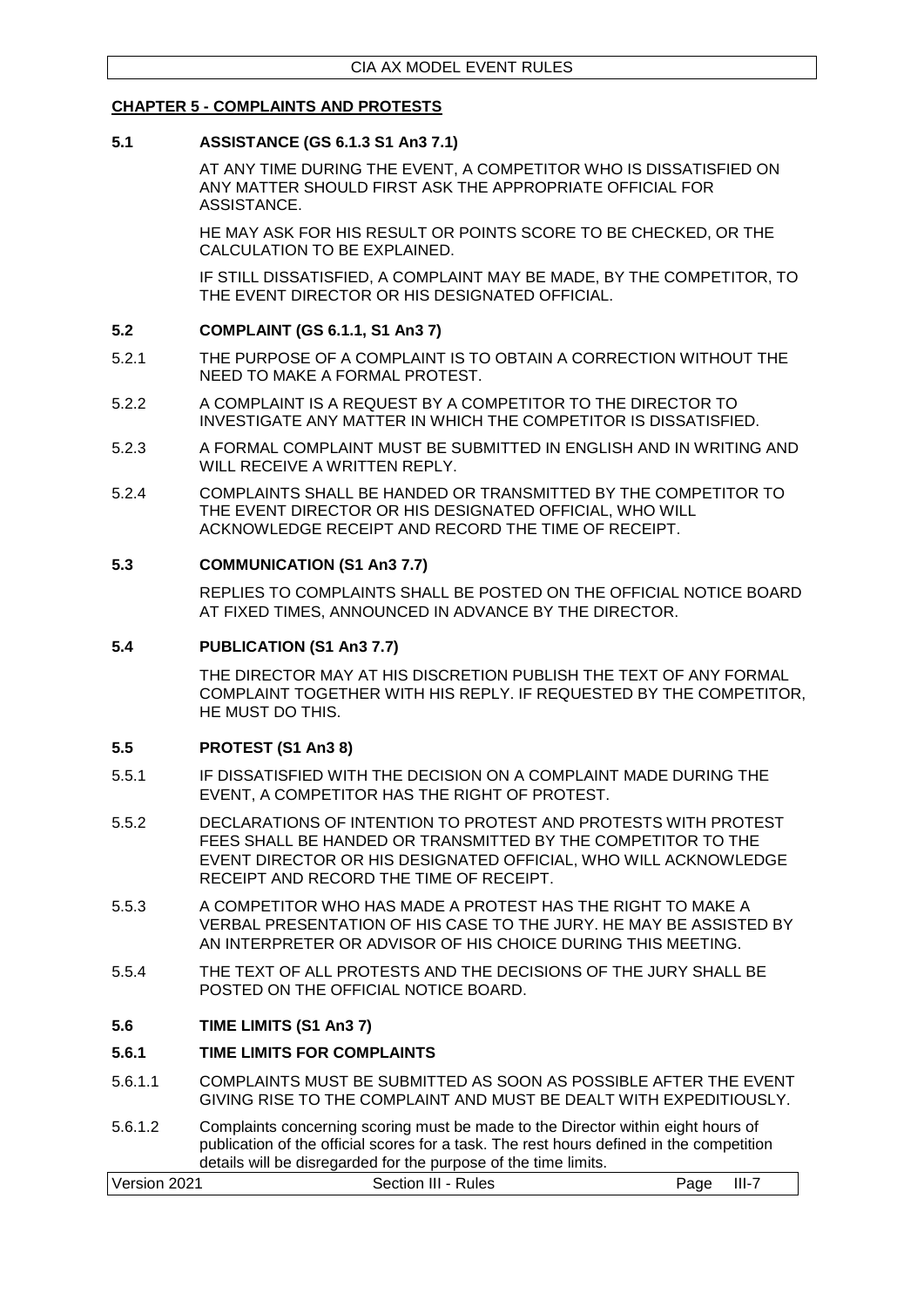## CHAPTER 5 - COMPLAINTS AND PROTESTS

### 5.1 ASSISTANCE (GS 6.1.3 S1 An3 7.1)

AT ANY TIME DURING THE EVENT, A COMPETITOR WHO IS DISSATISFIED ON ANY MATTER SHOULD FIRST ASK THE APPROPRIATE OFFICIAL FOR ASSISTANCE.

HE MAY ASK FOR HIS RESULT OR POINTS SCORE TO BE CHECKED, OR THE CALCULATION TO BE EXPLAINED.

IF STILL DISSATISFIED, A COMPLAINT MAY BE MADE, BY THE COMPETITOR, TO THE EVENT DIRECTOR OR HIS DESIGNATED OFFICIAL.

### 5.2 COMPLAINT (GS 6.1.1, S1 An3 7)

5.2.1 THE PURPOSE OF A COMPLAINT IS TO OBTAIN A CORRECTION WITHOUT THE NEED TO MAKE A FORMAL PROTEST.

5.2.2 A COMPLAINT IS A REQUEST BY A COMPETITOR TO THE DIRECTOR TO INVESTIGATE ANY MATTER IN WHICH THE COMPETITOR IS DISSATISFIED.

5.2.3 A FORMAL COMPLAINT MUST BE SUBMITTED IN ENGLISH AND IN WRITING AND WILL RECEIVE A WRITTEN REPLY.

5.2.4 COMPLAINTS SHALL BE HANDED OR TRANSMITTED BY THE COMPETITOR TO THE EVENT DIRECTOR OR HIS DESIGNATED OFFICIAL, WHO WILL ACKNOWLEDGE RECEIPT AND RECORD THE TIME OF RECEIPT.

### 5.3 COMMUNICATION (S1 An3 7.7)

REPLIES TO COMPLAINTS SHALL BE POSTED ON THE OFFICIAL NOTICE BOARD AT FIXED TIMES, ANNOUNCED IN ADVANCE BY THE DIRECTOR.

### 5.4 PUBLICATION (S1 An3 7.7)

THE DIRECTOR MAY AT HIS DISCRETION PUBLISH THE TEXT OF ANY FORMAL COMPLAINT TOGETHER WITH HIS REPLY. IF REQUESTED BY THE COMPETITOR, HE MUST DO THIS.

### 5.5 PROTEST (S1 An3 8)

5.5.1 IF DISSATISFIED WITH THE DECISION ON A COMPLAINT MADE DURING THE EVENT, A COMPETITOR HAS THE RIGHT OF PROTEST.

5.5.2 DECLARATIONS OF INTENTION TO PROTEST AND PROTESTS WITH PROTEST FEES SHALL BE HANDED OR TRANSMITTED BY THE COMPETITOR TO THE EVENT DIRECTOR OR HIS DESIGNATED OFFICIAL, WHO WILL ACKNOWLEDGE RECEIPT AND RECORD THE TIME OF RECEIPT.

5.5.3 A COMPETITOR WHO HAS MADE A PROTEST HAS THE RIGHT TO MAKE A VERBAL PRESENTATION OF HIS CASE TO THE JURY. HE MAY BE ASSISTED BY AN INTERPRETER OR ADVISOR OF HIS CHOICE DURING THIS MEETING.

5.5.4 THE TEXT OF ALL PROTESTS AND THE DECISIONS OF THE JURY SHALL BE POSTED ON THE OFFICIAL NOTICE BOARD.

### 5.6 TIME LIMITS (S1 An3 7)

#### 5.6.1 TIME LIMITS FOR COMPLAINTS

5.6.1.1 COMPLAINTS MUST BE SUBMITTED AS SOON AS POSSIBLE AFTER THE EVENT GIVING RISE TO THE COMPLAINT AND MUST BE DEALT WITH EXPEDITIOUSLY.

5.6.1.2 Complaints concerning scoring must be made to the Director within eight hours of publication of the official scores for a task. The rest hours defined in the competition details will be disregarded for the purpose of the time limits.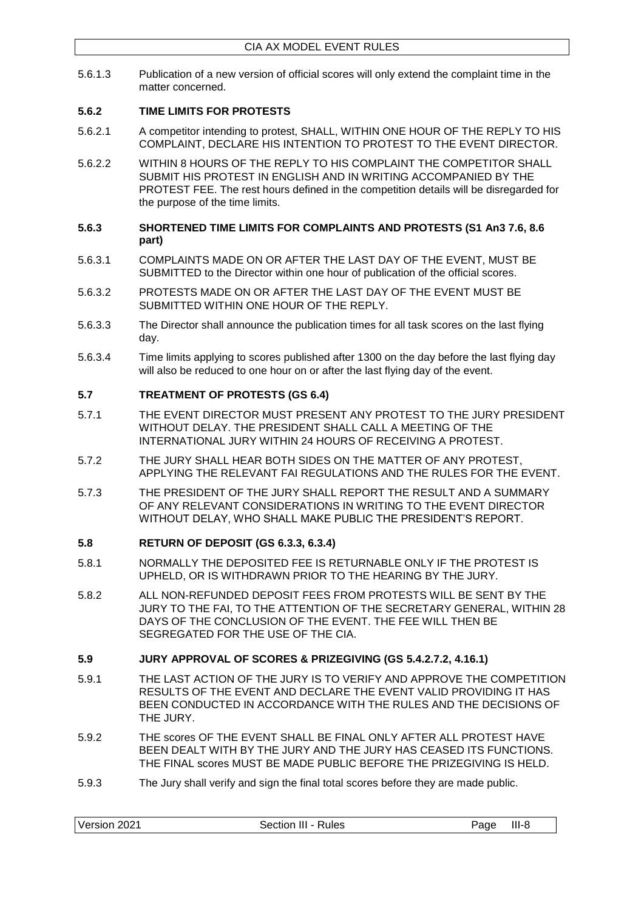5.6.1.3 Publication of a new version of official scores will only extend the complaint time in the matter concerned.

### 5.6.2 TIME LIMITS FOR PROTESTS

5.6.2.1 A competitor intending to protest, SHALL, WITHIN ONE HOUR OF THE REPLY TO HIS COMPLAINT, DECLARE HIS INTENTION TO PROTEST TO THE EVENT DIRECTOR.

5.6.2.2 WITHIN 8 HOURS OF THE REPLY TO HIS COMPLAINT THE COMPETITOR SHALL SUBMIT HIS PROTEST IN ENGLISH AND IN WRITING ACCOMPANIED BY THE PROTEST FEE. The rest hours defined in the competition details will be disregarded for the purpose of the time limits.

### 5.6.3 SHORTENED TIME LIMITS FOR COMPLAINTS AND PROTESTS (S1 An3 7.6, 8.6 part)

5.6.3.1 COMPLAINTS MADE ON OR AFTER THE LAST DAY OF THE EVENT, MUST BE SUBMITTED to the Director within one hour of publication of the official scores.

5.6.3.2 PROTESTS MADE ON OR AFTER THE LAST DAY OF THE EVENT MUST BE SUBMITTED WITHIN ONE HOUR OF THE REPLY.

5.6.3.3 The Director shall announce the publication times for all task scores on the last flying day.

5.6.3.4 Time limits applying to scores published after 1300 on the day before the last flying day will also be reduced to one hour on or after the last flying day of the event.

## 5.7 TREATMENT OF PROTESTS (GS 6.4)

5.7.1 THE EVENT DIRECTOR MUST PRESENT ANY PROTEST TO THE JURY PRESIDENT WITHOUT DELAY. THE PRESIDENT SHALL CALL A MEETING OF THE INTERNATIONAL JURY WITHIN 24 HOURS OF RECEIVING A PROTEST.

5.7.2 THE JURY SHALL HEAR BOTH SIDES ON THE MATTER OF ANY PROTEST, APPLYING THE RELEVANT FAI REGULATIONS AND THE RULES FOR THE EVENT.

5.7.3 THE PRESIDENT OF THE JURY SHALL REPORT THE RESULT AND A SUMMARY OF ANY RELEVANT CONSIDERATIONS IN WRITING TO THE EVENT DIRECTOR WITHOUT DELAY, WHO SHALL MAKE PUBLIC THE PRESIDENT'S REPORT.

## 5.8 RETURN OF DEPOSIT (GS 6.3.3, 6.3.4)

5.8.1 NORMALLY THE DEPOSITED FEE IS RETURNABLE ONLY IF THE PROTEST IS UPHELD, OR IS WITHDRAWN PRIOR TO THE HEARING BY THE JURY.

5.8.2 ALL NON-REFUNDED DEPOSIT FEES FROM PROTESTS WILL BE SENT BY THE JURY TO THE FAI, TO THE ATTENTION OF THE SECRETARY GENERAL, WITHIN 28 DAYS OF THE CONCLUSION OF THE EVENT. THE FEE WILL THEN BE SEGREGATED FOR THE USE OF THE CIA.

## 5.9 JURY APPROVAL OF SCORES & PRIZEGIVING (GS 5.4.2.7.2, 4.16.1)

5.9.1 THE LAST ACTION OF THE JURY IS TO VERIFY AND APPROVE THE COMPETITION RESULTS OF THE EVENT AND DECLARE THE EVENT VALID PROVIDING IT HAS BEEN CONDUCTED IN ACCORDANCE WITH THE RULES AND THE DECISIONS OF THE JURY.

5.9.2 THE scores OF THE EVENT SHALL BE FINAL ONLY AFTER ALL PROTEST HAVE BEEN DEALT WITH BY THE JURY AND THE JURY HAS CEASED ITS FUNCTIONS. THE FINAL scores MUST BE MADE PUBLIC BEFORE THE PRIZEGIVING IS HELD.

5.9.3 The Jury shall verify and sign the final total scores before they are made public.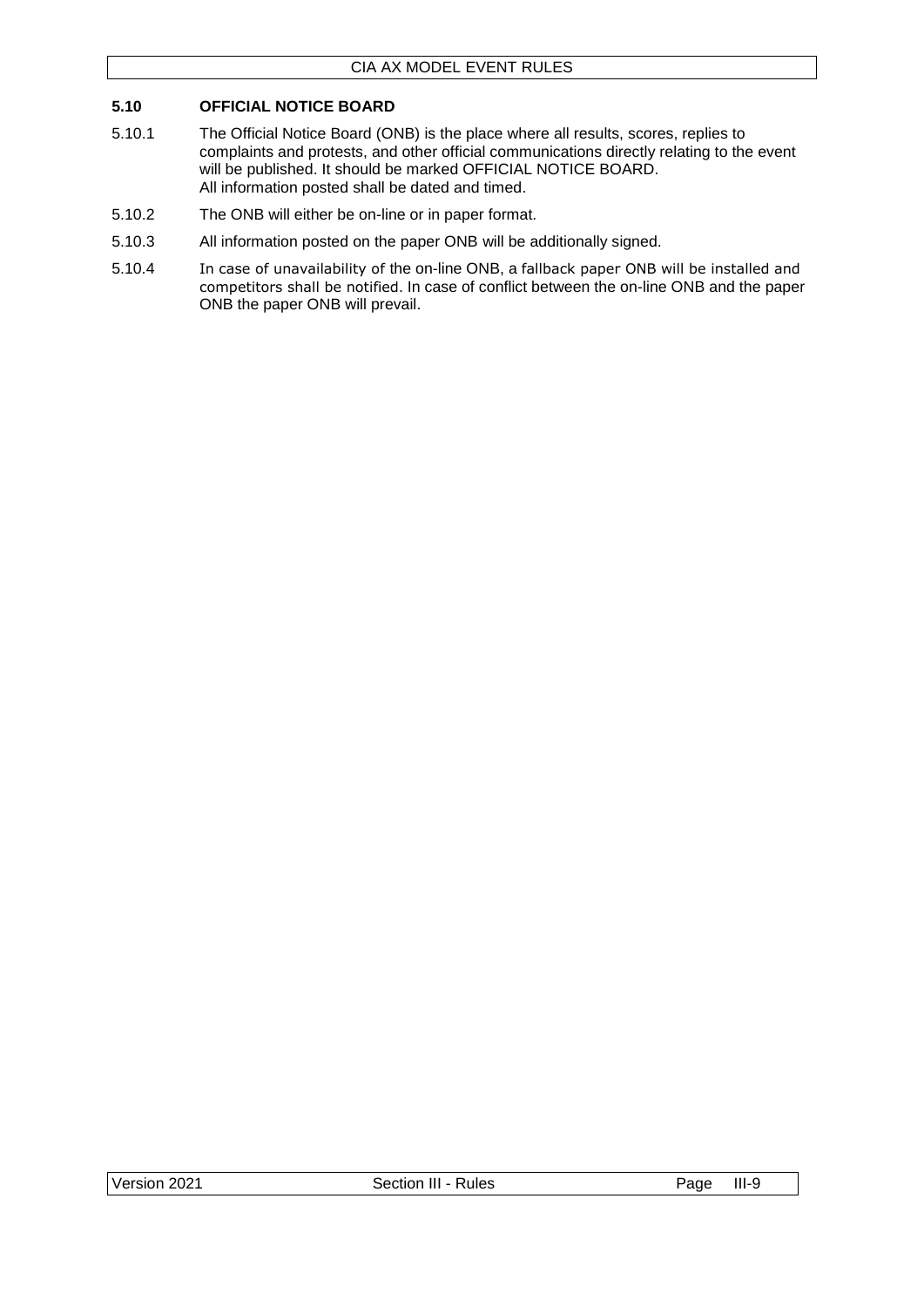## 5.10 OFFICIAL NOTICE BOARD

5.10.1 The Official Notice Board (ONB) is the place where all results, scores, replies to complaints and protests, and other official communications directly relating to the event will be published. It should be marked OFFICIAL NOTICE BOARD.
All information posted shall be dated and timed.

5.10.2 The ONB will either be on-line or in paper format.

5.10.3 All information posted on the paper ONB will be additionally signed.

5.10.4 In case of unavailability of the on-line ONB, a fallback paper ONB will be installed and competitors shall be notified. In case of conflict between the on-line ONB and the paper ONB the paper ONB will prevail.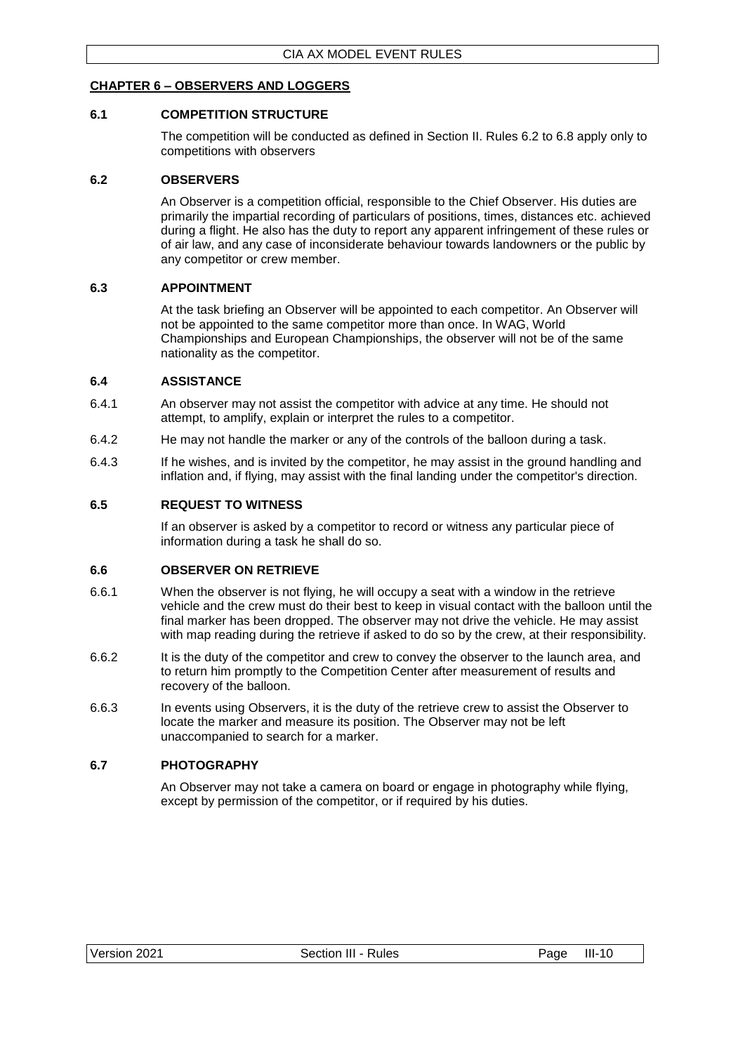## CHAPTER 6 – OBSERVERS AND LOGGERS

### 6.1 COMPETITION STRUCTURE

The competition will be conducted as defined in Section II. Rules 6.2 to 6.8 apply only to competitions with observers

### 6.2 OBSERVERS

An Observer is a competition official, responsible to the Chief Observer. His duties are primarily the impartial recording of particulars of positions, times, distances etc. achieved during a flight. He also has the duty to report any apparent infringement of these rules or of air law, and any case of inconsiderate behaviour towards landowners or the public by any competitor or crew member.

### 6.3 APPOINTMENT

At the task briefing an Observer will be appointed to each competitor. An Observer will not be appointed to the same competitor more than once. In WAG, World Championships and European Championships, the observer will not be of the same nationality as the competitor.

### 6.4 ASSISTANCE

6.4.1 An observer may not assist the competitor with advice at any time. He should not attempt, to amplify, explain or interpret the rules to a competitor.

6.4.2 He may not handle the marker or any of the controls of the balloon during a task.

6.4.3 If he wishes, and is invited by the competitor, he may assist in the ground handling and inflation and, if flying, may assist with the final landing under the competitor's direction.

### 6.5 REQUEST TO WITNESS

If an observer is asked by a competitor to record or witness any particular piece of information during a task he shall do so.

### 6.6 OBSERVER ON RETRIEVE

6.6.1 When the observer is not flying, he will occupy a seat with a window in the retrieve vehicle and the crew must do their best to keep in visual contact with the balloon until the final marker has been dropped. The observer may not drive the vehicle. He may assist with map reading during the retrieve if asked to do so by the crew, at their responsibility.

6.6.2 It is the duty of the competitor and crew to convey the observer to the launch area, and to return him promptly to the Competition Center after measurement of results and recovery of the balloon.

6.6.3 In events using Observers, it is the duty of the retrieve crew to assist the Observer to locate the marker and measure its position. The Observer may not be left unaccompanied to search for a marker.

### 6.7 PHOTOGRAPHY

An Observer may not take a camera on board or engage in photography while flying, except by permission of the competitor, or if required by his duties.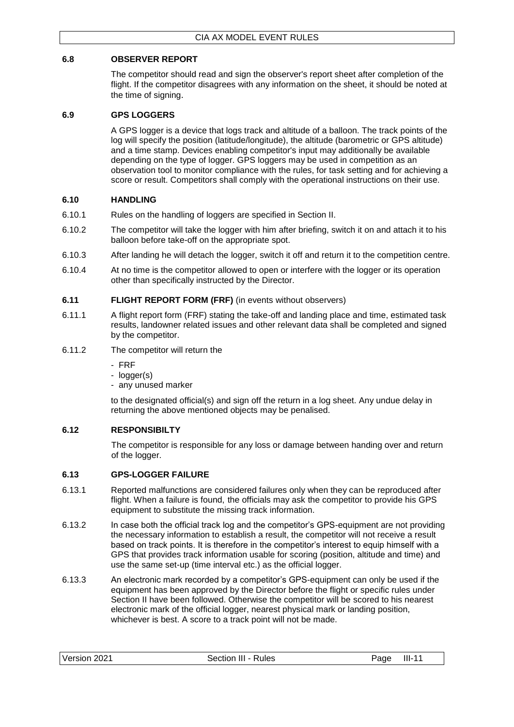### 6.8 OBSERVER REPORT

The competitor should read and sign the observer's report sheet after completion of the flight. If the competitor disagrees with any information on the sheet, it should be noted at the time of signing.

### 6.9 GPS LOGGERS

A GPS logger is a device that logs track and altitude of a balloon. The track points of the log will specify the position (latitude/longitude), the altitude (barometric or GPS altitude) and a time stamp. Devices enabling competitor's input may additionally be available depending on the type of logger. GPS loggers may be used in competition as an observation tool to monitor compliance with the rules, for task setting and for achieving a score or result. Competitors shall comply with the operational instructions on their use.

### 6.10 HANDLING

6.10.1 Rules on the handling of loggers are specified in Section II.

6.10.2 The competitor will take the logger with him after briefing, switch it on and attach it to his balloon before take-off on the appropriate spot.

6.10.3 After landing he will detach the logger, switch it off and return it to the competition centre.

6.10.4 At no time is the competitor allowed to open or interfere with the logger or its operation other than specifically instructed by the Director.

### 6.11 FLIGHT REPORT FORM (FRF) (in events without observers)

6.11.1 A flight report form (FRF) stating the take-off and landing place and time, estimated task results, landowner related issues and other relevant data shall be completed and signed by the competitor.

6.11.2 The competitor will return the

- FRF
- logger(s)
- any unused marker

to the designated official(s) and sign off the return in a log sheet. Any undue delay in returning the above mentioned objects may be penalised.

### 6.12 RESPONSIBILTY

The competitor is responsible for any loss or damage between handing over and return of the logger.

### 6.13 GPS-LOGGER FAILURE

6.13.1 Reported malfunctions are considered failures only when they can be reproduced after flight. When a failure is found, the officials may ask the competitor to provide his GPS equipment to substitute the missing track information.

6.13.2 In case both the official track log and the competitor's GPS-equipment are not providing the necessary information to establish a result, the competitor will not receive a result based on track points. It is therefore in the competitor's interest to equip himself with a GPS that provides track information usable for scoring (position, altitude and time) and use the same set-up (time interval etc.) as the official logger.

6.13.3 An electronic mark recorded by a competitor's GPS-equipment can only be used if the equipment has been approved by the Director before the flight or specific rules under Section II have been followed. Otherwise the competitor will be scored to his nearest electronic mark of the official logger, nearest physical mark or landing position, whichever is best. A score to a track point will not be made.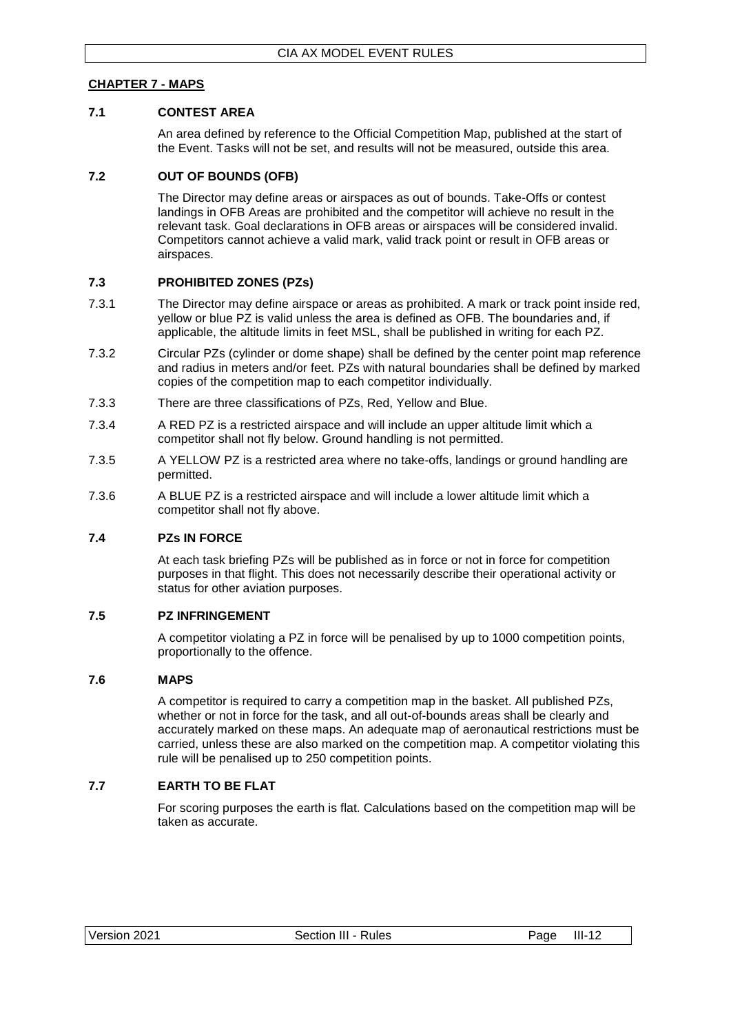## CHAPTER 7 - MAPS

### 7.1 CONTEST AREA

An area defined by reference to the Official Competition Map, published at the start of the Event. Tasks will not be set, and results will not be measured, outside this area.

### 7.2 OUT OF BOUNDS (OFB)

The Director may define areas or airspaces as out of bounds. Take-Offs or contest landings in OFB Areas are prohibited and the competitor will achieve no result in the relevant task. Goal declarations in OFB areas or airspaces will be considered invalid. Competitors cannot achieve a valid mark, valid track point or result in OFB areas or airspaces.

### 7.3 PROHIBITED ZONES (PZs)

7.3.1 The Director may define airspace or areas as prohibited. A mark or track point inside red, yellow or blue PZ is valid unless the area is defined as OFB. The boundaries and, if applicable, the altitude limits in feet MSL, shall be published in writing for each PZ.

7.3.2 Circular PZs (cylinder or dome shape) shall be defined by the center point map reference and radius in meters and/or feet. PZs with natural boundaries shall be defined by marked copies of the competition map to each competitor individually.

7.3.3 There are three classifications of PZs, Red, Yellow and Blue.

7.3.4 A RED PZ is a restricted airspace and will include an upper altitude limit which a competitor shall not fly below. Ground handling is not permitted.

7.3.5 A YELLOW PZ is a restricted area where no take-offs, landings or ground handling are permitted.

7.3.6 A BLUE PZ is a restricted airspace and will include a lower altitude limit which a competitor shall not fly above.

### 7.4 PZs IN FORCE

At each task briefing PZs will be published as in force or not in force for competition purposes in that flight. This does not necessarily describe their operational activity or status for other aviation purposes.

### 7.5 PZ INFRINGEMENT

A competitor violating a PZ in force will be penalised by up to 1000 competition points, proportionally to the offence.

### 7.6 MAPS

A competitor is required to carry a competition map in the basket. All published PZs, whether or not in force for the task, and all out-of-bounds areas shall be clearly and accurately marked on these maps. An adequate map of aeronautical restrictions must be carried, unless these are also marked on the competition map. A competitor violating this rule will be penalised up to 250 competition points.

### 7.7 EARTH TO BE FLAT

For scoring purposes the earth is flat. Calculations based on the competition map will be taken as accurate.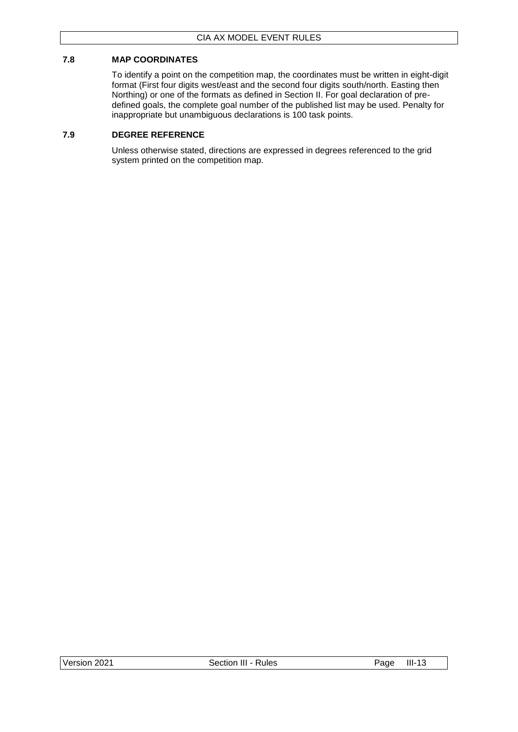### 7.8 MAP COORDINATES

To identify a point on the competition map, the coordinates must be written in eight-digit format (First four digits west/east and the second four digits south/north. Easting then Northing) or one of the formats as defined in Section II. For goal declaration of pre-defined goals, the complete goal number of the published list may be used. Penalty for inappropriate but unambiguous declarations is 100 task points.

### 7.9 DEGREE REFERENCE

Unless otherwise stated, directions are expressed in degrees referenced to the grid system printed on the competition map.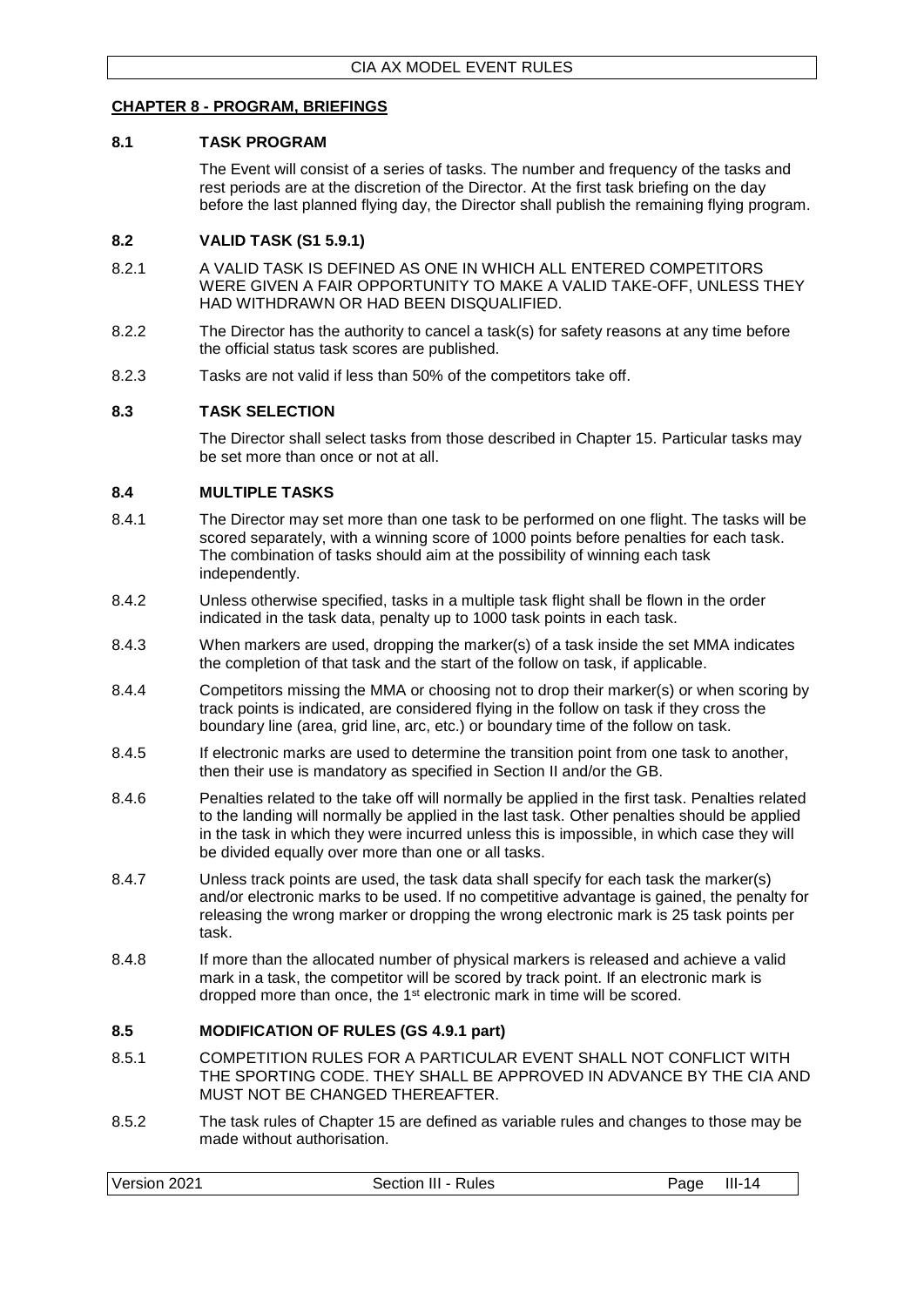## CHAPTER 8 - PROGRAM, BRIEFINGS

### 8.1 TASK PROGRAM

The Event will consist of a series of tasks. The number and frequency of the tasks and rest periods are at the discretion of the Director. At the first task briefing on the day before the last planned flying day, the Director shall publish the remaining flying program.

### 8.2 VALID TASK (S1 5.9.1)

8.2.1 A VALID TASK IS DEFINED AS ONE IN WHICH ALL ENTERED COMPETITORS WERE GIVEN A FAIR OPPORTUNITY TO MAKE A VALID TAKE-OFF, UNLESS THEY HAD WITHDRAWN OR HAD BEEN DISQUALIFIED.

8.2.2 The Director has the authority to cancel a task(s) for safety reasons at any time before the official status task scores are published.

8.2.3 Tasks are not valid if less than 50% of the competitors take off.

### 8.3 TASK SELECTION

The Director shall select tasks from those described in Chapter 15. Particular tasks may be set more than once or not at all.

### 8.4 MULTIPLE TASKS

8.4.1 The Director may set more than one task to be performed on one flight. The tasks will be scored separately, with a winning score of 1000 points before penalties for each task. The combination of tasks should aim at the possibility of winning each task independently.

8.4.2 Unless otherwise specified, tasks in a multiple task flight shall be flown in the order indicated in the task data, penalty up to 1000 task points in each task.

8.4.3 When markers are used, dropping the marker(s) of a task inside the set MMA indicates the completion of that task and the start of the follow on task, if applicable.

8.4.4 Competitors missing the MMA or choosing not to drop their marker(s) or when scoring by track points is indicated, are considered flying in the follow on task if they cross the boundary line (area, grid line, arc, etc.) or boundary time of the follow on task.

8.4.5 If electronic marks are used to determine the transition point from one task to another, then their use is mandatory as specified in Section II and/or the GB.

8.4.6 Penalties related to the take off will normally be applied in the first task. Penalties related to the landing will normally be applied in the last task. Other penalties should be applied in the task in which they were incurred unless this is impossible, in which case they will be divided equally over more than one or all tasks.

8.4.7 Unless track points are used, the task data shall specify for each task the marker(s) and/or electronic marks to be used. If no competitive advantage is gained, the penalty for releasing the wrong marker or dropping the wrong electronic mark is 25 task points per task.

8.4.8 If more than the allocated number of physical markers is released and achieve a valid mark in a task, the competitor will be scored by track point. If an electronic mark is dropped more than once, the 1st electronic mark in time will be scored.

### 8.5 MODIFICATION OF RULES (GS 4.9.1 part)

8.5.1 COMPETITION RULES FOR A PARTICULAR EVENT SHALL NOT CONFLICT WITH THE SPORTING CODE. THEY SHALL BE APPROVED IN ADVANCE BY THE CIA AND MUST NOT BE CHANGED THEREAFTER.

8.5.2 The task rules of Chapter 15 are defined as variable rules and changes to those may be made without authorisation.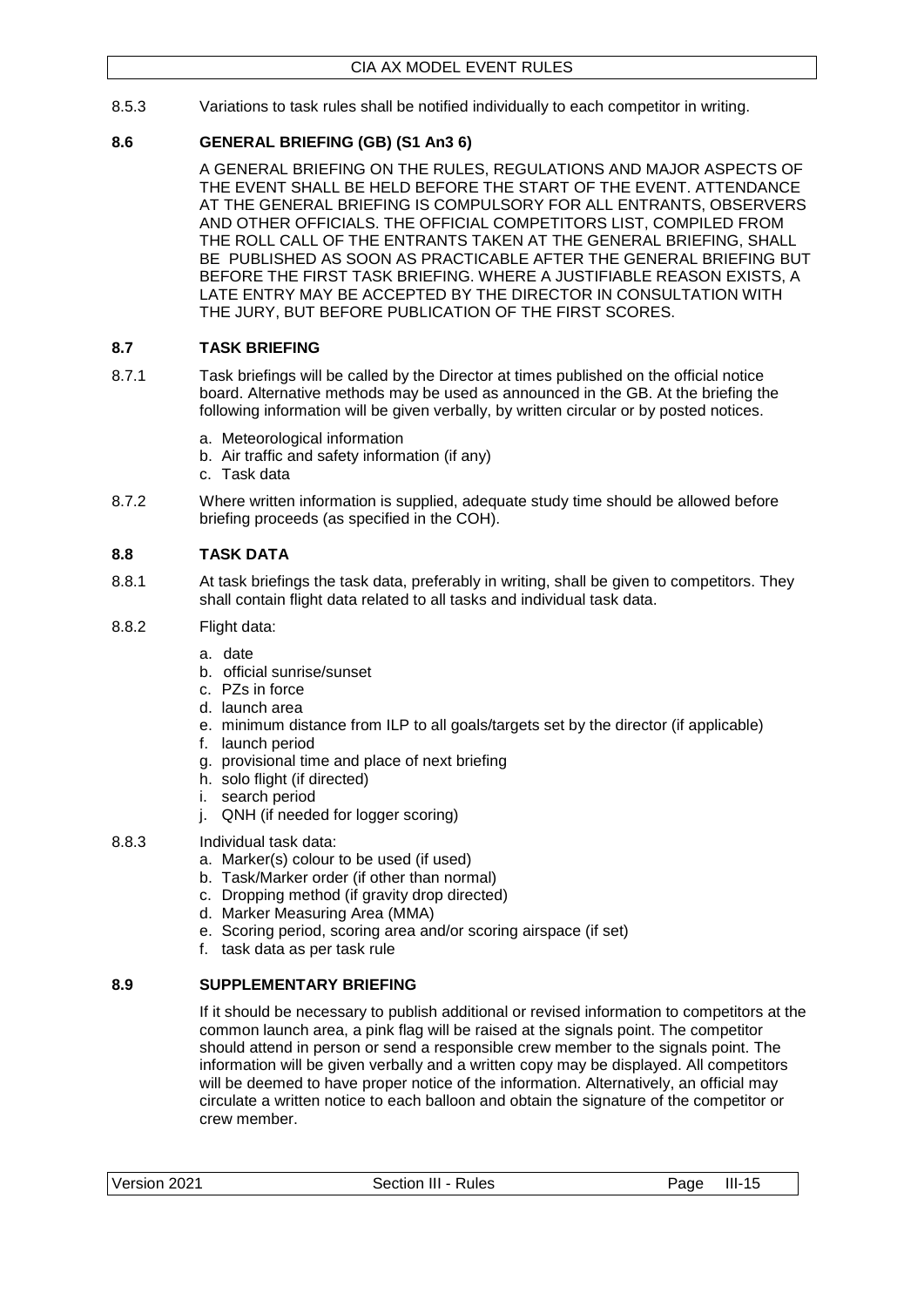8.5.3 Variations to task rules shall be notified individually to each competitor in writing.

### 8.6 GENERAL BRIEFING (GB) (S1 An3 6)

A GENERAL BRIEFING ON THE RULES, REGULATIONS AND MAJOR ASPECTS OF THE EVENT SHALL BE HELD BEFORE THE START OF THE EVENT. ATTENDANCE AT THE GENERAL BRIEFING IS COMPULSORY FOR ALL ENTRANTS, OBSERVERS AND OTHER OFFICIALS. THE OFFICIAL COMPETITORS LIST, COMPILED FROM THE ROLL CALL OF THE ENTRANTS TAKEN AT THE GENERAL BRIEFING, SHALL BE PUBLISHED AS SOON AS PRACTICABLE AFTER THE GENERAL BRIEFING BUT BEFORE THE FIRST TASK BRIEFING. WHERE A JUSTIFIABLE REASON EXISTS, A LATE ENTRY MAY BE ACCEPTED BY THE DIRECTOR IN CONSULTATION WITH THE JURY, BUT BEFORE PUBLICATION OF THE FIRST SCORES.

### 8.7 TASK BRIEFING

8.7.1 Task briefings will be called by the Director at times published on the official notice board. Alternative methods may be used as announced in the GB. At the briefing the following information will be given verbally, by written circular or by posted notices.

a. Meteorological information
b. Air traffic and safety information (if any)
c. Task data

8.7.2 Where written information is supplied, adequate study time should be allowed before briefing proceeds (as specified in the COH).

### 8.8 TASK DATA

8.8.1 At task briefings the task data, preferably in writing, shall be given to competitors. They shall contain flight data related to all tasks and individual task data.

8.8.2 Flight data:

a. date
b. official sunrise/sunset
c. PZs in force
d. launch area
e. minimum distance from ILP to all goals/targets set by the director (if applicable)
f. launch period
g. provisional time and place of next briefing
h. solo flight (if directed)
i. search period
j. QNH (if needed for logger scoring)

8.8.3 Individual task data:

a. Marker(s) colour to be used (if used)
b. Task/Marker order (if other than normal)
c. Dropping method (if gravity drop directed)
d. Marker Measuring Area (MMA)
e. Scoring period, scoring area and/or scoring airspace (if set)
f. task data as per task rule

### 8.9 SUPPLEMENTARY BRIEFING

If it should be necessary to publish additional or revised information to competitors at the common launch area, a pink flag will be raised at the signals point. The competitor should attend in person or send a responsible crew member to the signals point. The information will be given verbally and a written copy may be displayed. All competitors will be deemed to have proper notice of the information. Alternatively, an official may circulate a written notice to each balloon and obtain the signature of the competitor or crew member.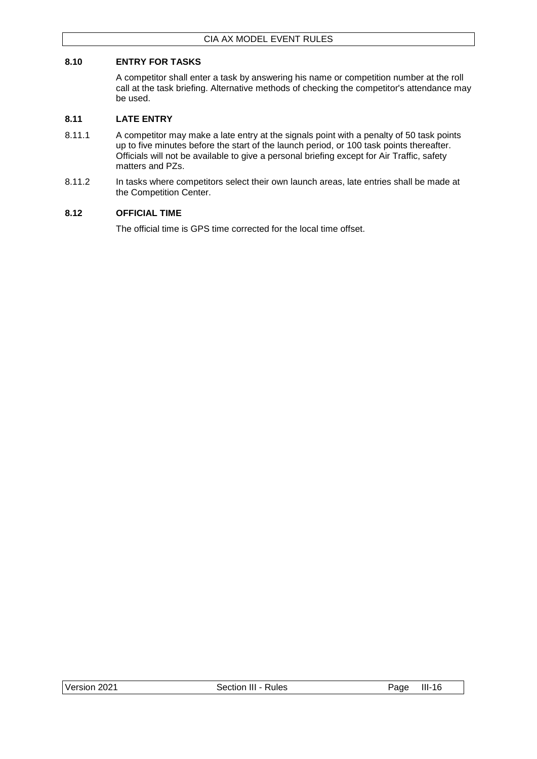### 8.10 ENTRY FOR TASKS

A competitor shall enter a task by answering his name or competition number at the roll call at the task briefing. Alternative methods of checking the competitor's attendance may be used.

### 8.11 LATE ENTRY

8.11.1 A competitor may make a late entry at the signals point with a penalty of 50 task points up to five minutes before the start of the launch period, or 100 task points thereafter. Officials will not be available to give a personal briefing except for Air Traffic, safety matters and PZs.

8.11.2 In tasks where competitors select their own launch areas, late entries shall be made at the Competition Center.

### 8.12 OFFICIAL TIME

The official time is GPS time corrected for the local time offset.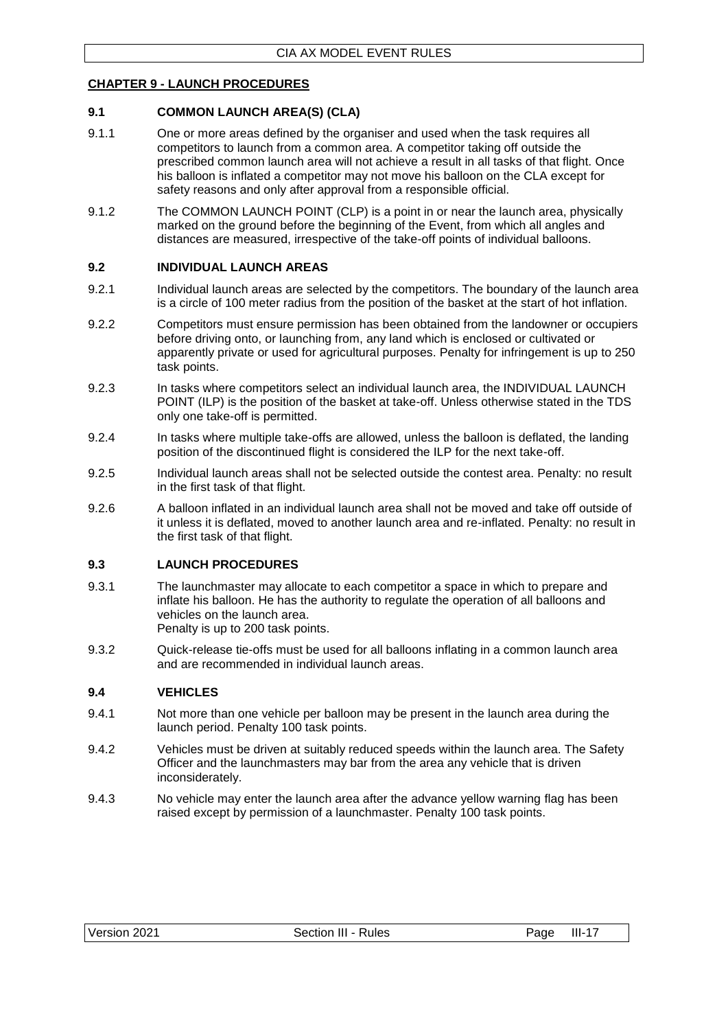## CHAPTER 9 - LAUNCH PROCEDURES

### 9.1 COMMON LAUNCH AREA(S) (CLA)

9.1.1 One or more areas defined by the organiser and used when the task requires all competitors to launch from a common area. A competitor taking off outside the prescribed common launch area will not achieve a result in all tasks of that flight. Once his balloon is inflated a competitor may not move his balloon on the CLA except for safety reasons and only after approval from a responsible official.

9.1.2 The COMMON LAUNCH POINT (CLP) is a point in or near the launch area, physically marked on the ground before the beginning of the Event, from which all angles and distances are measured, irrespective of the take-off points of individual balloons.

### 9.2 INDIVIDUAL LAUNCH AREAS

9.2.1 Individual launch areas are selected by the competitors. The boundary of the launch area is a circle of 100 meter radius from the position of the basket at the start of hot inflation.

9.2.2 Competitors must ensure permission has been obtained from the landowner or occupiers before driving onto, or launching from, any land which is enclosed or cultivated or apparently private or used for agricultural purposes. Penalty for infringement is up to 250 task points.

9.2.3 In tasks where competitors select an individual launch area, the INDIVIDUAL LAUNCH POINT (ILP) is the position of the basket at take-off. Unless otherwise stated in the TDS only one take-off is permitted.

9.2.4 In tasks where multiple take-offs are allowed, unless the balloon is deflated, the landing position of the discontinued flight is considered the ILP for the next take-off.

9.2.5 Individual launch areas shall not be selected outside the contest area. Penalty: no result in the first task of that flight.

9.2.6 A balloon inflated in an individual launch area shall not be moved and take off outside of it unless it is deflated, moved to another launch area and re-inflated. Penalty: no result in the first task of that flight.

### 9.3 LAUNCH PROCEDURES

9.3.1 The launchmaster may allocate to each competitor a space in which to prepare and inflate his balloon. He has the authority to regulate the operation of all balloons and vehicles on the launch area.
Penalty is up to 200 task points.

9.3.2 Quick-release tie-offs must be used for all balloons inflating in a common launch area and are recommended in individual launch areas.

### 9.4 VEHICLES

9.4.1 Not more than one vehicle per balloon may be present in the launch area during the launch period. Penalty 100 task points.

9.4.2 Vehicles must be driven at suitably reduced speeds within the launch area. The Safety Officer and the launchmasters may bar from the area any vehicle that is driven inconsiderately.

9.4.3 No vehicle may enter the launch area after the advance yellow warning flag has been raised except by permission of a launchmaster. Penalty 100 task points.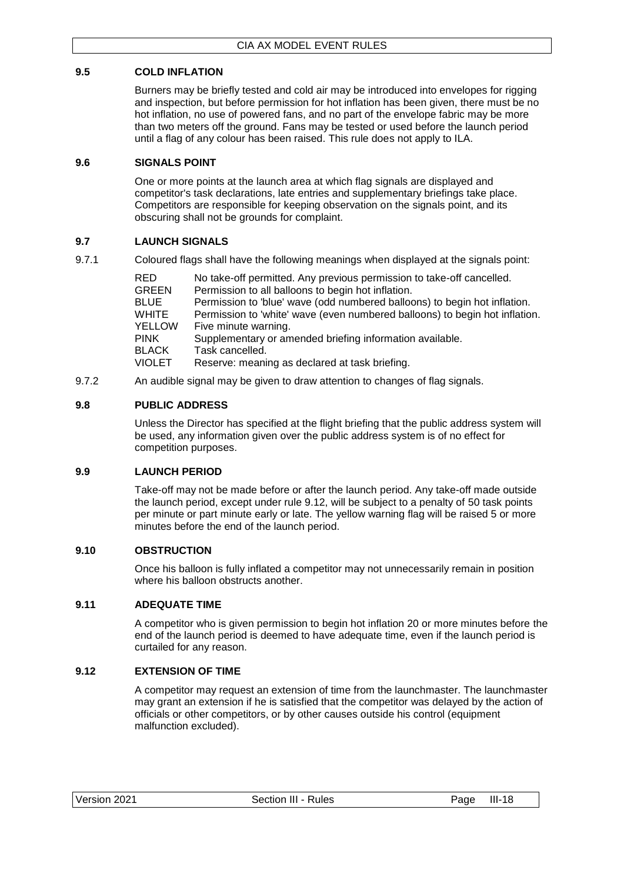### 9.5 COLD INFLATION

Burners may be briefly tested and cold air may be introduced into envelopes for rigging and inspection, but before permission for hot inflation has been given, there must be no hot inflation, no use of powered fans, and no part of the envelope fabric may be more than two meters off the ground. Fans may be tested or used before the launch period until a flag of any colour has been raised. This rule does not apply to ILA.

### 9.6 SIGNALS POINT

One or more points at the launch area at which flag signals are displayed and competitor's task declarations, late entries and supplementary briefings take place. Competitors are responsible for keeping observation on the signals point, and its obscuring shall not be grounds for complaint.

### 9.7 LAUNCH SIGNALS

9.7.1 Coloured flags shall have the following meanings when displayed at the signals point:

| | |
|---|---|
| RED | No take-off permitted. Any previous permission to take-off cancelled. |
| GREEN | Permission to all balloons to begin hot inflation. |
| BLUE | Permission to 'blue' wave (odd numbered balloons) to begin hot inflation. |
| WHITE | Permission to 'white' wave (even numbered balloons) to begin hot inflation. |
| YELLOW | Five minute warning. |
| PINK | Supplementary or amended briefing information available. |
| BLACK | Task cancelled. |
| VIOLET | Reserve: meaning as declared at task briefing. |

9.7.2 An audible signal may be given to draw attention to changes of flag signals.

### 9.8 PUBLIC ADDRESS

Unless the Director has specified at the flight briefing that the public address system will be used, any information given over the public address system is of no effect for competition purposes.

### 9.9 LAUNCH PERIOD

Take-off may not be made before or after the launch period. Any take-off made outside the launch period, except under rule 9.12, will be subject to a penalty of 50 task points per minute or part minute early or late. The yellow warning flag will be raised 5 or more minutes before the end of the launch period.

### 9.10 OBSTRUCTION

Once his balloon is fully inflated a competitor may not unnecessarily remain in position where his balloon obstructs another.

### 9.11 ADEQUATE TIME

A competitor who is given permission to begin hot inflation 20 or more minutes before the end of the launch period is deemed to have adequate time, even if the launch period is curtailed for any reason.

### 9.12 EXTENSION OF TIME

A competitor may request an extension of time from the launchmaster. The launchmaster may grant an extension if he is satisfied that the competitor was delayed by the action of officials or other competitors, or by other causes outside his control (equipment malfunction excluded).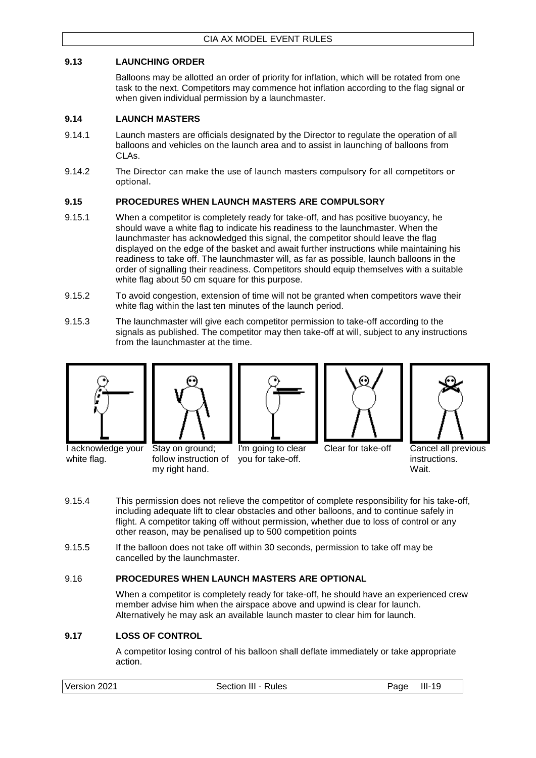## 9.13 LAUNCHING ORDER

Balloons may be allotted an order of priority for inflation, which will be rotated from one task to the next. Competitors may commence hot inflation according to the flag signal or when given individual permission by a launchmaster.

## 9.14 LAUNCH MASTERS

9.14.1 Launch masters are officials designated by the Director to regulate the operation of all balloons and vehicles on the launch area and to assist in launching of balloons from CLAs.

9.14.2 The Director can make the use of launch masters compulsory for all competitors or optional.

## 9.15 PROCEDURES WHEN LAUNCH MASTERS ARE COMPULSORY

9.15.1 When a competitor is completely ready for take-off, and has positive buoyancy, he should wave a white flag to indicate his readiness to the launchmaster. When the launchmaster has acknowledged this signal, the competitor should leave the flag displayed on the edge of the basket and await further instructions while maintaining his readiness to take off. The launchmaster will, as far as possible, launch balloons in the order of signalling their readiness. Competitors should equip themselves with a suitable white flag about 50 cm square for this purpose.

9.15.2 To avoid congestion, extension of time will not be granted when competitors wave their white flag within the last ten minutes of the launch period.

9.15.3 The launchmaster will give each competitor permission to take-off according to the signals as published. The competitor may then take-off at will, subject to any instructions from the launchmaster at the time.

I acknowledge your white flag.

Stay on ground; follow instruction of my right hand.

I'm going to clear you for take-off.

Clear for take-off

Cancel all previous instructions. Wait.

9.15.4 This permission does not relieve the competitor of complete responsibility for his take-off, including adequate lift to clear obstacles and other balloons, and to continue safely in flight. A competitor taking off without permission, whether due to loss of control or any other reason, may be penalised up to 500 competition points

9.15.5 If the balloon does not take off within 30 seconds, permission to take off may be cancelled by the launchmaster.

## 9.16 PROCEDURES WHEN LAUNCH MASTERS ARE OPTIONAL

When a competitor is completely ready for take-off, he should have an experienced crew member advise him when the airspace above and upwind is clear for launch. Alternatively he may ask an available launch master to clear him for launch.

## 9.17 LOSS OF CONTROL

A competitor losing control of his balloon shall deflate immediately or take appropriate action.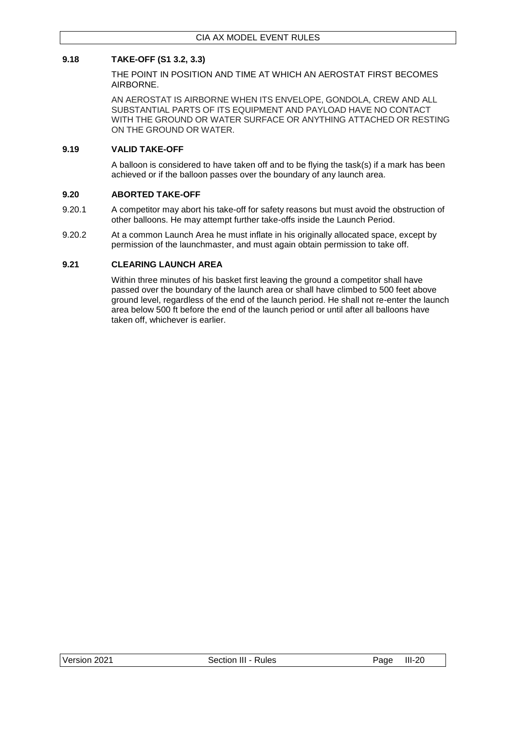### 9.18 TAKE-OFF (S1 3.2, 3.3)

THE POINT IN POSITION AND TIME AT WHICH AN AEROSTAT FIRST BECOMES AIRBORNE.

AN AEROSTAT IS AIRBORNE WHEN ITS ENVELOPE, GONDOLA, CREW AND ALL SUBSTANTIAL PARTS OF ITS EQUIPMENT AND PAYLOAD HAVE NO CONTACT WITH THE GROUND OR WATER SURFACE OR ANYTHING ATTACHED OR RESTING ON THE GROUND OR WATER.

### 9.19 VALID TAKE-OFF

A balloon is considered to have taken off and to be flying the task(s) if a mark has been achieved or if the balloon passes over the boundary of any launch area.

### 9.20 ABORTED TAKE-OFF

9.20.1 A competitor may abort his take-off for safety reasons but must avoid the obstruction of other balloons. He may attempt further take-offs inside the Launch Period.

9.20.2 At a common Launch Area he must inflate in his originally allocated space, except by permission of the launchmaster, and must again obtain permission to take off.

### 9.21 CLEARING LAUNCH AREA

Within three minutes of his basket first leaving the ground a competitor shall have passed over the boundary of the launch area or shall have climbed to 500 feet above ground level, regardless of the end of the launch period. He shall not re-enter the launch area below 500 ft before the end of the launch period or until after all balloons have taken off, whichever is earlier.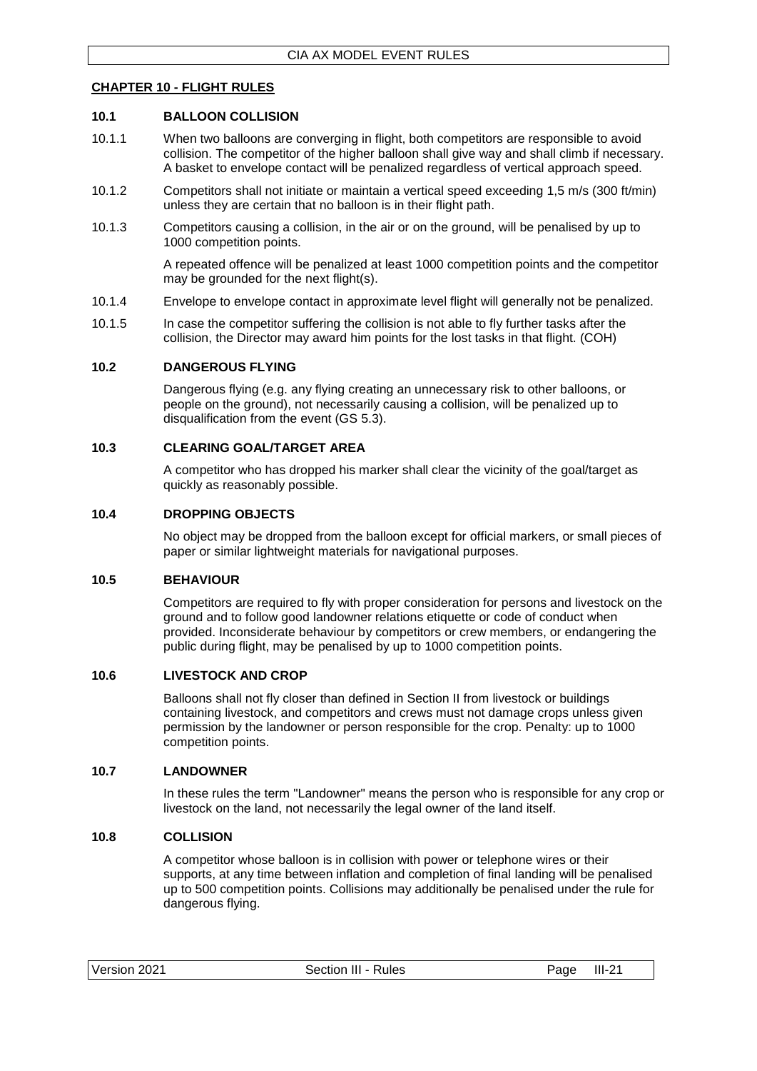## CHAPTER 10 - FLIGHT RULES

### 10.1 BALLOON COLLISION

10.1.1 When two balloons are converging in flight, both competitors are responsible to avoid collision. The competitor of the higher balloon shall give way and shall climb if necessary. A basket to envelope contact will be penalized regardless of vertical approach speed.

10.1.2 Competitors shall not initiate or maintain a vertical speed exceeding 1,5 m/s (300 ft/min) unless they are certain that no balloon is in their flight path.

10.1.3 Competitors causing a collision, in the air or on the ground, will be penalised by up to 1000 competition points.

A repeated offence will be penalized at least 1000 competition points and the competitor may be grounded for the next flight(s).

10.1.4 Envelope to envelope contact in approximate level flight will generally not be penalized.

10.1.5 In case the competitor suffering the collision is not able to fly further tasks after the collision, the Director may award him points for the lost tasks in that flight. (COH)

### 10.2 DANGEROUS FLYING

Dangerous flying (e.g. any flying creating an unnecessary risk to other balloons, or people on the ground), not necessarily causing a collision, will be penalized up to disqualification from the event (GS 5.3).

### 10.3 CLEARING GOAL/TARGET AREA

A competitor who has dropped his marker shall clear the vicinity of the goal/target as quickly as reasonably possible.

### 10.4 DROPPING OBJECTS

No object may be dropped from the balloon except for official markers, or small pieces of paper or similar lightweight materials for navigational purposes.

### 10.5 BEHAVIOUR

Competitors are required to fly with proper consideration for persons and livestock on the ground and to follow good landowner relations etiquette or code of conduct when provided. Inconsiderate behaviour by competitors or crew members, or endangering the public during flight, may be penalised by up to 1000 competition points.

### 10.6 LIVESTOCK AND CROP

Balloons shall not fly closer than defined in Section II from livestock or buildings containing livestock, and competitors and crews must not damage crops unless given permission by the landowner or person responsible for the crop. Penalty: up to 1000 competition points.

### 10.7 LANDOWNER

In these rules the term "Landowner" means the person who is responsible for any crop or livestock on the land, not necessarily the legal owner of the land itself.

### 10.8 COLLISION

A competitor whose balloon is in collision with power or telephone wires or their supports, at any time between inflation and completion of final landing will be penalised up to 500 competition points. Collisions may additionally be penalised under the rule for dangerous flying.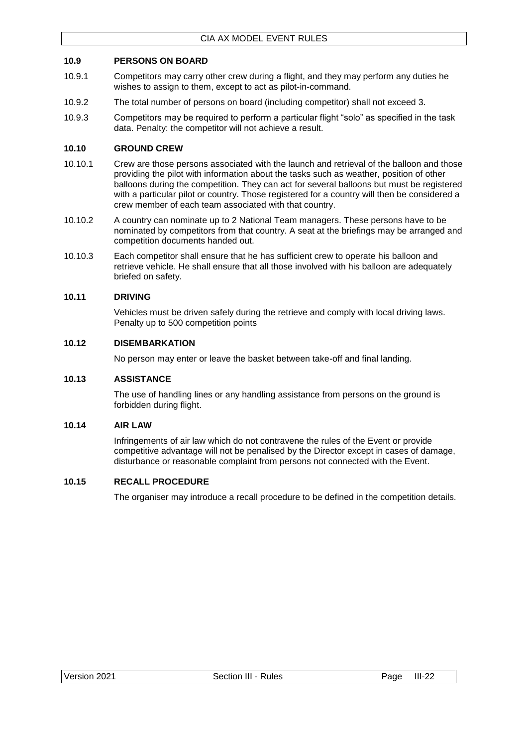### 10.9 PERSONS ON BOARD

10.9.1 Competitors may carry other crew during a flight, and they may perform any duties he wishes to assign to them, except to act as pilot-in-command.

10.9.2 The total number of persons on board (including competitor) shall not exceed 3.

10.9.3 Competitors may be required to perform a particular flight "solo" as specified in the task data. Penalty: the competitor will not achieve a result.

### 10.10 GROUND CREW

10.10.1 Crew are those persons associated with the launch and retrieval of the balloon and those providing the pilot with information about the tasks such as weather, position of other balloons during the competition. They can act for several balloons but must be registered with a particular pilot or country. Those registered for a country will then be considered a crew member of each team associated with that country.

10.10.2 A country can nominate up to 2 National Team managers. These persons have to be nominated by competitors from that country. A seat at the briefings may be arranged and competition documents handed out.

10.10.3 Each competitor shall ensure that he has sufficient crew to operate his balloon and retrieve vehicle. He shall ensure that all those involved with his balloon are adequately briefed on safety.

### 10.11 DRIVING

Vehicles must be driven safely during the retrieve and comply with local driving laws. Penalty up to 500 competition points

### 10.12 DISEMBARKATION

No person may enter or leave the basket between take-off and final landing.

### 10.13 ASSISTANCE

The use of handling lines or any handling assistance from persons on the ground is forbidden during flight.

### 10.14 AIR LAW

Infringements of air law which do not contravene the rules of the Event or provide competitive advantage will not be penalised by the Director except in cases of damage, disturbance or reasonable complaint from persons not connected with the Event.

### 10.15 RECALL PROCEDURE

The organiser may introduce a recall procedure to be defined in the competition details.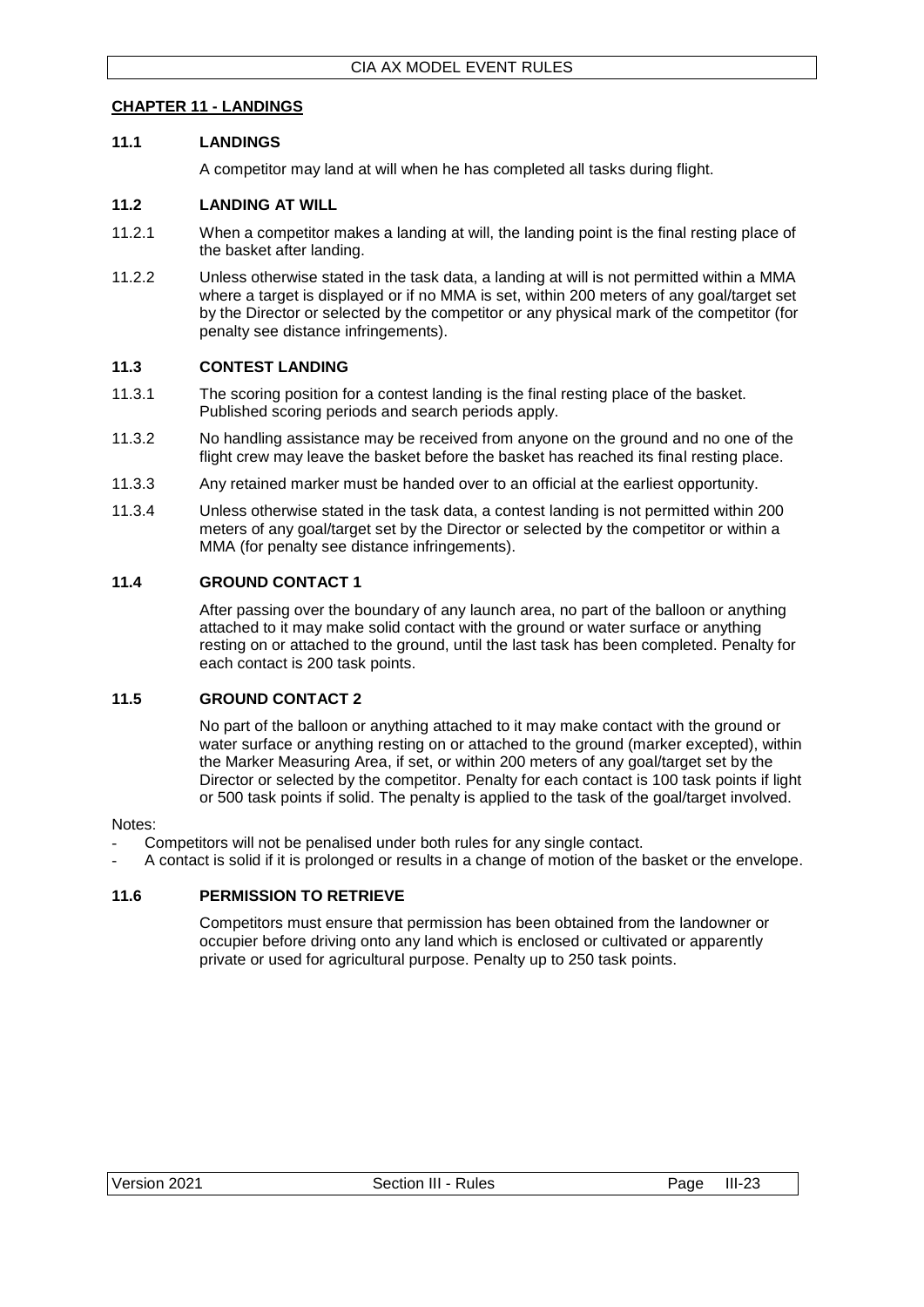## CHAPTER 11 - LANDINGS

### 11.1 LANDINGS

A competitor may land at will when he has completed all tasks during flight.

### 11.2 LANDING AT WILL

11.2.1 When a competitor makes a landing at will, the landing point is the final resting place of the basket after landing.

11.2.2 Unless otherwise stated in the task data, a landing at will is not permitted within a MMA where a target is displayed or if no MMA is set, within 200 meters of any goal/target set by the Director or selected by the competitor or any physical mark of the competitor (for penalty see distance infringements).

### 11.3 CONTEST LANDING

11.3.1 The scoring position for a contest landing is the final resting place of the basket. Published scoring periods and search periods apply.

11.3.2 No handling assistance may be received from anyone on the ground and no one of the flight crew may leave the basket before the basket has reached its final resting place.

11.3.3 Any retained marker must be handed over to an official at the earliest opportunity.

11.3.4 Unless otherwise stated in the task data, a contest landing is not permitted within 200 meters of any goal/target set by the Director or selected by the competitor or within a MMA (for penalty see distance infringements).

### 11.4 GROUND CONTACT 1

After passing over the boundary of any launch area, no part of the balloon or anything attached to it may make solid contact with the ground or water surface or anything resting on or attached to the ground, until the last task has been completed. Penalty for each contact is 200 task points.

### 11.5 GROUND CONTACT 2

No part of the balloon or anything attached to it may make contact with the ground or water surface or anything resting on or attached to the ground (marker excepted), within the Marker Measuring Area, if set, or within 200 meters of any goal/target set by the Director or selected by the competitor. Penalty for each contact is 100 task points if light or 500 task points if solid. The penalty is applied to the task of the goal/target involved.

Notes:

- Competitors will not be penalised under both rules for any single contact.
- A contact is solid if it is prolonged or results in a change of motion of the basket or the envelope.

### 11.6 PERMISSION TO RETRIEVE

Competitors must ensure that permission has been obtained from the landowner or occupier before driving onto any land which is enclosed or cultivated or apparently private or used for agricultural purpose. Penalty up to 250 task points.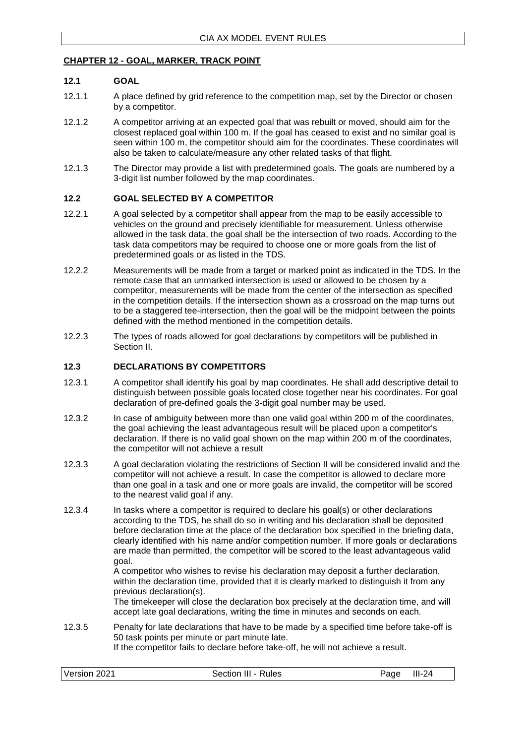## CHAPTER 12 - GOAL, MARKER, TRACK POINT

### 12.1 GOAL

12.1.1 A place defined by grid reference to the competition map, set by the Director or chosen by a competitor.

12.1.2 A competitor arriving at an expected goal that was rebuilt or moved, should aim for the closest replaced goal within 100 m. If the goal has ceased to exist and no similar goal is seen within 100 m, the competitor should aim for the coordinates. These coordinates will also be taken to calculate/measure any other related tasks of that flight.

12.1.3 The Director may provide a list with predetermined goals. The goals are numbered by a 3-digit list number followed by the map coordinates.

### 12.2 GOAL SELECTED BY A COMPETITOR

12.2.1 A goal selected by a competitor shall appear from the map to be easily accessible to vehicles on the ground and precisely identifiable for measurement. Unless otherwise allowed in the task data, the goal shall be the intersection of two roads. According to the task data competitors may be required to choose one or more goals from the list of predetermined goals or as listed in the TDS.

12.2.2 Measurements will be made from a target or marked point as indicated in the TDS. In the remote case that an unmarked intersection is used or allowed to be chosen by a competitor, measurements will be made from the center of the intersection as specified in the competition details. If the intersection shown as a crossroad on the map turns out to be a staggered tee-intersection, then the goal will be the midpoint between the points defined with the method mentioned in the competition details.

12.2.3 The types of roads allowed for goal declarations by competitors will be published in Section II.

### 12.3 DECLARATIONS BY COMPETITORS

12.3.1 A competitor shall identify his goal by map coordinates. He shall add descriptive detail to distinguish between possible goals located close together near his coordinates. For goal declaration of pre-defined goals the 3-digit goal number may be used.

12.3.2 In case of ambiguity between more than one valid goal within 200 m of the coordinates, the goal achieving the least advantageous result will be placed upon a competitor's declaration. If there is no valid goal shown on the map within 200 m of the coordinates, the competitor will not achieve a result

12.3.3 A goal declaration violating the restrictions of Section II will be considered invalid and the competitor will not achieve a result. In case the competitor is allowed to declare more than one goal in a task and one or more goals are invalid, the competitor will be scored to the nearest valid goal if any.

12.3.4 In tasks where a competitor is required to declare his goal(s) or other declarations according to the TDS, he shall do so in writing and his declaration shall be deposited before declaration time at the place of the declaration box specified in the briefing data, clearly identified with his name and/or competition number. If more goals or declarations are made than permitted, the competitor will be scored to the least advantageous valid goal.
A competitor who wishes to revise his declaration may deposit a further declaration, within the declaration time, provided that it is clearly marked to distinguish it from any previous declaration(s).
The timekeeper will close the declaration box precisely at the declaration time, and will accept late goal declarations, writing the time in minutes and seconds on each.

12.3.5 Penalty for late declarations that have to be made by a specified time before take-off is 50 task points per minute or part minute late.
If the competitor fails to declare before take-off, he will not achieve a result.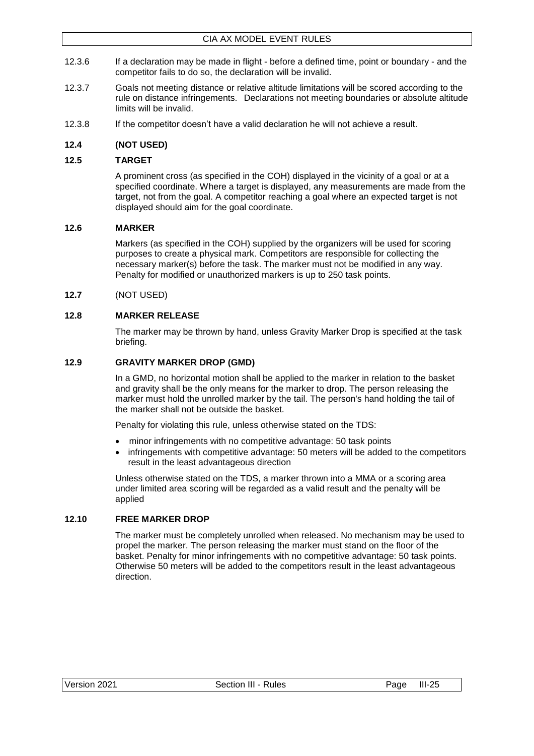12.3.6 If a declaration may be made in flight - before a defined time, point or boundary - and the competitor fails to do so, the declaration will be invalid.

12.3.7 Goals not meeting distance or relative altitude limitations will be scored according to the rule on distance infringements. Declarations not meeting boundaries or absolute altitude limits will be invalid.

12.3.8 If the competitor doesn't have a valid declaration he will not achieve a result.

### 12.4 (NOT USED)

### 12.5 TARGET

A prominent cross (as specified in the COH) displayed in the vicinity of a goal or at a specified coordinate. Where a target is displayed, any measurements are made from the target, not from the goal. A competitor reaching a goal where an expected target is not displayed should aim for the goal coordinate.

### 12.6 MARKER

Markers (as specified in the COH) supplied by the organizers will be used for scoring purposes to create a physical mark. Competitors are responsible for collecting the necessary marker(s) before the task. The marker must not be modified in any way. Penalty for modified or unauthorized markers is up to 250 task points.

### 12.7 (NOT USED)

### 12.8 MARKER RELEASE

The marker may be thrown by hand, unless Gravity Marker Drop is specified at the task briefing.

### 12.9 GRAVITY MARKER DROP (GMD)

In a GMD, no horizontal motion shall be applied to the marker in relation to the basket and gravity shall be the only means for the marker to drop. The person releasing the marker must hold the unrolled marker by the tail. The person's hand holding the tail of the marker shall not be outside the basket.

Penalty for violating this rule, unless otherwise stated on the TDS:

- minor infringements with no competitive advantage: 50 task points
- infringements with competitive advantage: 50 meters will be added to the competitors result in the least advantageous direction

Unless otherwise stated on the TDS, a marker thrown into a MMA or a scoring area under limited area scoring will be regarded as a valid result and the penalty will be applied

### 12.10 FREE MARKER DROP

The marker must be completely unrolled when released. No mechanism may be used to propel the marker. The person releasing the marker must stand on the floor of the basket. Penalty for minor infringements with no competitive advantage: 50 task points. Otherwise 50 meters will be added to the competitors result in the least advantageous direction.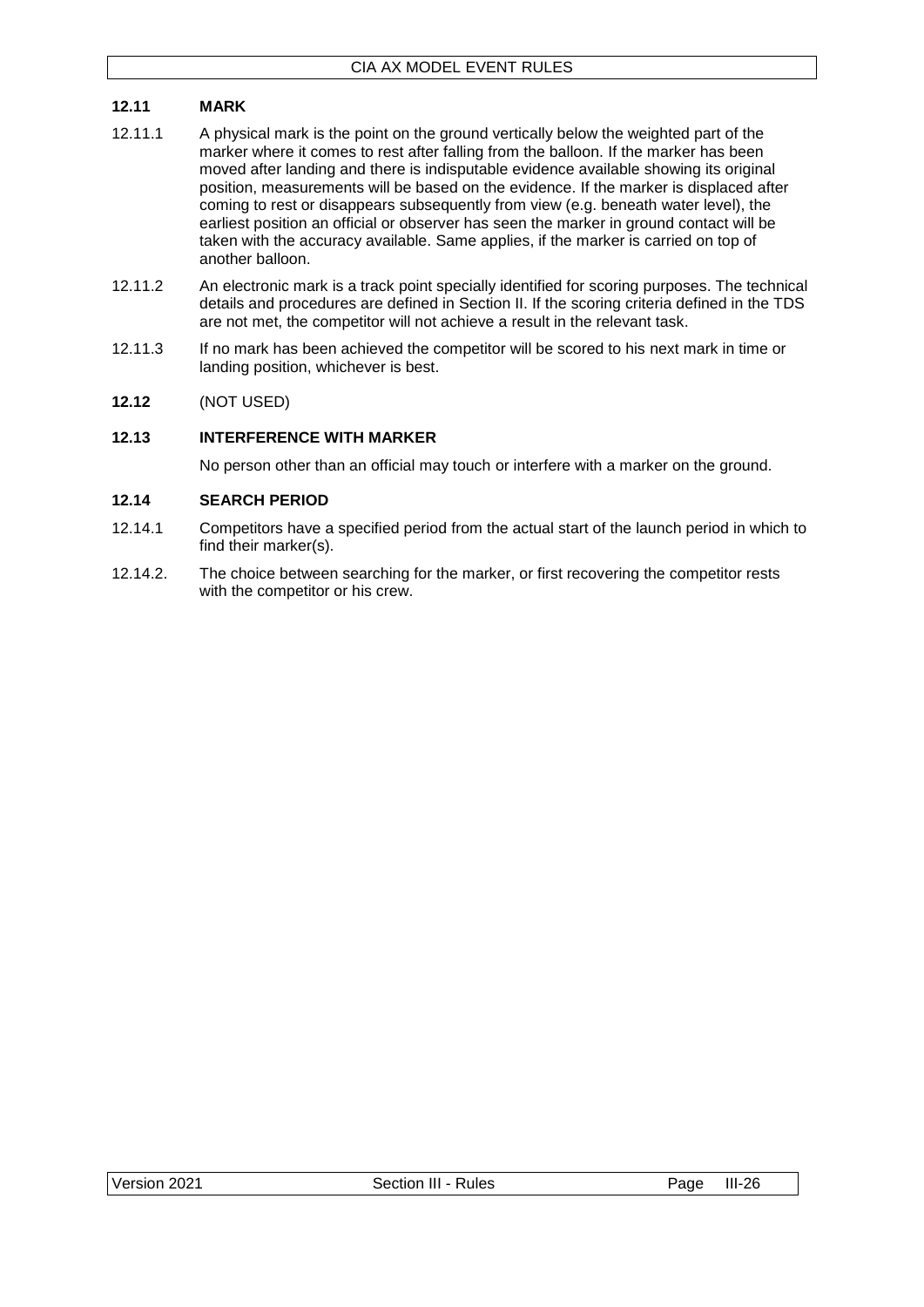## 12.11 MARK

12.11.1 A physical mark is the point on the ground vertically below the weighted part of the marker where it comes to rest after falling from the balloon. If the marker has been moved after landing and there is indisputable evidence available showing its original position, measurements will be based on the evidence. If the marker is displaced after coming to rest or disappears subsequently from view (e.g. beneath water level), the earliest position an official or observer has seen the marker in ground contact will be taken with the accuracy available. Same applies, if the marker is carried on top of another balloon.

12.11.2 An electronic mark is a track point specially identified for scoring purposes. The technical details and procedures are defined in Section II. If the scoring criteria defined in the TDS are not met, the competitor will not achieve a result in the relevant task.

12.11.3 If no mark has been achieved the competitor will be scored to his next mark in time or landing position, whichever is best.

## 12.12 (NOT USED)

## 12.13 INTERFERENCE WITH MARKER

No person other than an official may touch or interfere with a marker on the ground.

## 12.14 SEARCH PERIOD

12.14.1 Competitors have a specified period from the actual start of the launch period in which to find their marker(s).

12.14.2. The choice between searching for the marker, or first recovering the competitor rests with the competitor or his crew.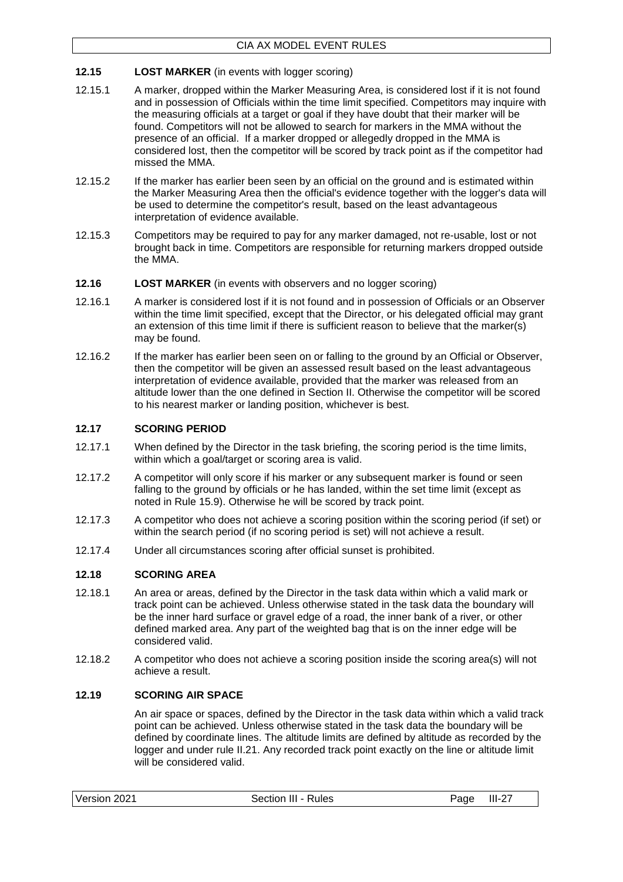### 12.15 LOST MARKER (in events with logger scoring)

12.15.1 A marker, dropped within the Marker Measuring Area, is considered lost if it is not found and in possession of Officials within the time limit specified. Competitors may inquire with the measuring officials at a target or goal if they have doubt that their marker will be found. Competitors will not be allowed to search for markers in the MMA without the presence of an official. If a marker dropped or allegedly dropped in the MMA is considered lost, then the competitor will be scored by track point as if the competitor had missed the MMA.

12.15.2 If the marker has earlier been seen by an official on the ground and is estimated within the Marker Measuring Area then the official's evidence together with the logger's data will be used to determine the competitor's result, based on the least advantageous interpretation of evidence available.

12.15.3 Competitors may be required to pay for any marker damaged, not re-usable, lost or not brought back in time. Competitors are responsible for returning markers dropped outside the MMA.

### 12.16 LOST MARKER (in events with observers and no logger scoring)

12.16.1 A marker is considered lost if it is not found and in possession of Officials or an Observer within the time limit specified, except that the Director, or his delegated official may grant an extension of this time limit if there is sufficient reason to believe that the marker(s) may be found.

12.16.2 If the marker has earlier been seen on or falling to the ground by an Official or Observer, then the competitor will be given an assessed result based on the least advantageous interpretation of evidence available, provided that the marker was released from an altitude lower than the one defined in Section II. Otherwise the competitor will be scored to his nearest marker or landing position, whichever is best.

### 12.17 SCORING PERIOD

12.17.1 When defined by the Director in the task briefing, the scoring period is the time limits, within which a goal/target or scoring area is valid.

12.17.2 A competitor will only score if his marker or any subsequent marker is found or seen falling to the ground by officials or he has landed, within the set time limit (except as noted in Rule 15.9). Otherwise he will be scored by track point.

12.17.3 A competitor who does not achieve a scoring position within the scoring period (if set) or within the search period (if no scoring period is set) will not achieve a result.

12.17.4 Under all circumstances scoring after official sunset is prohibited.

### 12.18 SCORING AREA

12.18.1 An area or areas, defined by the Director in the task data within which a valid mark or track point can be achieved. Unless otherwise stated in the task data the boundary will be the inner hard surface or gravel edge of a road, the inner bank of a river, or other defined marked area. Any part of the weighted bag that is on the inner edge will be considered valid.

12.18.2 A competitor who does not achieve a scoring position inside the scoring area(s) will not achieve a result.

### 12.19 SCORING AIR SPACE

An air space or spaces, defined by the Director in the task data within which a valid track point can be achieved. Unless otherwise stated in the task data the boundary will be defined by coordinate lines. The altitude limits are defined by altitude as recorded by the logger and under rule II.21. Any recorded track point exactly on the line or altitude limit will be considered valid.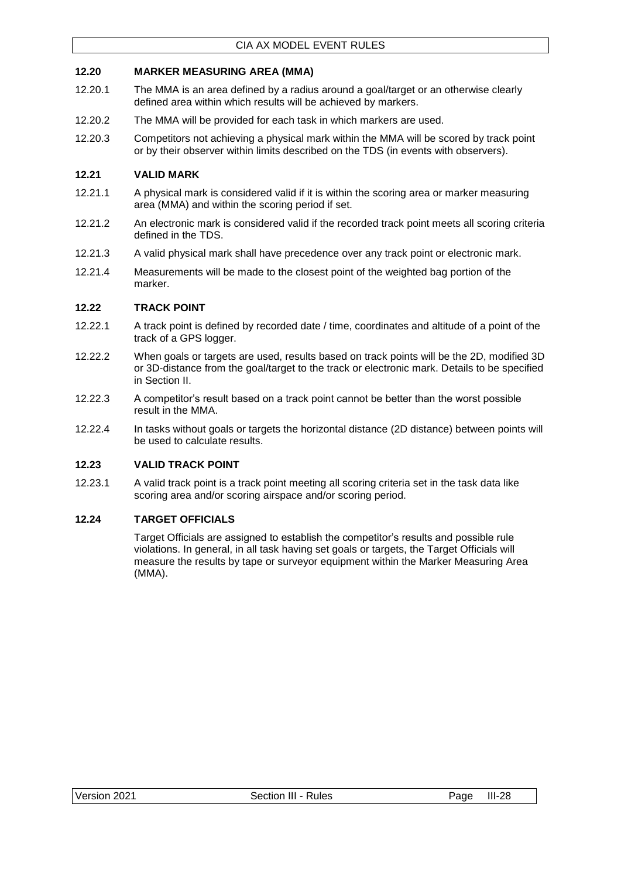### 12.20 MARKER MEASURING AREA (MMA)

12.20.1 The MMA is an area defined by a radius around a goal/target or an otherwise clearly defined area within which results will be achieved by markers.

12.20.2 The MMA will be provided for each task in which markers are used.

12.20.3 Competitors not achieving a physical mark within the MMA will be scored by track point or by their observer within limits described on the TDS (in events with observers).

### 12.21 VALID MARK

12.21.1 A physical mark is considered valid if it is within the scoring area or marker measuring area (MMA) and within the scoring period if set.

12.21.2 An electronic mark is considered valid if the recorded track point meets all scoring criteria defined in the TDS.

12.21.3 A valid physical mark shall have precedence over any track point or electronic mark.

12.21.4 Measurements will be made to the closest point of the weighted bag portion of the marker.

### 12.22 TRACK POINT

12.22.1 A track point is defined by recorded date / time, coordinates and altitude of a point of the track of a GPS logger.

12.22.2 When goals or targets are used, results based on track points will be the 2D, modified 3D or 3D-distance from the goal/target to the track or electronic mark. Details to be specified in Section II.

12.22.3 A competitor's result based on a track point cannot be better than the worst possible result in the MMA.

12.22.4 In tasks without goals or targets the horizontal distance (2D distance) between points will be used to calculate results.

### 12.23 VALID TRACK POINT

12.23.1 A valid track point is a track point meeting all scoring criteria set in the task data like scoring area and/or scoring airspace and/or scoring period.

### 12.24 TARGET OFFICIALS

Target Officials are assigned to establish the competitor's results and possible rule violations. In general, in all task having set goals or targets, the Target Officials will measure the results by tape or surveyor equipment within the Marker Measuring Area (MMA).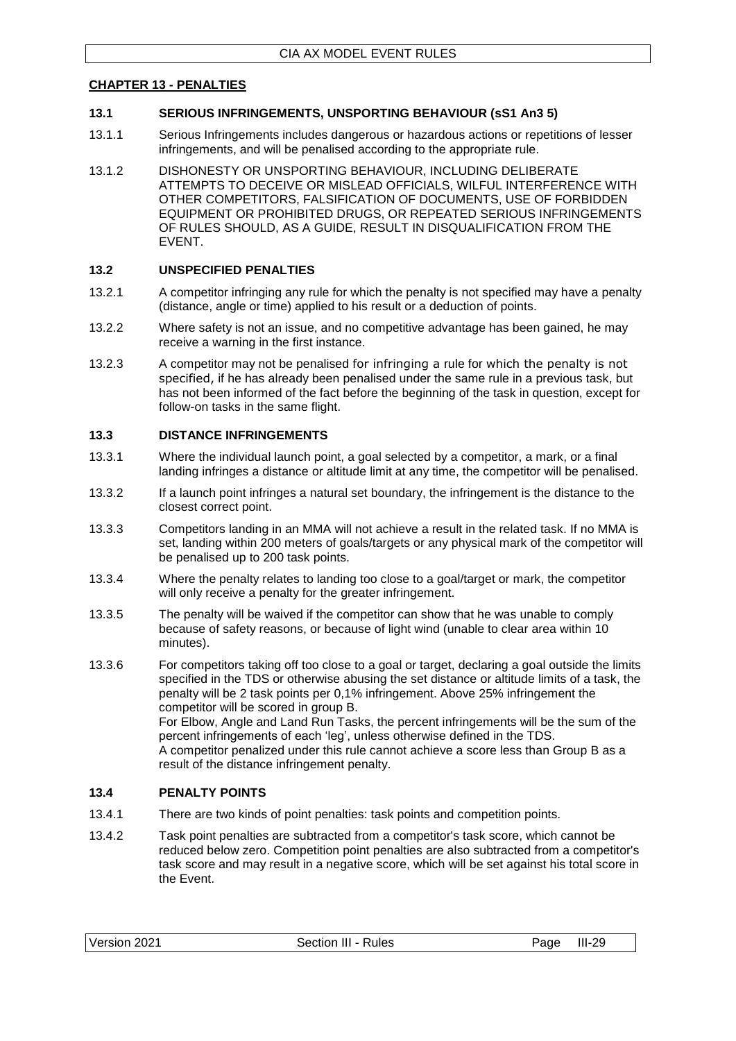## CHAPTER 13 - PENALTIES

### 13.1 SERIOUS INFRINGEMENTS, UNSPORTING BEHAVIOUR (sS1 An3 5)

13.1.1 Serious Infringements includes dangerous or hazardous actions or repetitions of lesser infringements, and will be penalised according to the appropriate rule.

13.1.2 DISHONESTY OR UNSPORTING BEHAVIOUR, INCLUDING DELIBERATE ATTEMPTS TO DECEIVE OR MISLEAD OFFICIALS, WILFUL INTERFERENCE WITH OTHER COMPETITORS, FALSIFICATION OF DOCUMENTS, USE OF FORBIDDEN EQUIPMENT OR PROHIBITED DRUGS, OR REPEATED SERIOUS INFRINGEMENTS OF RULES SHOULD, AS A GUIDE, RESULT IN DISQUALIFICATION FROM THE EVENT.

### 13.2 UNSPECIFIED PENALTIES

13.2.1 A competitor infringing any rule for which the penalty is not specified may have a penalty (distance, angle or time) applied to his result or a deduction of points.

13.2.2 Where safety is not an issue, and no competitive advantage has been gained, he may receive a warning in the first instance.

13.2.3 A competitor may not be penalised for infringing a rule for which the penalty is not specified, if he has already been penalised under the same rule in a previous task, but has not been informed of the fact before the beginning of the task in question, except for follow-on tasks in the same flight.

### 13.3 DISTANCE INFRINGEMENTS

13.3.1 Where the individual launch point, a goal selected by a competitor, a mark, or a final landing infringes a distance or altitude limit at any time, the competitor will be penalised.

13.3.2 If a launch point infringes a natural set boundary, the infringement is the distance to the closest correct point.

13.3.3 Competitors landing in an MMA will not achieve a result in the related task. If no MMA is set, landing within 200 meters of goals/targets or any physical mark of the competitor will be penalised up to 200 task points.

13.3.4 Where the penalty relates to landing too close to a goal/target or mark, the competitor will only receive a penalty for the greater infringement.

13.3.5 The penalty will be waived if the competitor can show that he was unable to comply because of safety reasons, or because of light wind (unable to clear area within 10 minutes).

13.3.6 For competitors taking off too close to a goal or target, declaring a goal outside the limits specified in the TDS or otherwise abusing the set distance or altitude limits of a task, the penalty will be 2 task points per 0,1% infringement. Above 25% infringement the competitor will be scored in group B.
For Elbow, Angle and Land Run Tasks, the percent infringements will be the sum of the percent infringements of each 'leg', unless otherwise defined in the TDS.
A competitor penalized under this rule cannot achieve a score less than Group B as a result of the distance infringement penalty.

### 13.4 PENALTY POINTS

13.4.1 There are two kinds of point penalties: task points and competition points.

13.4.2 Task point penalties are subtracted from a competitor's task score, which cannot be reduced below zero. Competition point penalties are also subtracted from a competitor's task score and may result in a negative score, which will be set against his total score in the Event.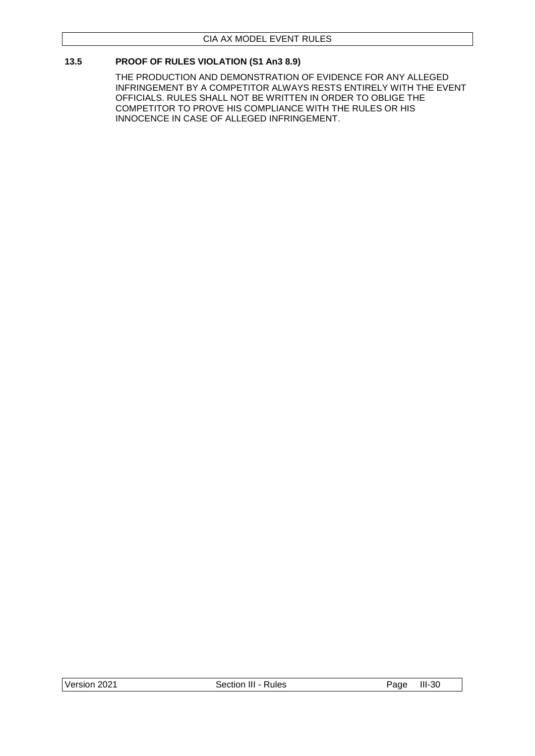### 13.5 PROOF OF RULES VIOLATION (S1 An3 8.9)

THE PRODUCTION AND DEMONSTRATION OF EVIDENCE FOR ANY ALLEGED INFRINGEMENT BY A COMPETITOR ALWAYS RESTS ENTIRELY WITH THE EVENT OFFICIALS. RULES SHALL NOT BE WRITTEN IN ORDER TO OBLIGE THE COMPETITOR TO PROVE HIS COMPLIANCE WITH THE RULES OR HIS INNOCENCE IN CASE OF ALLEGED INFRINGEMENT.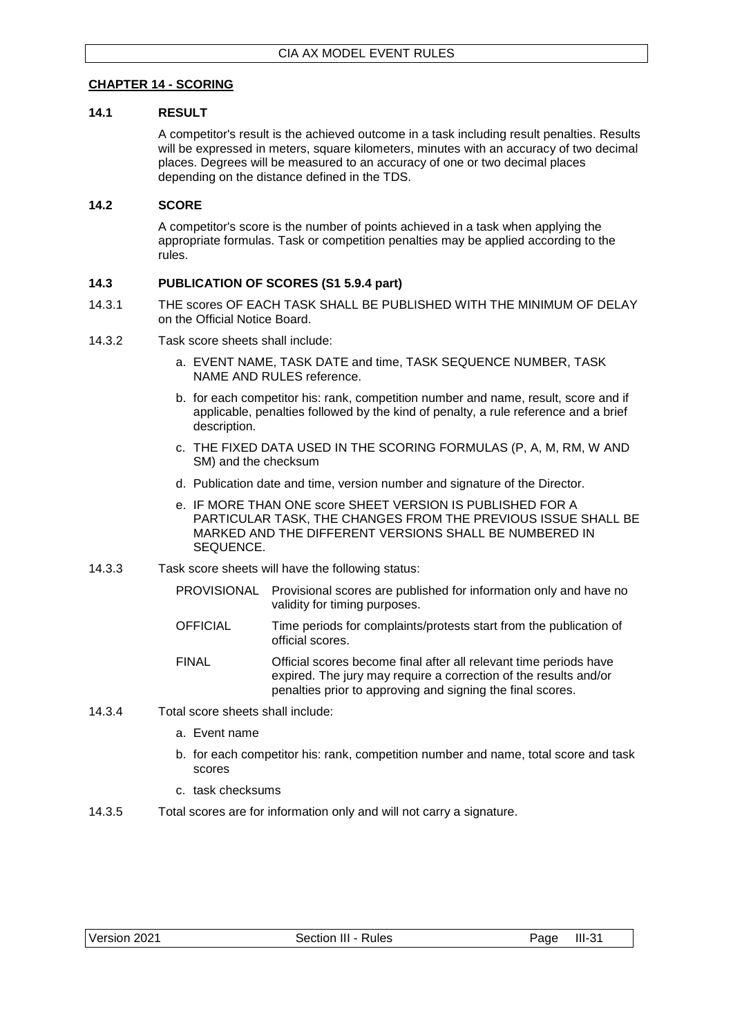## CHAPTER 14 - SCORING

### 14.1 RESULT

A competitor's result is the achieved outcome in a task including result penalties. Results will be expressed in meters, square kilometers, minutes with an accuracy of two decimal places. Degrees will be measured to an accuracy of one or two decimal places depending on the distance defined in the TDS.

### 14.2 SCORE

A competitor's score is the number of points achieved in a task when applying the appropriate formulas. Task or competition penalties may be applied according to the rules.

### 14.3 PUBLICATION OF SCORES (S1 5.9.4 part)

14.3.1 THE scores OF EACH TASK SHALL BE PUBLISHED WITH THE MINIMUM OF DELAY on the Official Notice Board.

14.3.2 Task score sheets shall include:

a. EVENT NAME, TASK DATE and time, TASK SEQUENCE NUMBER, TASK NAME AND RULES reference.

b. for each competitor his: rank, competition number and name, result, score and if applicable, penalties followed by the kind of penalty, a rule reference and a brief description.

c. THE FIXED DATA USED IN THE SCORING FORMULAS (P, A, M, RM, W AND SM) and the checksum

d. Publication date and time, version number and signature of the Director.

e. IF MORE THAN ONE score SHEET VERSION IS PUBLISHED FOR A PARTICULAR TASK, THE CHANGES FROM THE PREVIOUS ISSUE SHALL BE MARKED AND THE DIFFERENT VERSIONS SHALL BE NUMBERED IN SEQUENCE.

14.3.3 Task score sheets will have the following status:

| | |
|---|---|
| PROVISIONAL | Provisional scores are published for information only and have no validity for timing purposes. |
| OFFICIAL | Time periods for complaints/protests start from the publication of official scores. |
| FINAL | Official scores become final after all relevant time periods have expired. The jury may require a correction of the results and/or penalties prior to approving and signing the final scores. |

14.3.4 Total score sheets shall include:

a. Event name

b. for each competitor his: rank, competition number and name, total score and task scores

c. task checksums

14.3.5 Total scores are for information only and will not carry a signature.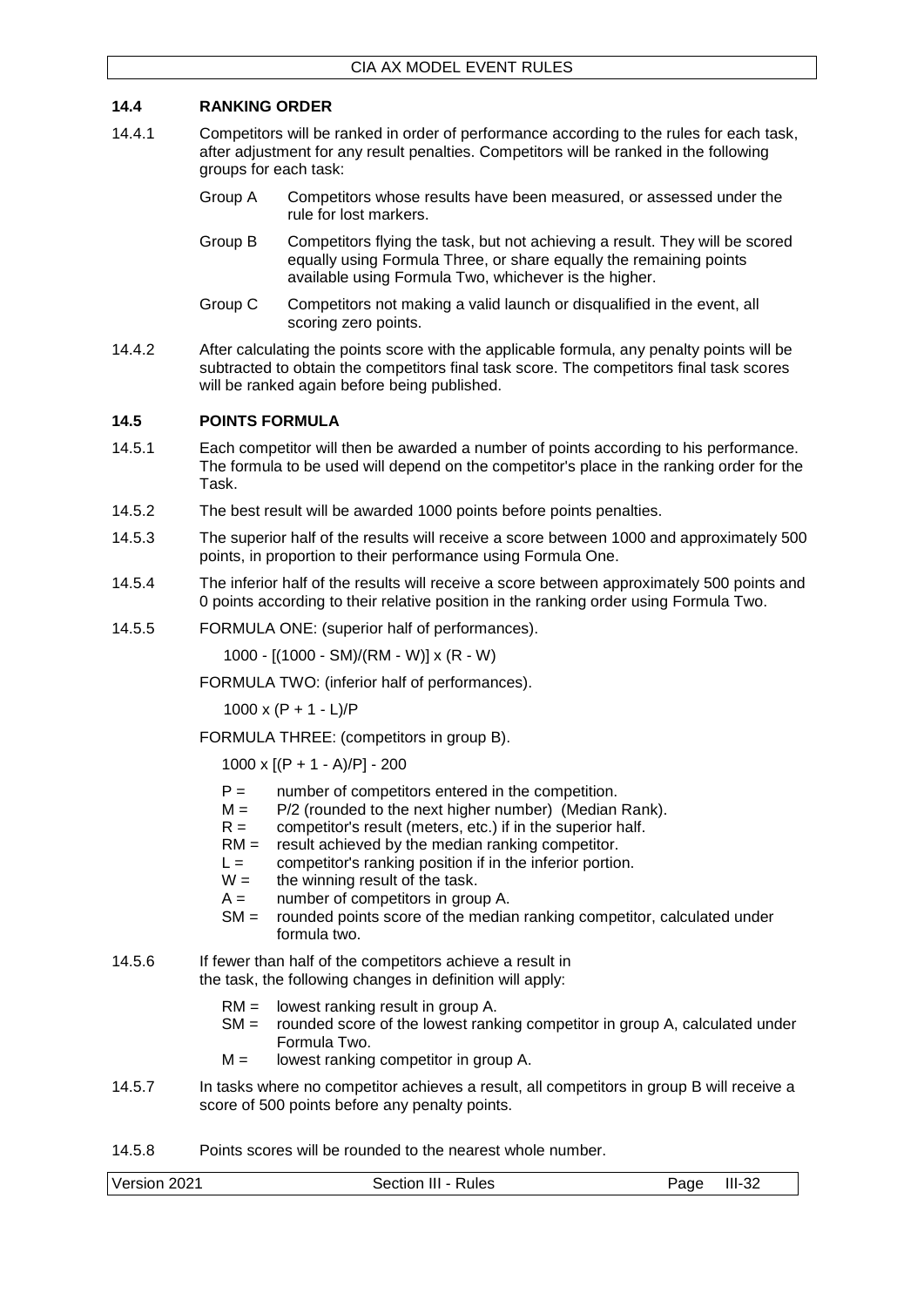## 14.4 RANKING ORDER

14.4.1 Competitors will be ranked in order of performance according to the rules for each task, after adjustment for any result penalties. Competitors will be ranked in the following groups for each task:

- Group A — Competitors whose results have been measured, or assessed under the rule for lost markers.
- Group B — Competitors flying the task, but not achieving a result. They will be scored equally using Formula Three, or share equally the remaining points available using Formula Two, whichever is the higher.
- Group C — Competitors not making a valid launch or disqualified in the event, all scoring zero points.

14.4.2 After calculating the points score with the applicable formula, any penalty points will be subtracted to obtain the competitors final task score. The competitors final task scores will be ranked again before being published.

## 14.5 POINTS FORMULA

14.5.1 Each competitor will then be awarded a number of points according to his performance. The formula to be used will depend on the competitor's place in the ranking order for the Task.

14.5.2 The best result will be awarded 1000 points before points penalties.

14.5.3 The superior half of the results will receive a score between 1000 and approximately 500 points, in proportion to their performance using Formula One.

14.5.4 The inferior half of the results will receive a score between approximately 500 points and 0 points according to their relative position in the ranking order using Formula Two.

14.5.5 FORMULA ONE: (superior half of performances).

$$1000 - [(1000 - SM)/(RM - W)] \times (R - W)$$

FORMULA TWO: (inferior half of performances).

$$1000 \times (P + 1 - L)/P$$

FORMULA THREE: (competitors in group B).

$$1000 \times [(P + 1 - A)/P] - 200$$

- $P$ = number of competitors entered in the competition.
- $M$ = $P/2$ (rounded to the next higher number) (Median Rank).
- $R$ = competitor's result (meters, etc.) if in the superior half.
- $RM$ = result achieved by the median ranking competitor.
- $L$ = competitor's ranking position if in the inferior portion.
- $W$ = the winning result of the task.
- $A$ = number of competitors in group A.
- $SM$ = rounded points score of the median ranking competitor, calculated under formula two.

14.5.6 If fewer than half of the competitors achieve a result in the task, the following changes in definition will apply:

- $RM$ = lowest ranking result in group A.
- $SM$ = rounded score of the lowest ranking competitor in group A, calculated under Formula Two.
- $M$ = lowest ranking competitor in group A.

14.5.7 In tasks where no competitor achieves a result, all competitors in group B will receive a score of 500 points before any penalty points.

14.5.8 Points scores will be rounded to the nearest whole number.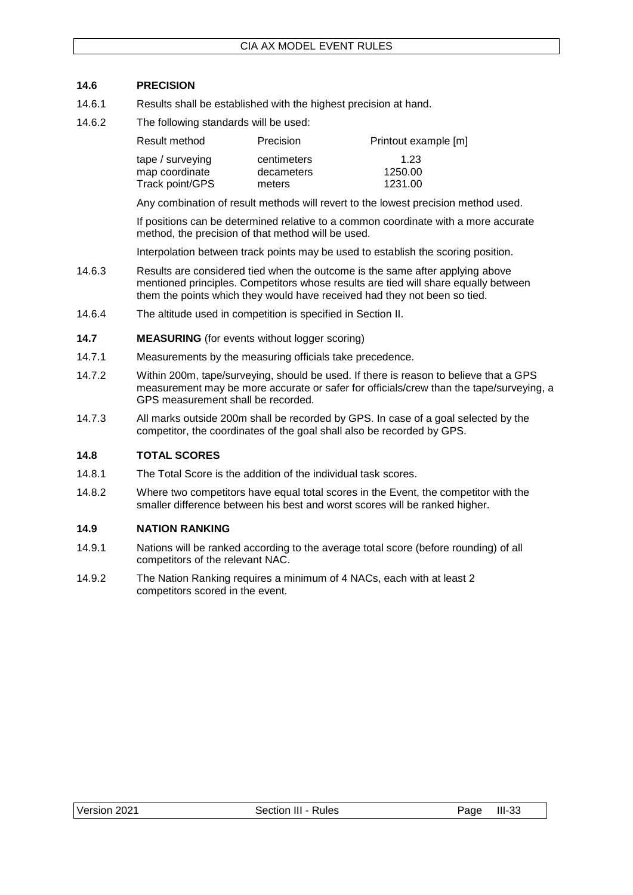### 14.6 PRECISION

14.6.1 Results shall be established with the highest precision at hand.

14.6.2 The following standards will be used:

| Result method | Precision | Printout example [m] |
|---|---|---|
| tape / surveying | centimeters | 1.23 |
| map coordinate | decameters | 1250.00 |
| Track point/GPS | meters | 1231.00 |

Any combination of result methods will revert to the lowest precision method used.

If positions can be determined relative to a common coordinate with a more accurate method, the precision of that method will be used.

Interpolation between track points may be used to establish the scoring position.

14.6.3 Results are considered tied when the outcome is the same after applying above mentioned principles. Competitors whose results are tied will share equally between them the points which they would have received had they not been so tied.

14.6.4 The altitude used in competition is specified in Section II.

### 14.7 MEASURING (for events without logger scoring)

14.7.1 Measurements by the measuring officials take precedence.

14.7.2 Within 200m, tape/surveying, should be used. If there is reason to believe that a GPS measurement may be more accurate or safer for officials/crew than the tape/surveying, a GPS measurement shall be recorded.

14.7.3 All marks outside 200m shall be recorded by GPS. In case of a goal selected by the competitor, the coordinates of the goal shall also be recorded by GPS.

### 14.8 TOTAL SCORES

14.8.1 The Total Score is the addition of the individual task scores.

14.8.2 Where two competitors have equal total scores in the Event, the competitor with the smaller difference between his best and worst scores will be ranked higher.

### 14.9 NATION RANKING

14.9.1 Nations will be ranked according to the average total score (before rounding) of all competitors of the relevant NAC.

14.9.2 The Nation Ranking requires a minimum of 4 NACs, each with at least 2 competitors scored in the event.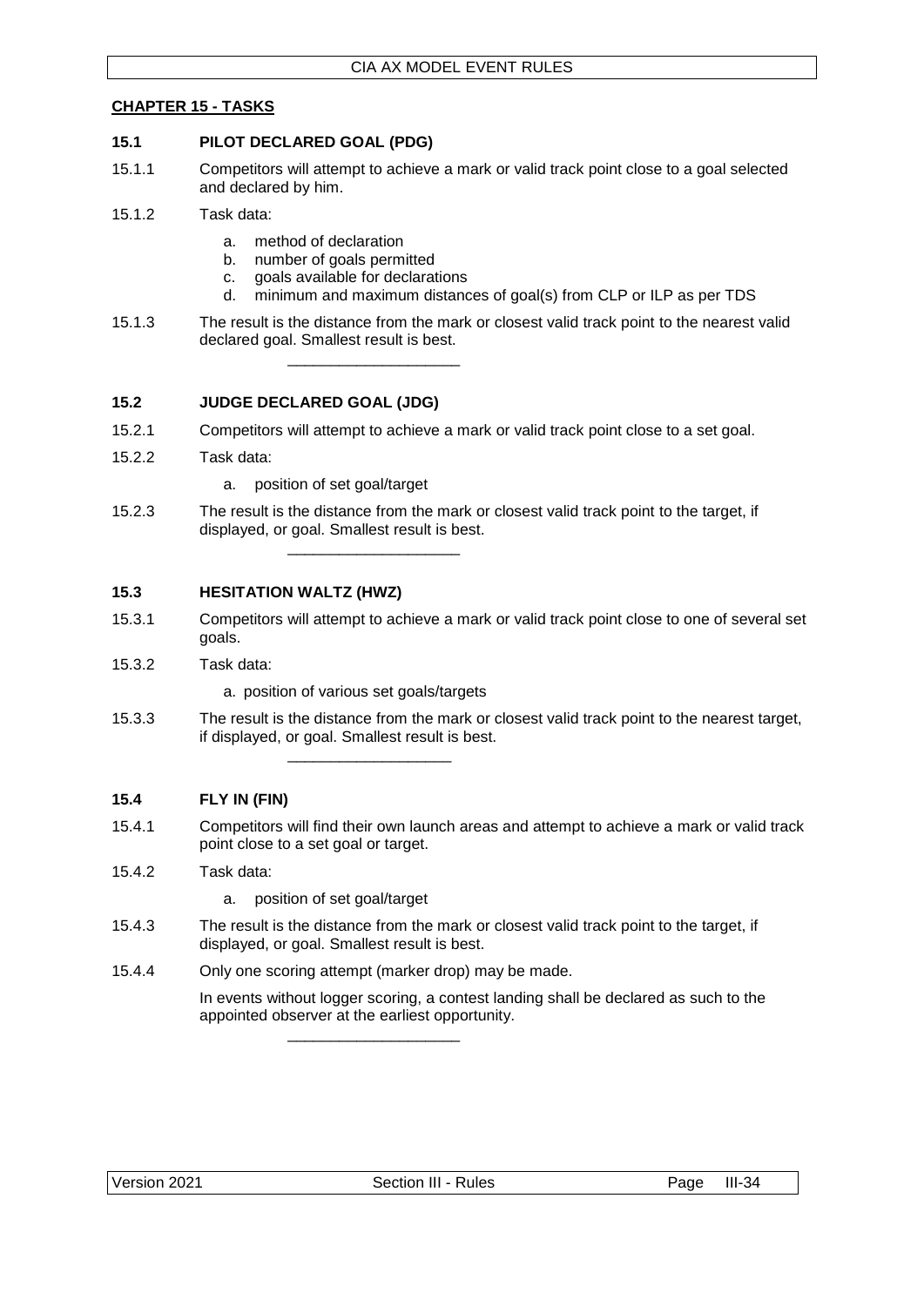## CHAPTER 15 - TASKS

### 15.1 PILOT DECLARED GOAL (PDG)

15.1.1 Competitors will attempt to achieve a mark or valid track point close to a goal selected and declared by him.

15.1.2 Task data:

a. method of declaration
b. number of goals permitted
c. goals available for declarations
d. minimum and maximum distances of goal(s) from CLP or ILP as per TDS

15.1.3 The result is the distance from the mark or closest valid track point to the nearest valid declared goal. Smallest result is best.

---

### 15.2 JUDGE DECLARED GOAL (JDG)

15.2.1 Competitors will attempt to achieve a mark or valid track point close to a set goal.

15.2.2 Task data:

a. position of set goal/target

15.2.3 The result is the distance from the mark or closest valid track point to the target, if displayed, or goal. Smallest result is best.

---

### 15.3 HESITATION WALTZ (HWZ)

15.3.1 Competitors will attempt to achieve a mark or valid track point close to one of several set goals.

15.3.2 Task data:

a. position of various set goals/targets

15.3.3 The result is the distance from the mark or closest valid track point to the nearest target, if displayed, or goal. Smallest result is best.

---

### 15.4 FLY IN (FIN)

15.4.1 Competitors will find their own launch areas and attempt to achieve a mark or valid track point close to a set goal or target.

15.4.2 Task data:

a. position of set goal/target

15.4.3 The result is the distance from the mark or closest valid track point to the target, if displayed, or goal. Smallest result is best.

15.4.4 Only one scoring attempt (marker drop) may be made.

In events without logger scoring, a contest landing shall be declared as such to the appointed observer at the earliest opportunity.

---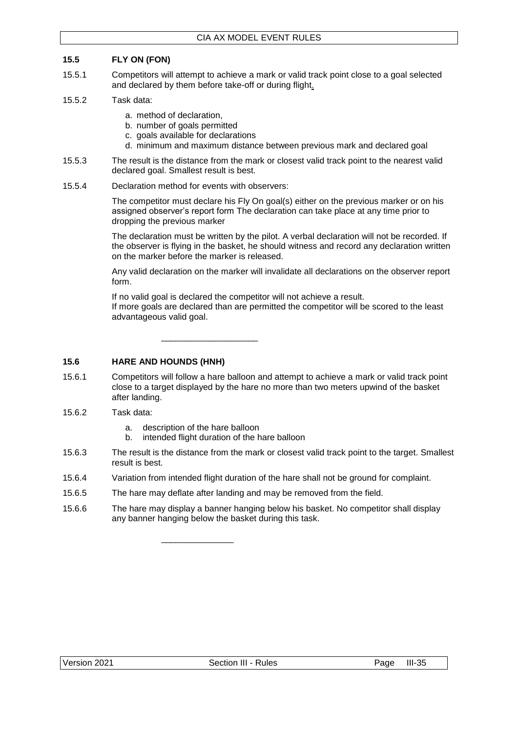## 15.5 FLY ON (FON)

15.5.1 Competitors will attempt to achieve a mark or valid track point close to a goal selected and declared by them before take-off or during flight.

15.5.2 Task data:

a. method of declaration,
b. number of goals permitted
c. goals available for declarations
d. minimum and maximum distance between previous mark and declared goal

15.5.3 The result is the distance from the mark or closest valid track point to the nearest valid declared goal. Smallest result is best.

15.5.4 Declaration method for events with observers:

The competitor must declare his Fly On goal(s) either on the previous marker or on his assigned observer's report form The declaration can take place at any time prior to dropping the previous marker

The declaration must be written by the pilot. A verbal declaration will not be recorded. If the observer is flying in the basket, he should witness and record any declaration written on the marker before the marker is released.

Any valid declaration on the marker will invalidate all declarations on the observer report form.

If no valid goal is declared the competitor will not achieve a result.
If more goals are declared than are permitted the competitor will be scored to the least advantageous valid goal.

---

## 15.6 HARE AND HOUNDS (HNH)

15.6.1 Competitors will follow a hare balloon and attempt to achieve a mark or valid track point close to a target displayed by the hare no more than two meters upwind of the basket after landing.

15.6.2 Task data:

a. description of the hare balloon
b. intended flight duration of the hare balloon

15.6.3 The result is the distance from the mark or closest valid track point to the target. Smallest result is best.

15.6.4 Variation from intended flight duration of the hare shall not be ground for complaint.

15.6.5 The hare may deflate after landing and may be removed from the field.

15.6.6 The hare may display a banner hanging below his basket. No competitor shall display any banner hanging below the basket during this task.

---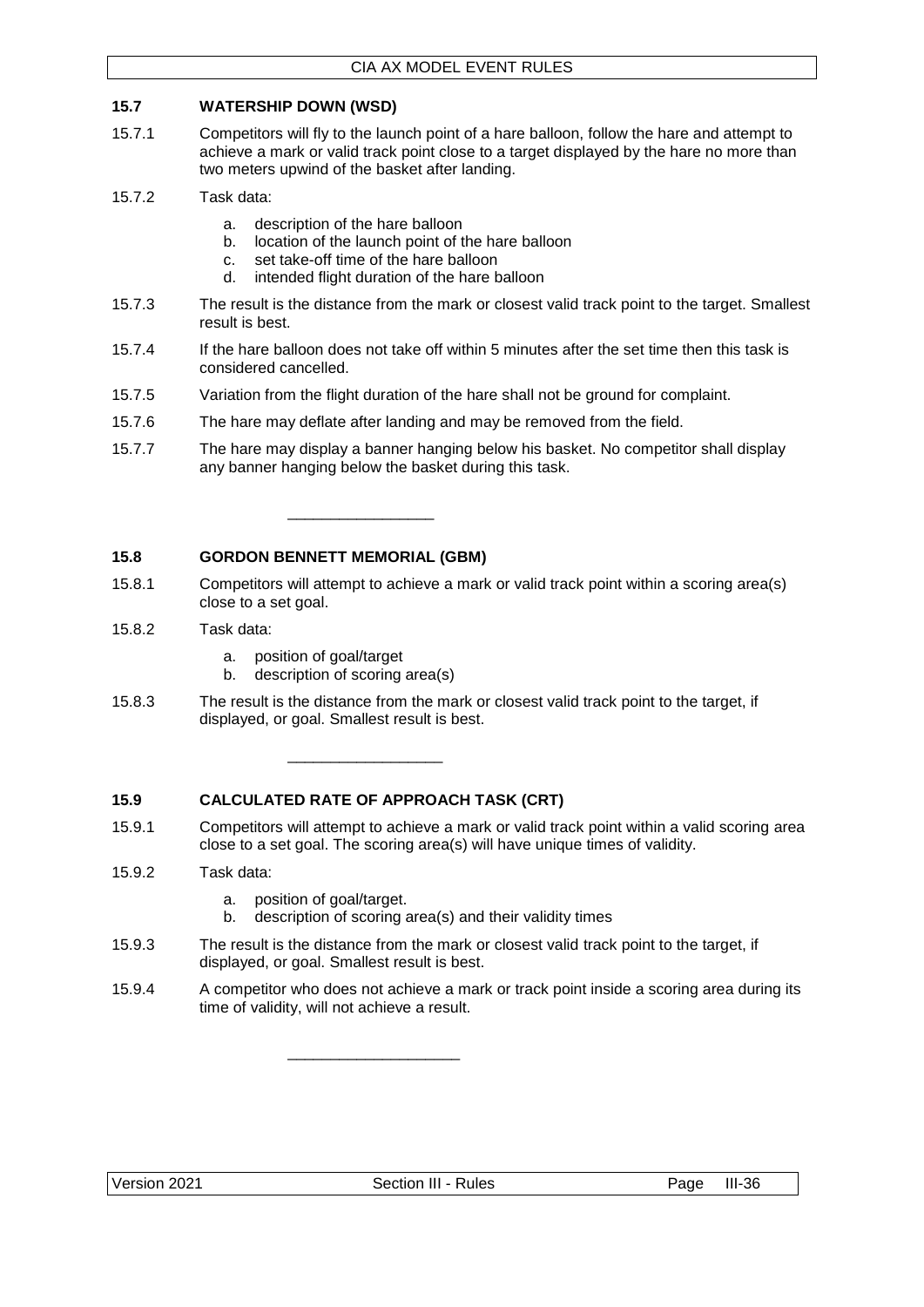## 15.7 WATERSHIP DOWN (WSD)

15.7.1 Competitors will fly to the launch point of a hare balloon, follow the hare and attempt to achieve a mark or valid track point close to a target displayed by the hare no more than two meters upwind of the basket after landing.

15.7.2 Task data:

a. description of the hare balloon
b. location of the launch point of the hare balloon
c. set take-off time of the hare balloon
d. intended flight duration of the hare balloon

15.7.3 The result is the distance from the mark or closest valid track point to the target. Smallest result is best.

15.7.4 If the hare balloon does not take off within 5 minutes after the set time then this task is considered cancelled.

15.7.5 Variation from the flight duration of the hare shall not be ground for complaint.

15.7.6 The hare may deflate after landing and may be removed from the field.

15.7.7 The hare may display a banner hanging below his basket. No competitor shall display any banner hanging below the basket during this task.

---

## 15.8 GORDON BENNETT MEMORIAL (GBM)

15.8.1 Competitors will attempt to achieve a mark or valid track point within a scoring area(s) close to a set goal.

15.8.2 Task data:

a. position of goal/target
b. description of scoring area(s)

15.8.3 The result is the distance from the mark or closest valid track point to the target, if displayed, or goal. Smallest result is best.

---

## 15.9 CALCULATED RATE OF APPROACH TASK (CRT)

15.9.1 Competitors will attempt to achieve a mark or valid track point within a valid scoring area close to a set goal. The scoring area(s) will have unique times of validity.

15.9.2 Task data:

a. position of goal/target.
b. description of scoring area(s) and their validity times

15.9.3 The result is the distance from the mark or closest valid track point to the target, if displayed, or goal. Smallest result is best.

15.9.4 A competitor who does not achieve a mark or track point inside a scoring area during its time of validity, will not achieve a result.

---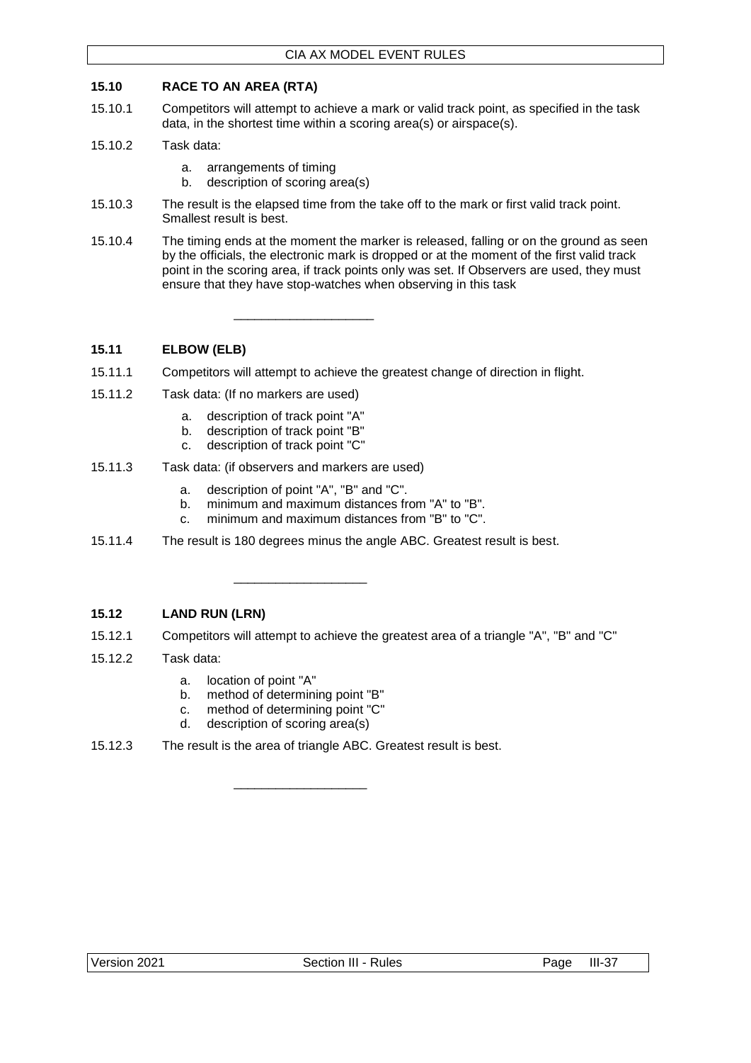## 15.10 RACE TO AN AREA (RTA)

15.10.1 Competitors will attempt to achieve a mark or valid track point, as specified in the task data, in the shortest time within a scoring area(s) or airspace(s).

15.10.2 Task data:

- a. arrangements of timing
- b. description of scoring area(s)

15.10.3 The result is the elapsed time from the take off to the mark or first valid track point. Smallest result is best.

15.10.4 The timing ends at the moment the marker is released, falling or on the ground as seen by the officials, the electronic mark is dropped or at the moment of the first valid track point in the scoring area, if track points only was set. If Observers are used, they must ensure that they have stop-watches when observing in this task

---

## 15.11 ELBOW (ELB)

15.11.1 Competitors will attempt to achieve the greatest change of direction in flight.

15.11.2 Task data: (If no markers are used)

- a. description of track point "A"
- b. description of track point "B"
- c. description of track point "C"

15.11.3 Task data: (if observers and markers are used)

- a. description of point "A", "B" and "C".
- b. minimum and maximum distances from "A" to "B".
- c. minimum and maximum distances from "B" to "C".

15.11.4 The result is 180 degrees minus the angle ABC. Greatest result is best.

---

## 15.12 LAND RUN (LRN)

15.12.1 Competitors will attempt to achieve the greatest area of a triangle "A", "B" and "C"

15.12.2 Task data:

- a. location of point "A"
- b. method of determining point "B"
- c. method of determining point "C"
- d. description of scoring area(s)

15.12.3 The result is the area of triangle ABC. Greatest result is best.

---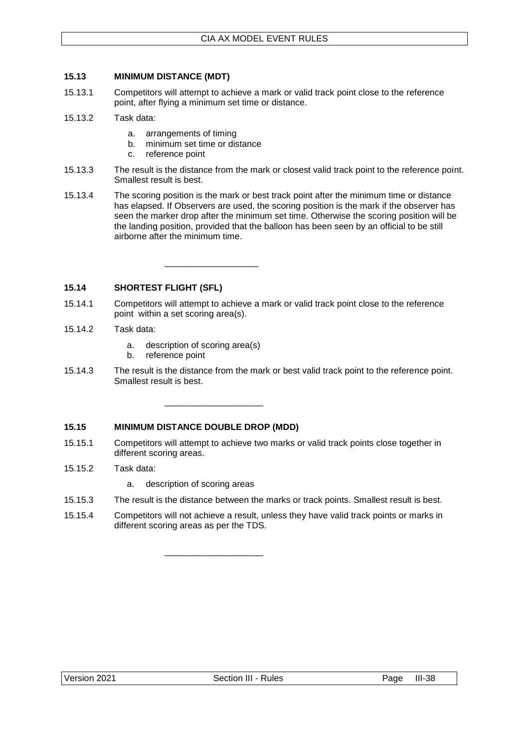### 15.13 MINIMUM DISTANCE (MDT)

15.13.1 Competitors will attempt to achieve a mark or valid track point close to the reference point, after flying a minimum set time or distance.

15.13.2 Task data:

a. arrangements of timing
b. minimum set time or distance
c. reference point

15.13.3 The result is the distance from the mark or closest valid track point to the reference point. Smallest result is best.

15.13.4 The scoring position is the mark or best track point after the minimum time or distance has elapsed. If Observers are used, the scoring position is the mark if the observer has seen the marker drop after the minimum set time. Otherwise the scoring position will be the landing position, provided that the balloon has been seen by an official to be still airborne after the minimum time.

---

### 15.14 SHORTEST FLIGHT (SFL)

15.14.1 Competitors will attempt to achieve a mark or valid track point close to the reference point within a set scoring area(s).

15.14.2 Task data:

a. description of scoring area(s)
b. reference point

15.14.3 The result is the distance from the mark or best valid track point to the reference point. Smallest result is best.

---

### 15.15 MINIMUM DISTANCE DOUBLE DROP (MDD)

15.15.1 Competitors will attempt to achieve two marks or valid track points close together in different scoring areas.

15.15.2 Task data:

a. description of scoring areas

15.15.3 The result is the distance between the marks or track points. Smallest result is best.

15.15.4 Competitors will not achieve a result, unless they have valid track points or marks in different scoring areas as per the TDS.

---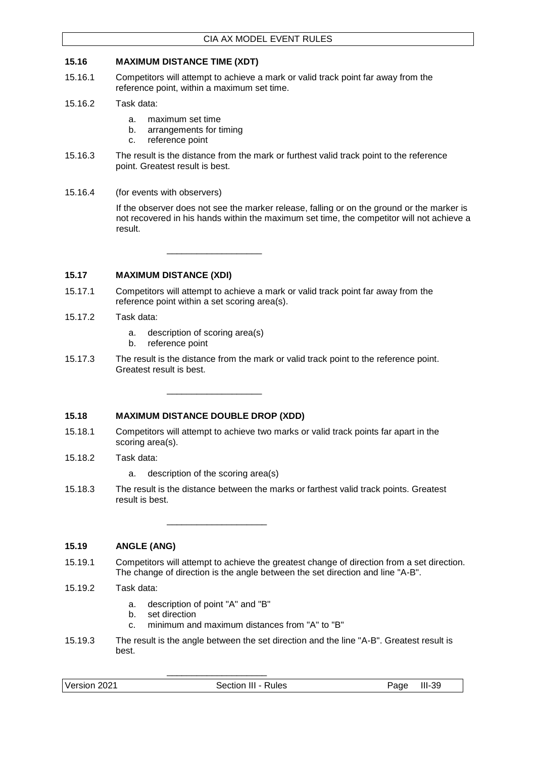### 15.16 MAXIMUM DISTANCE TIME (XDT)

15.16.1 Competitors will attempt to achieve a mark or valid track point far away from the reference point, within a maximum set time.

15.16.2 Task data:

a. maximum set time
b. arrangements for timing
c. reference point

15.16.3 The result is the distance from the mark or furthest valid track point to the reference point. Greatest result is best.

15.16.4 (for events with observers)

If the observer does not see the marker release, falling or on the ground or the marker is not recovered in his hands within the maximum set time, the competitor will not achieve a result.

---

### 15.17 MAXIMUM DISTANCE (XDI)

15.17.1 Competitors will attempt to achieve a mark or valid track point far away from the reference point within a set scoring area(s).

15.17.2 Task data:

a. description of scoring area(s)
b. reference point

15.17.3 The result is the distance from the mark or valid track point to the reference point. Greatest result is best.

---

### 15.18 MAXIMUM DISTANCE DOUBLE DROP (XDD)

15.18.1 Competitors will attempt to achieve two marks or valid track points far apart in the scoring area(s).

15.18.2 Task data:

a. description of the scoring area(s)

15.18.3 The result is the distance between the marks or farthest valid track points. Greatest result is best.

---

### 15.19 ANGLE (ANG)

15.19.1 Competitors will attempt to achieve the greatest change of direction from a set direction. The change of direction is the angle between the set direction and line "A-B".

15.19.2 Task data:

a. description of point "A" and "B"
b. set direction
c. minimum and maximum distances from "A" to "B"

15.19.3 The result is the angle between the set direction and the line "A-B". Greatest result is best.

---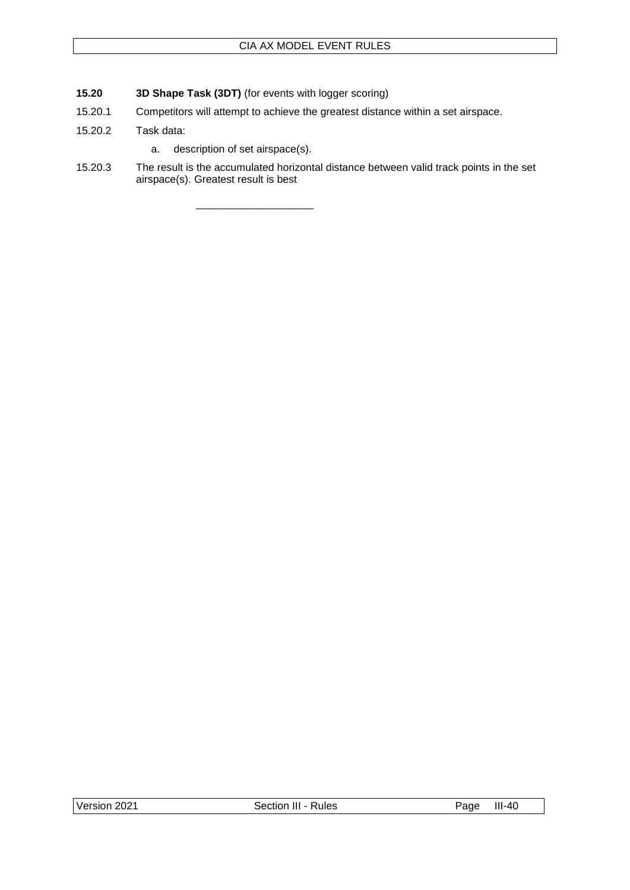### 15.20 **3D Shape Task (3DT)** (for events with logger scoring)

15.20.1 Competitors will attempt to achieve the greatest distance within a set airspace.

15.20.2 Task data:

a. description of set airspace(s).

15.20.3 The result is the accumulated horizontal distance between valid track points in the set airspace(s). Greatest result is best

\_\_\_\_\_\_\_\_\_\_\_\_\_\_\_\_\_\_\_\_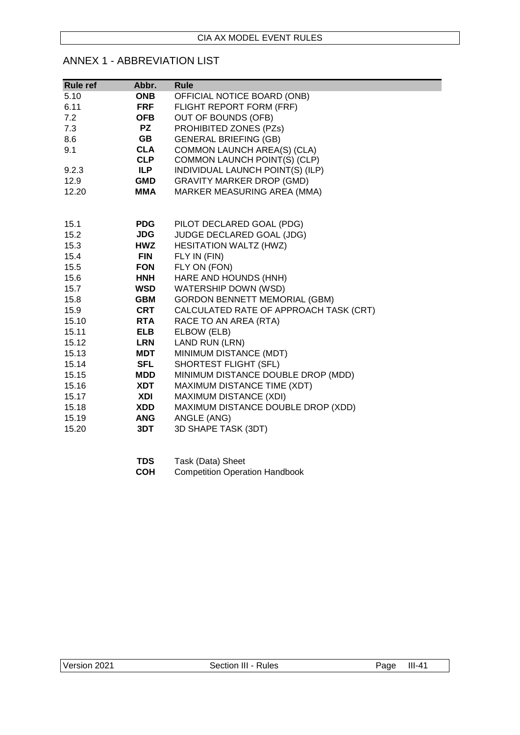## ANNEX 1 - ABBREVIATION LIST

| Rule ref | Abbr. | Rule |
|---|---|---|
| 5.10 | **ONB** | OFFICIAL NOTICE BOARD (ONB) |
| 6.11 | **FRF** | FLIGHT REPORT FORM (FRF) |
| 7.2 | **OFB** | OUT OF BOUNDS (OFB) |
| 7.3 | **PZ** | PROHIBITED ZONES (PZs) |
| 8.6 | **GB** | GENERAL BRIEFING (GB) |
| 9.1 | **CLA** | COMMON LAUNCH AREA(S) (CLA) |
| | **CLP** | COMMON LAUNCH POINT(S) (CLP) |
| 9.2.3 | **ILP** | INDIVIDUAL LAUNCH POINT(S) (ILP) |
| 12.9 | **GMD** | GRAVITY MARKER DROP (GMD) |
| 12.20 | **MMA** | MARKER MEASURING AREA (MMA) |
| | | |
| 15.1 | **PDG** | PILOT DECLARED GOAL (PDG) |
| 15.2 | **JDG** | JUDGE DECLARED GOAL (JDG) |
| 15.3 | **HWZ** | HESITATION WALTZ (HWZ) |
| 15.4 | **FIN** | FLY IN (FIN) |
| 15.5 | **FON** | FLY ON (FON) |
| 15.6 | **HNH** | HARE AND HOUNDS (HNH) |
| 15.7 | **WSD** | WATERSHIP DOWN (WSD) |
| 15.8 | **GBM** | GORDON BENNETT MEMORIAL (GBM) |
| 15.9 | **CRT** | CALCULATED RATE OF APPROACH TASK (CRT) |
| 15.10 | **RTA** | RACE TO AN AREA (RTA) |
| 15.11 | **ELB** | ELBOW (ELB) |
| 15.12 | **LRN** | LAND RUN (LRN) |
| 15.13 | **MDT** | MINIMUM DISTANCE (MDT) |
| 15.14 | **SFL** | SHORTEST FLIGHT (SFL) |
| 15.15 | **MDD** | MINIMUM DISTANCE DOUBLE DROP (MDD) |
| 15.16 | **XDT** | MAXIMUM DISTANCE TIME (XDT) |
| 15.17 | **XDI** | MAXIMUM DISTANCE (XDI) |
| 15.18 | **XDD** | MAXIMUM DISTANCE DOUBLE DROP (XDD) |
| 15.19 | **ANG** | ANGLE (ANG) |
| 15.20 | **3DT** | 3D SHAPE TASK (3DT) |
| | | |
| | **TDS** | Task (Data) Sheet |
| | **COH** | Competition Operation Handbook |